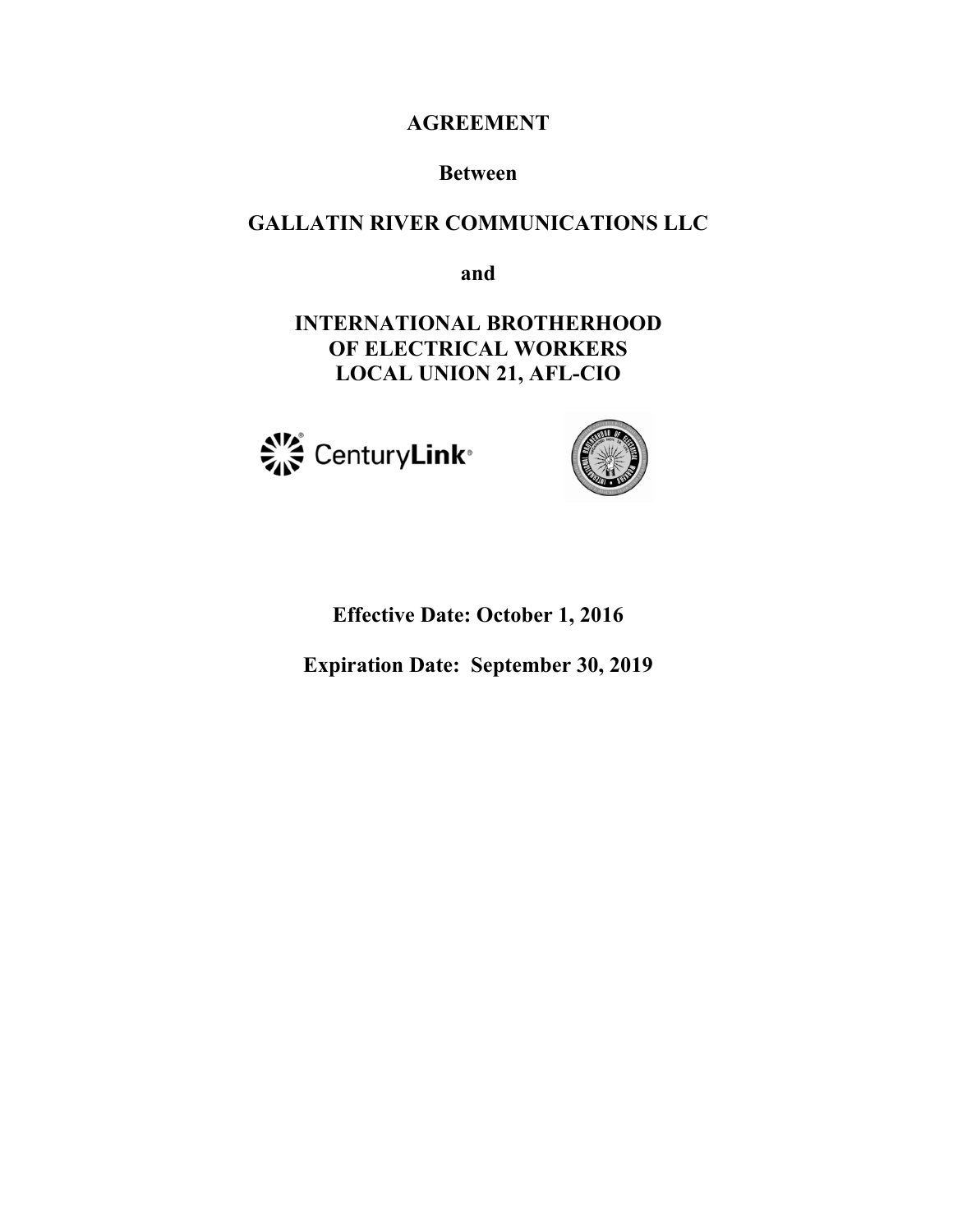# AGREEMENT

**Between**

**GALLATIN RIVER COMMUNICATIONS LLC**

**and**

**INTERNATIONAL BROTHERHOOD OF ELECTRICAL WORKERS LOCAL UNION 21, AFL-CIO**

**Effective Date: October 1, 2016**

**Expiration Date: September 30, 2019**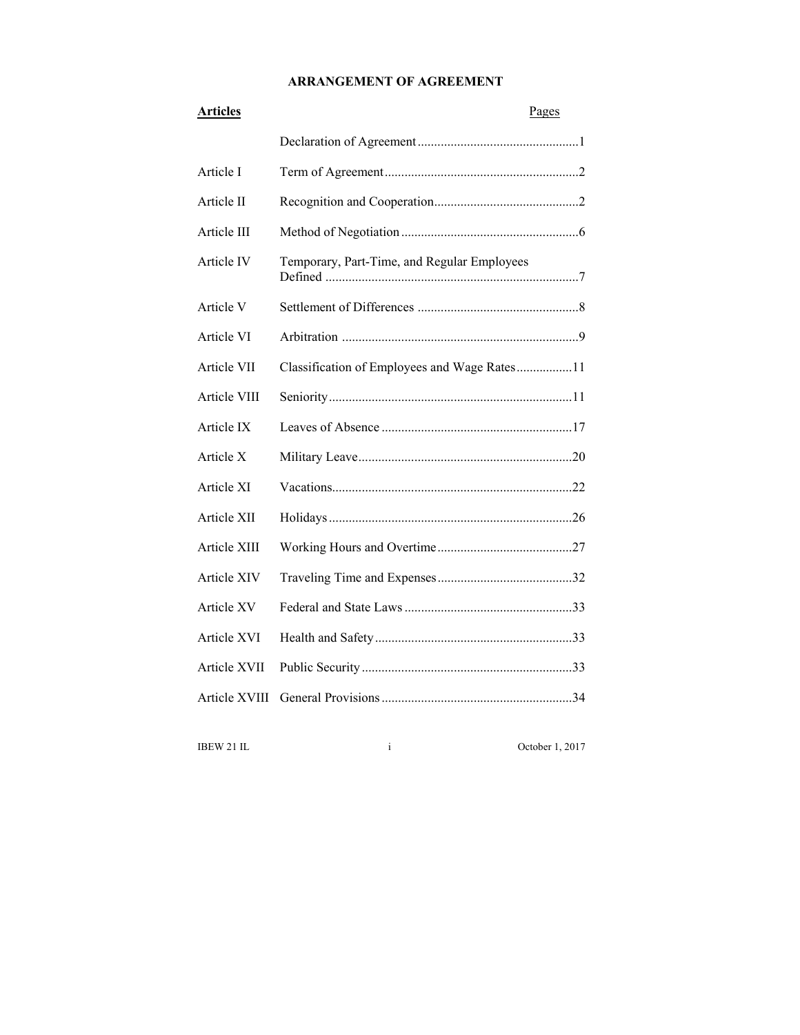# ARRANGEMENT OF AGREEMENT

| Articles | | Pages |
|---|---|---|
| | Declaration of Agreement | 1 |
| Article I | Term of Agreement | 2 |
| Article II | Recognition and Cooperation | 2 |
| Article III | Method of Negotiation | 6 |
| Article IV | Temporary, Part-Time, and Regular Employees Defined | 7 |
| Article V | Settlement of Differences | 8 |
| Article VI | Arbitration | 9 |
| Article VII | Classification of Employees and Wage Rates | 11 |
| Article VIII | Seniority | 11 |
| Article IX | Leaves of Absence | 17 |
| Article X | Military Leave | 20 |
| Article XI | Vacations | 22 |
| Article XII | Holidays | 26 |
| Article XIII | Working Hours and Overtime | 27 |
| Article XIV | Traveling Time and Expenses | 32 |
| Article XV | Federal and State Laws | 33 |
| Article XVI | Health and Safety | 33 |
| Article XVII | Public Security | 33 |
| Article XVIII | General Provisions | 34 |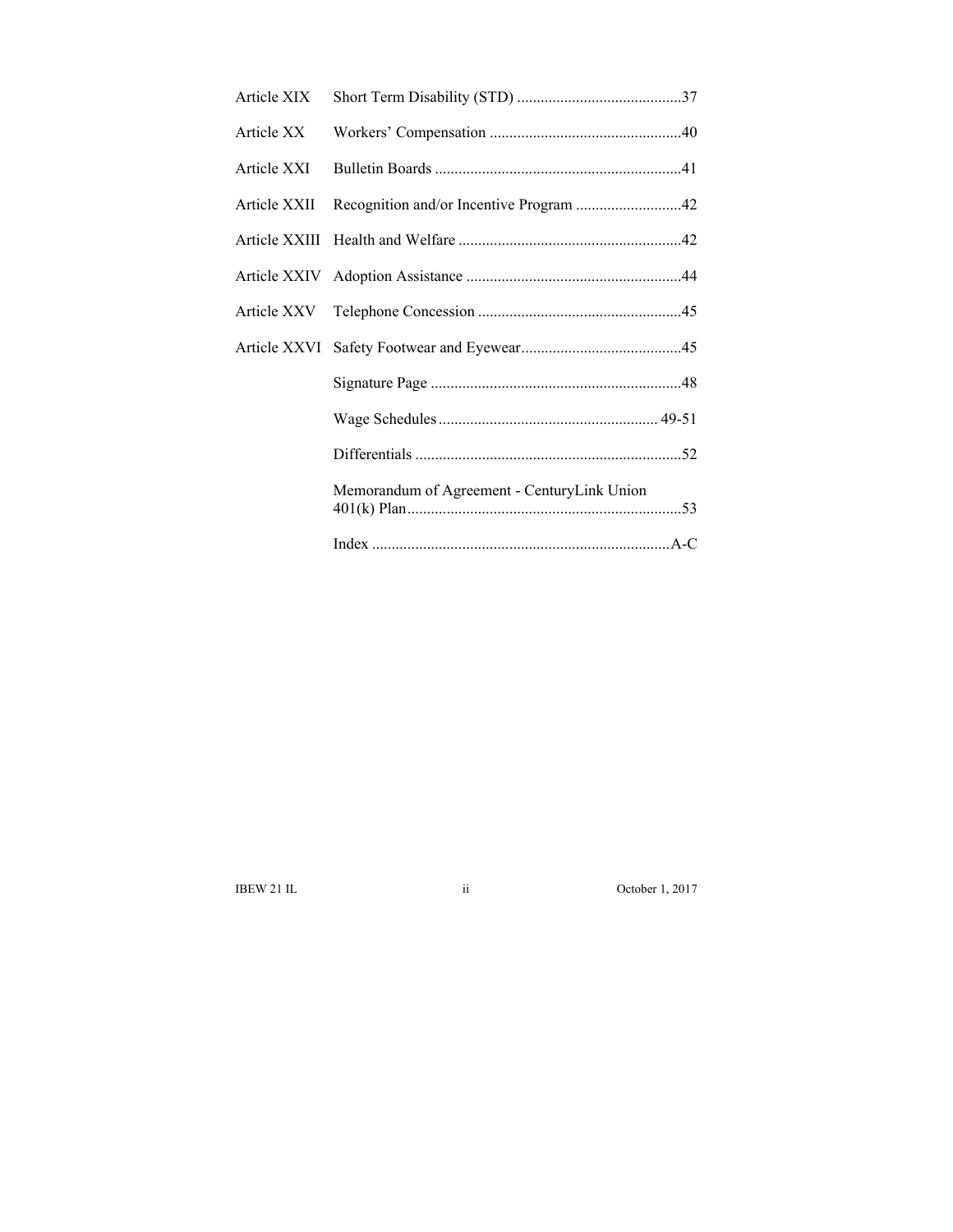| | | |
|---|---|---|
| Article XIX | Short Term Disability (STD) | 37 |
| Article XX | Workers' Compensation | 40 |
| Article XXI | Bulletin Boards | 41 |
| Article XXII | Recognition and/or Incentive Program | 42 |
| Article XXIII | Health and Welfare | 42 |
| Article XXIV | Adoption Assistance | 44 |
| Article XXV | Telephone Concession | 45 |
| Article XXVI | Safety Footwear and Eyewear | 45 |
| | Signature Page | 48 |
| | Wage Schedules | 49-51 |
| | Differentials | 52 |
| | Memorandum of Agreement - CenturyLink Union 401(k) Plan | 53 |
| | Index | A-C |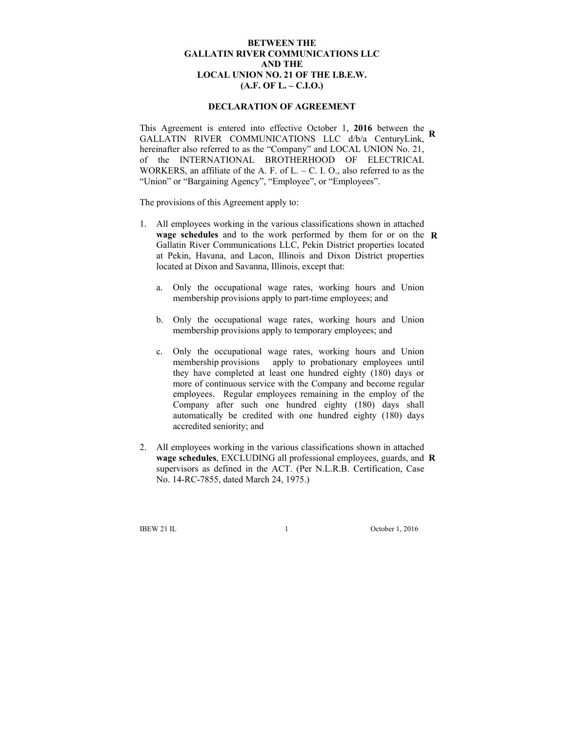**BETWEEN THE**
**GALLATIN RIVER COMMUNICATIONS LLC**
**AND THE**
**LOCAL UNION NO. 21 OF THE I.B.E.W.**
**(A.F. OF L. – C.I.O.)**

## DECLARATION OF AGREEMENT

This Agreement is entered into effective October 1, **2016** between the GALLATIN RIVER COMMUNICATIONS LLC d/b/a CenturyLink, hereinafter also referred to as the "Company" and LOCAL UNION No. 21, of the INTERNATIONAL BROTHERHOOD OF ELECTRICAL WORKERS, an affiliate of the A. F. of L. – C. I. O., also referred to as the "Union" or "Bargaining Agency", "Employee", or "Employees". **R**

The provisions of this Agreement apply to:

1. All employees working in the various classifications shown in attached **wage schedules** and to the work performed by them for or on the Gallatin River Communications LLC, Pekin District properties located at Pekin, Havana, and Lacon, Illinois and Dixon District properties located at Dixon and Savanna, Illinois, except that: **R**

   a. Only the occupational wage rates, working hours and Union membership provisions apply to part-time employees; and

   b. Only the occupational wage rates, working hours and Union membership provisions apply to temporary employees; and

   c. Only the occupational wage rates, working hours and Union membership provisions apply to probationary employees until they have completed at least one hundred eighty (180) days or more of continuous service with the Company and become regular employees. Regular employees remaining in the employ of the Company after such one hundred eighty (180) days shall automatically be credited with one hundred eighty (180) days accredited seniority; and

2. All employees working in the various classifications shown in attached **wage schedules**, EXCLUDING all professional employees, guards, and supervisors as defined in the ACT. (Per N.L.R.B. Certification, Case No. 14-RC-7855, dated March 24, 1975.) **R**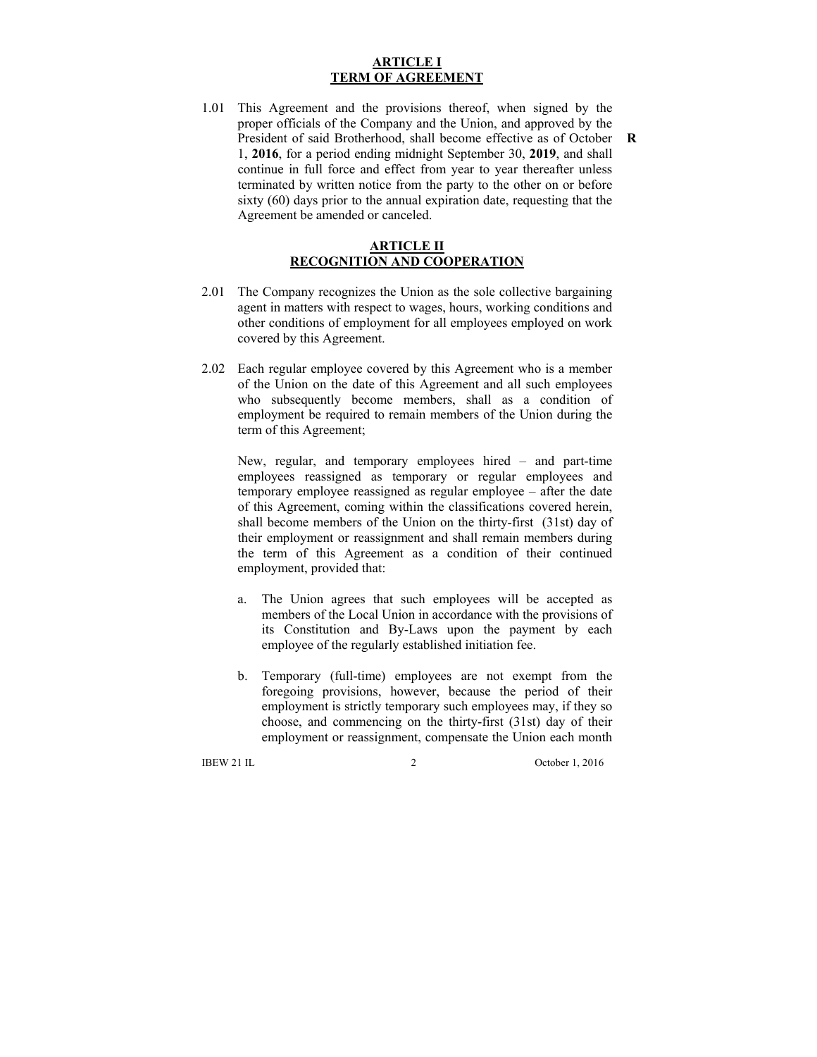## ARTICLE I
## TERM OF AGREEMENT

1.01 This Agreement and the provisions thereof, when signed by the proper officials of the Company and the Union, and approved by the President of said Brotherhood, shall become effective as of October 1, **2016**, for a period ending midnight September 30, **2019**, and shall continue in full force and effect from year to year thereafter unless terminated by written notice from the party to the other on or before sixty (60) days prior to the annual expiration date, requesting that the Agreement be amended or canceled. **R**

## ARTICLE II
## RECOGNITION AND COOPERATION

2.01 The Company recognizes the Union as the sole collective bargaining agent in matters with respect to wages, hours, working conditions and other conditions of employment for all employees employed on work covered by this Agreement.

2.02 Each regular employee covered by this Agreement who is a member of the Union on the date of this Agreement and all such employees who subsequently become members, shall as a condition of employment be required to remain members of the Union during the term of this Agreement;

New, regular, and temporary employees hired – and part-time employees reassigned as temporary or regular employees and temporary employee reassigned as regular employee – after the date of this Agreement, coming within the classifications covered herein, shall become members of the Union on the thirty-first (31st) day of their employment or reassignment and shall remain members during the term of this Agreement as a condition of their continued employment, provided that:

a. The Union agrees that such employees will be accepted as members of the Local Union in accordance with the provisions of its Constitution and By-Laws upon the payment by each employee of the regularly established initiation fee.

b. Temporary (full-time) employees are not exempt from the foregoing provisions, however, because the period of their employment is strictly temporary such employees may, if they so choose, and commencing on the thirty-first (31st) day of their employment or reassignment, compensate the Union each month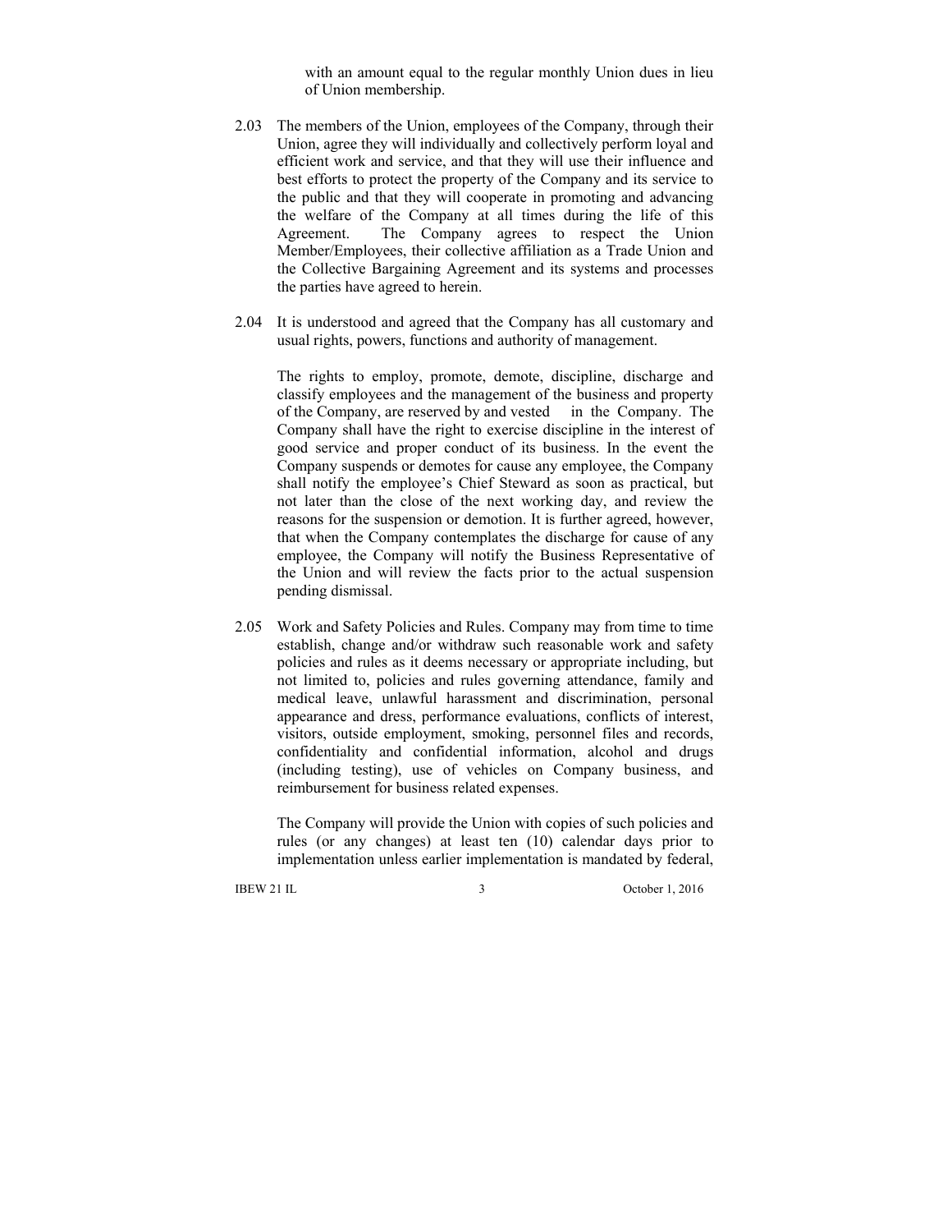with an amount equal to the regular monthly Union dues in lieu of Union membership.

2.03 The members of the Union, employees of the Company, through their Union, agree they will individually and collectively perform loyal and efficient work and service, and that they will use their influence and best efforts to protect the property of the Company and its service to the public and that they will cooperate in promoting and advancing the welfare of the Company at all times during the life of this Agreement. The Company agrees to respect the Union Member/Employees, their collective affiliation as a Trade Union and the Collective Bargaining Agreement and its systems and processes the parties have agreed to herein.

2.04 It is understood and agreed that the Company has all customary and usual rights, powers, functions and authority of management.

The rights to employ, promote, demote, discipline, discharge and classify employees and the management of the business and property of the Company, are reserved by and vested in the Company. The Company shall have the right to exercise discipline in the interest of good service and proper conduct of its business. In the event the Company suspends or demotes for cause any employee, the Company shall notify the employee's Chief Steward as soon as practical, but not later than the close of the next working day, and review the reasons for the suspension or demotion. It is further agreed, however, that when the Company contemplates the discharge for cause of any employee, the Company will notify the Business Representative of the Union and will review the facts prior to the actual suspension pending dismissal.

2.05 Work and Safety Policies and Rules. Company may from time to time establish, change and/or withdraw such reasonable work and safety policies and rules as it deems necessary or appropriate including, but not limited to, policies and rules governing attendance, family and medical leave, unlawful harassment and discrimination, personal appearance and dress, performance evaluations, conflicts of interest, visitors, outside employment, smoking, personnel files and records, confidentiality and confidential information, alcohol and drugs (including testing), use of vehicles on Company business, and reimbursement for business related expenses.

The Company will provide the Union with copies of such policies and rules (or any changes) at least ten (10) calendar days prior to implementation unless earlier implementation is mandated by federal,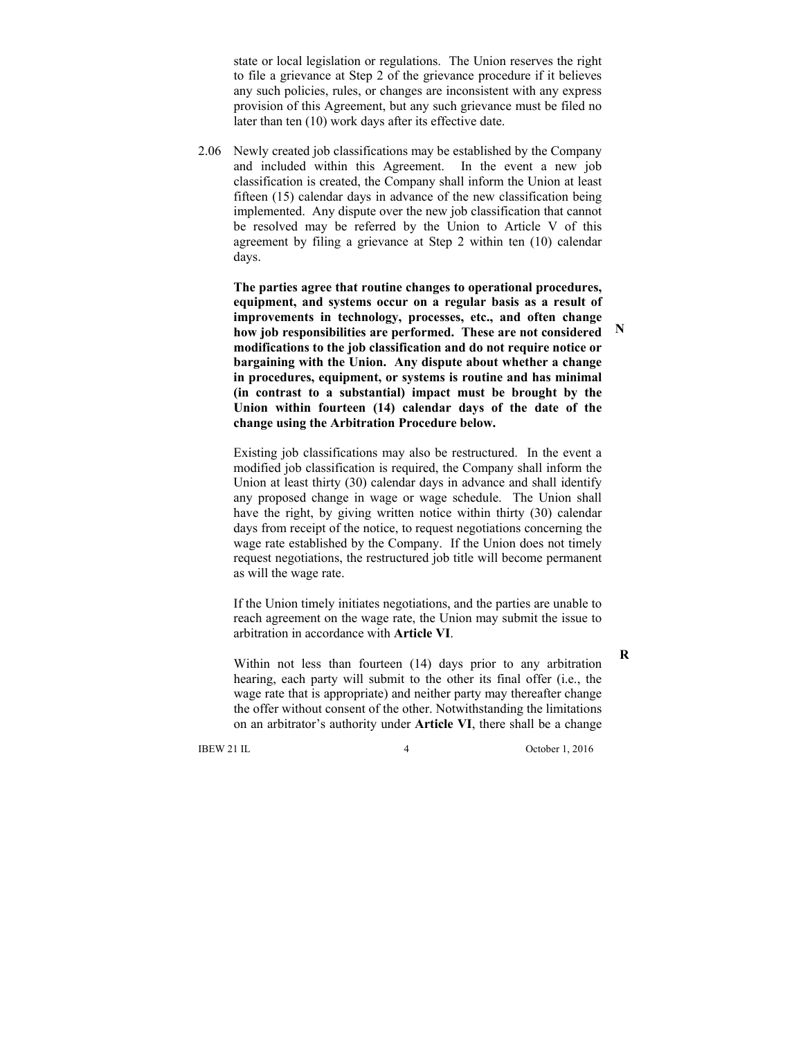state or local legislation or regulations. The Union reserves the right to file a grievance at Step 2 of the grievance procedure if it believes any such policies, rules, or changes are inconsistent with any express provision of this Agreement, but any such grievance must be filed no later than ten (10) work days after its effective date.

2.06 Newly created job classifications may be established by the Company and included within this Agreement. In the event a new job classification is created, the Company shall inform the Union at least fifteen (15) calendar days in advance of the new classification being implemented. Any dispute over the new job classification that cannot be resolved may be referred by the Union to Article V of this agreement by filing a grievance at Step 2 within ten (10) calendar days.

**The parties agree that routine changes to operational procedures, equipment, and systems occur on a regular basis as a result of improvements in technology, processes, etc., and often change how job responsibilities are performed. These are not considered modifications to the job classification and do not require notice or bargaining with the Union. Any dispute about whether a change in procedures, equipment, or systems is routine and has minimal (in contrast to a substantial) impact must be brought by the Union within fourteen (14) calendar days of the date of the change using the Arbitration Procedure below.** N

Existing job classifications may also be restructured. In the event a modified job classification is required, the Company shall inform the Union at least thirty (30) calendar days in advance and shall identify any proposed change in wage or wage schedule. The Union shall have the right, by giving written notice within thirty (30) calendar days from receipt of the notice, to request negotiations concerning the wage rate established by the Company. If the Union does not timely request negotiations, the restructured job title will become permanent as will the wage rate.

If the Union timely initiates negotiations, and the parties are unable to reach agreement on the wage rate, the Union may submit the issue to arbitration in accordance with **Article VI**. R

Within not less than fourteen (14) days prior to any arbitration hearing, each party will submit to the other its final offer (i.e., the wage rate that is appropriate) and neither party may thereafter change the offer without consent of the other. Notwithstanding the limitations on an arbitrator's authority under **Article VI**, there shall be a change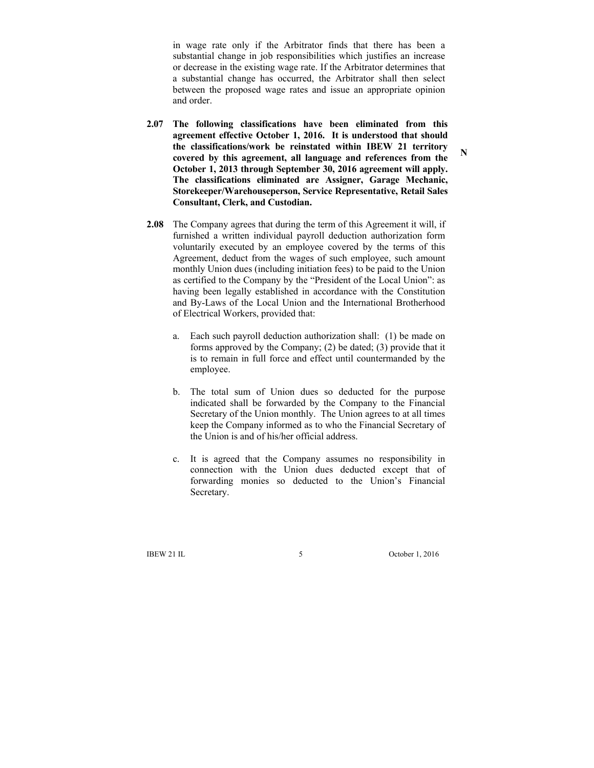in wage rate only if the Arbitrator finds that there has been a substantial change in job responsibilities which justifies an increase or decrease in the existing wage rate. If the Arbitrator determines that a substantial change has occurred, the Arbitrator shall then select between the proposed wage rates and issue an appropriate opinion and order.

**2.07 The following classifications have been eliminated from this agreement effective October 1, 2016. It is understood that should the classifications/work be reinstated within IBEW 21 territory covered by this agreement, all language and references from the October 1, 2013 through September 30, 2016 agreement will apply. The classifications eliminated are Assigner, Garage Mechanic, Storekeeper/Warehouseperson, Service Representative, Retail Sales Consultant, Clerk, and Custodian.** **N**

**2.08** The Company agrees that during the term of this Agreement it will, if furnished a written individual payroll deduction authorization form voluntarily executed by an employee covered by the terms of this Agreement, deduct from the wages of such employee, such amount monthly Union dues (including initiation fees) to be paid to the Union as certified to the Company by the "President of the Local Union": as having been legally established in accordance with the Constitution and By-Laws of the Local Union and the International Brotherhood of Electrical Workers, provided that:

a. Each such payroll deduction authorization shall: (1) be made on forms approved by the Company; (2) be dated; (3) provide that it is to remain in full force and effect until countermanded by the employee.

b. The total sum of Union dues so deducted for the purpose indicated shall be forwarded by the Company to the Financial Secretary of the Union monthly. The Union agrees to at all times keep the Company informed as to who the Financial Secretary of the Union is and of his/her official address.

c. It is agreed that the Company assumes no responsibility in connection with the Union dues deducted except that of forwarding monies so deducted to the Union's Financial Secretary.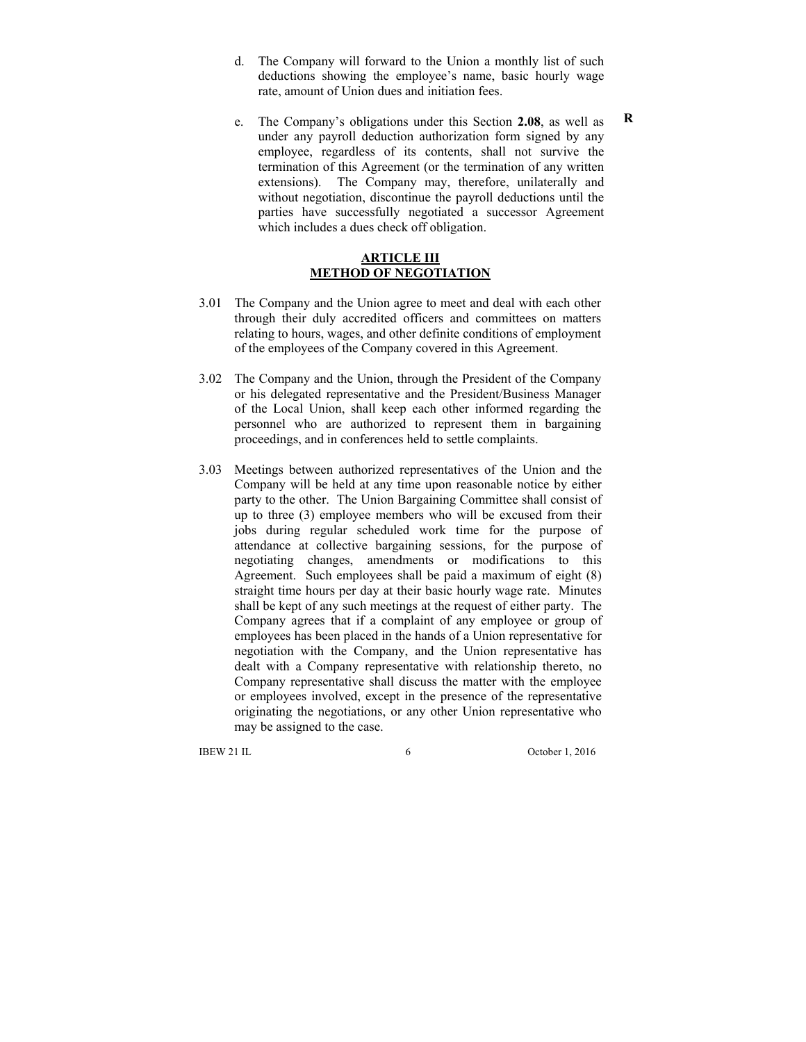d. The Company will forward to the Union a monthly list of such deductions showing the employee's name, basic hourly wage rate, amount of Union dues and initiation fees.

e. The Company's obligations under this Section **2.08**, as well as under any payroll deduction authorization form signed by any employee, regardless of its contents, shall not survive the termination of this Agreement (or the termination of any written extensions). The Company may, therefore, unilaterally and without negotiation, discontinue the payroll deductions until the parties have successfully negotiated a successor Agreement which includes a dues check off obligation. **R**

## ARTICLE III
## METHOD OF NEGOTIATION

3.01 The Company and the Union agree to meet and deal with each other through their duly accredited officers and committees on matters relating to hours, wages, and other definite conditions of employment of the employees of the Company covered in this Agreement.

3.02 The Company and the Union, through the President of the Company or his delegated representative and the President/Business Manager of the Local Union, shall keep each other informed regarding the personnel who are authorized to represent them in bargaining proceedings, and in conferences held to settle complaints.

3.03 Meetings between authorized representatives of the Union and the Company will be held at any time upon reasonable notice by either party to the other. The Union Bargaining Committee shall consist of up to three (3) employee members who will be excused from their jobs during regular scheduled work time for the purpose of attendance at collective bargaining sessions, for the purpose of negotiating changes, amendments or modifications to this Agreement. Such employees shall be paid a maximum of eight (8) straight time hours per day at their basic hourly wage rate. Minutes shall be kept of any such meetings at the request of either party. The Company agrees that if a complaint of any employee or group of employees has been placed in the hands of a Union representative for negotiation with the Company, and the Union representative has dealt with a Company representative with relationship thereto, no Company representative shall discuss the matter with the employee or employees involved, except in the presence of the representative originating the negotiations, or any other Union representative who may be assigned to the case.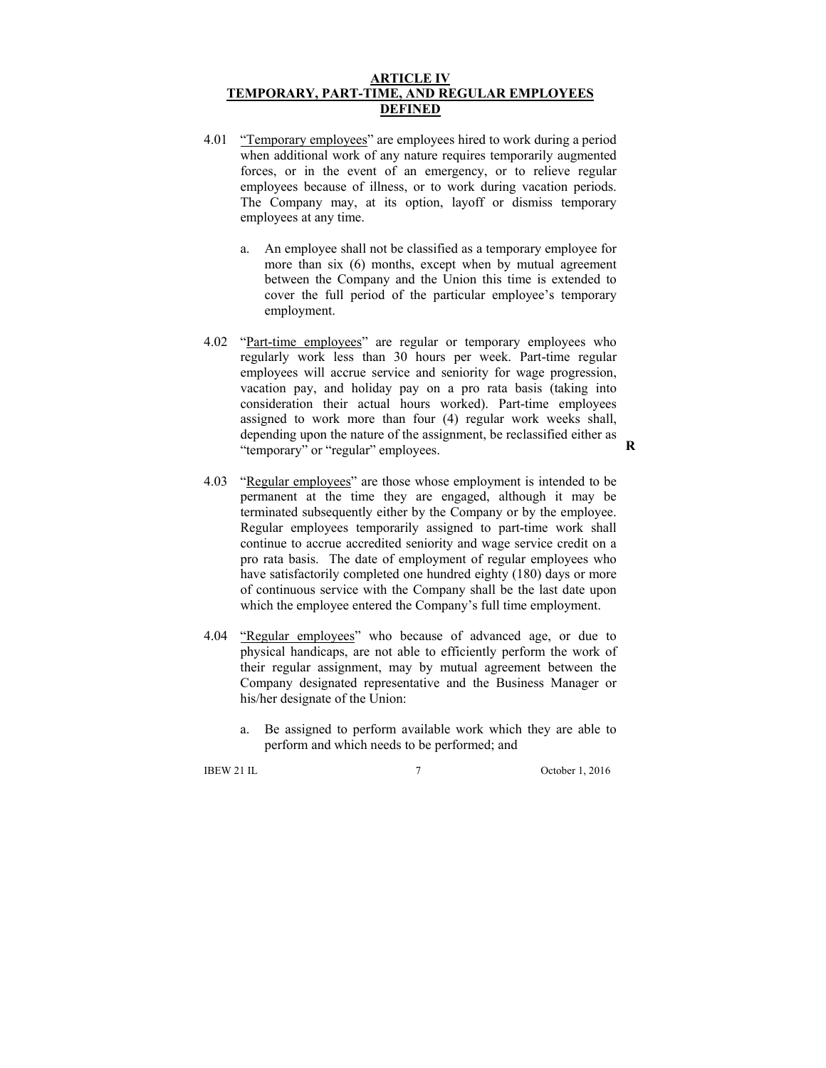# ARTICLE IV
## TEMPORARY, PART-TIME, AND REGULAR EMPLOYEES DEFINED

4.01 "Temporary employees" are employees hired to work during a period when additional work of any nature requires temporarily augmented forces, or in the event of an emergency, or to relieve regular employees because of illness, or to work during vacation periods. The Company may, at its option, layoff or dismiss temporary employees at any time.

a. An employee shall not be classified as a temporary employee for more than six (6) months, except when by mutual agreement between the Company and the Union this time is extended to cover the full period of the particular employee's temporary employment.

4.02 "Part-time employees" are regular or temporary employees who regularly work less than 30 hours per week. Part-time regular employees will accrue service and seniority for wage progression, vacation pay, and holiday pay on a pro rata basis (taking into consideration their actual hours worked). Part-time employees assigned to work more than four (4) regular work weeks shall, depending upon the nature of the assignment, be reclassified either as "temporary" or "regular" employees. **R**

4.03 "Regular employees" are those whose employment is intended to be permanent at the time they are engaged, although it may be terminated subsequently either by the Company or by the employee. Regular employees temporarily assigned to part-time work shall continue to accrue accredited seniority and wage service credit on a pro rata basis. The date of employment of regular employees who have satisfactorily completed one hundred eighty (180) days or more of continuous service with the Company shall be the last date upon which the employee entered the Company's full time employment.

4.04 "Regular employees" who because of advanced age, or due to physical handicaps, are not able to efficiently perform the work of their regular assignment, may by mutual agreement between the Company designated representative and the Business Manager or his/her designate of the Union:

a. Be assigned to perform available work which they are able to perform and which needs to be performed; and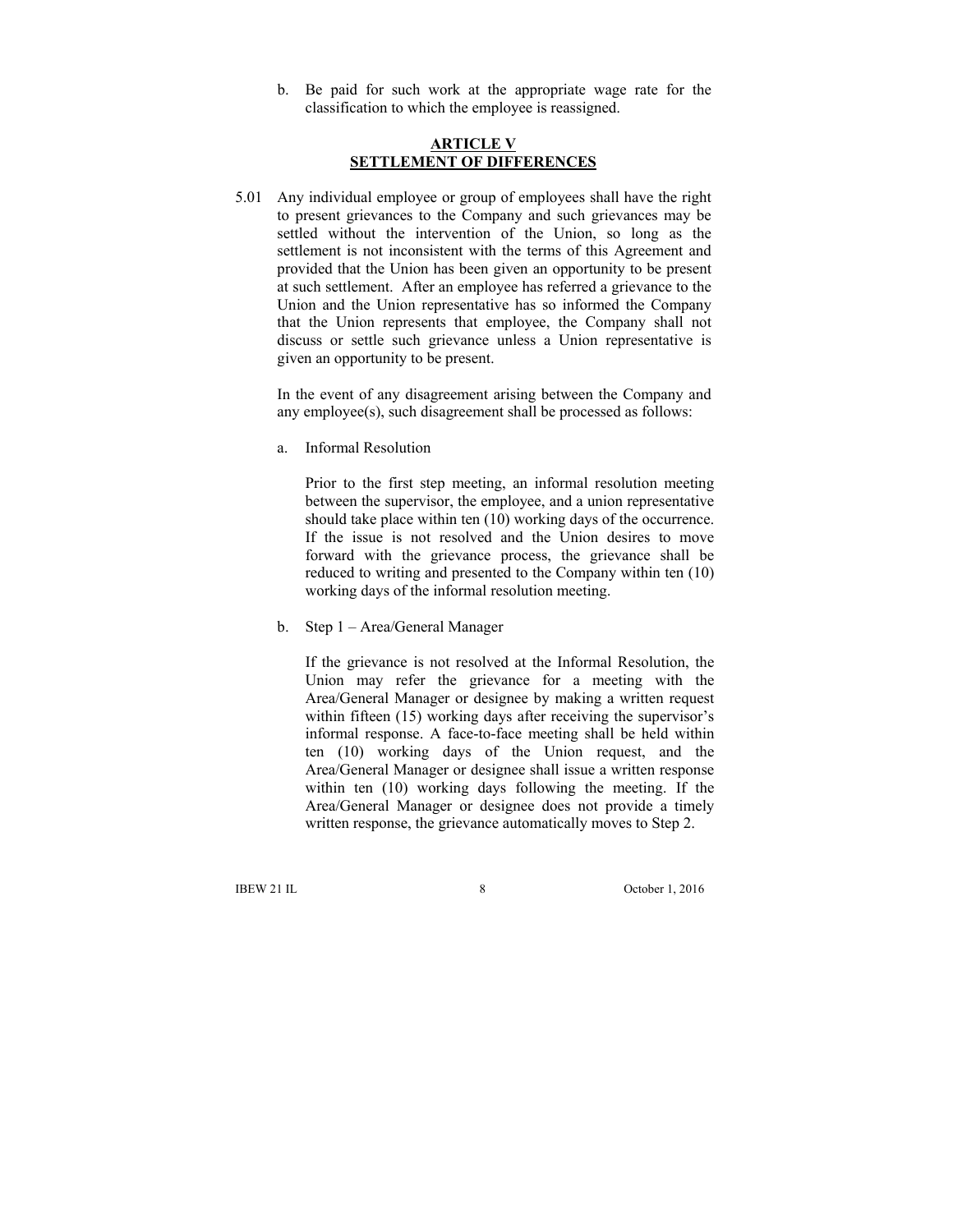b. Be paid for such work at the appropriate wage rate for the classification to which the employee is reassigned.

## ARTICLE V
## SETTLEMENT OF DIFFERENCES

5.01 Any individual employee or group of employees shall have the right to present grievances to the Company and such grievances may be settled without the intervention of the Union, so long as the settlement is not inconsistent with the terms of this Agreement and provided that the Union has been given an opportunity to be present at such settlement. After an employee has referred a grievance to the Union and the Union representative has so informed the Company that the Union represents that employee, the Company shall not discuss or settle such grievance unless a Union representative is given an opportunity to be present.

In the event of any disagreement arising between the Company and any employee(s), such disagreement shall be processed as follows:

a. Informal Resolution

Prior to the first step meeting, an informal resolution meeting between the supervisor, the employee, and a union representative should take place within ten (10) working days of the occurrence. If the issue is not resolved and the Union desires to move forward with the grievance process, the grievance shall be reduced to writing and presented to the Company within ten (10) working days of the informal resolution meeting.

b. Step 1 – Area/General Manager

If the grievance is not resolved at the Informal Resolution, the Union may refer the grievance for a meeting with the Area/General Manager or designee by making a written request within fifteen (15) working days after receiving the supervisor's informal response. A face-to-face meeting shall be held within ten (10) working days of the Union request, and the Area/General Manager or designee shall issue a written response within ten (10) working days following the meeting. If the Area/General Manager or designee does not provide a timely written response, the grievance automatically moves to Step 2.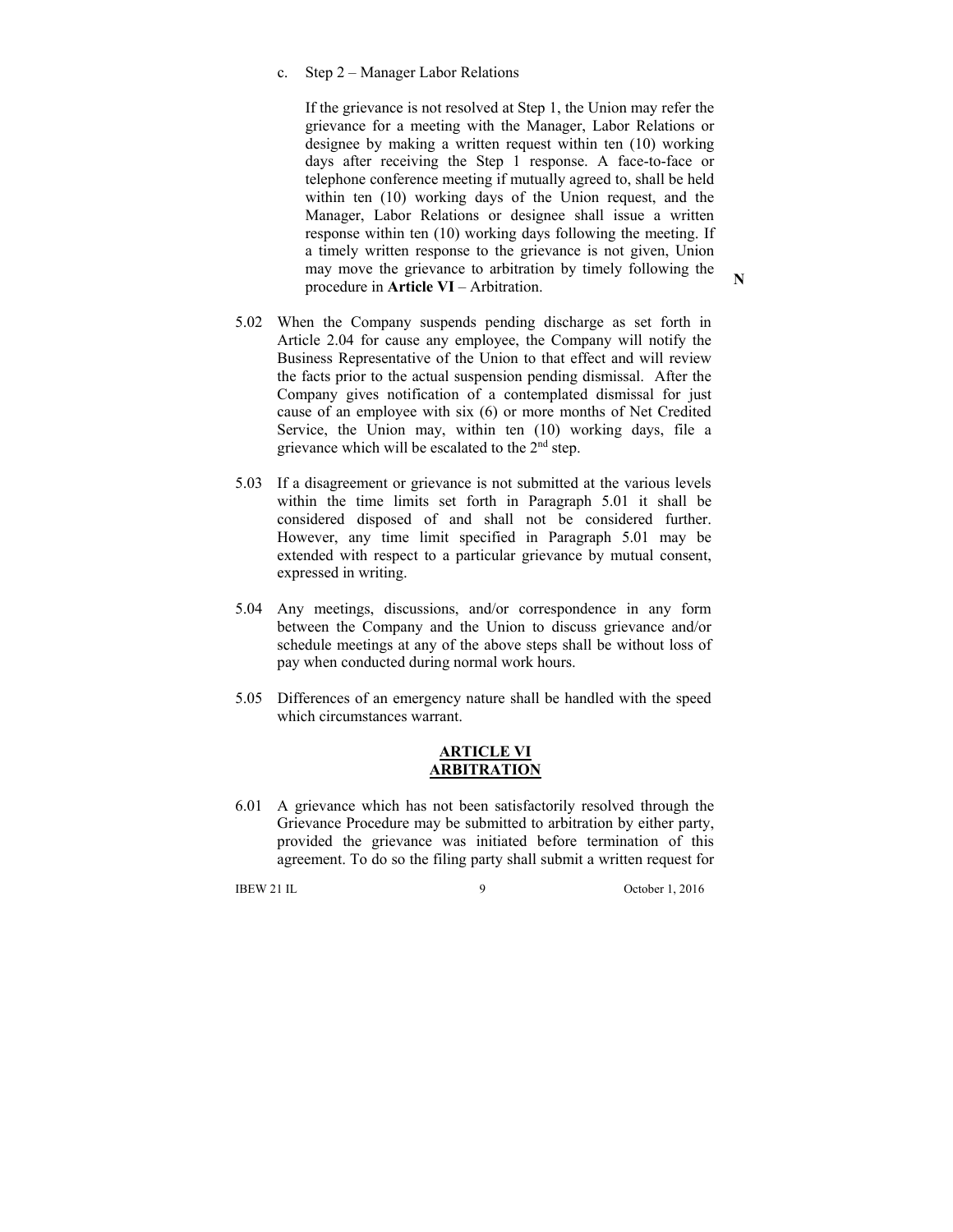c. Step 2 – Manager Labor Relations

If the grievance is not resolved at Step 1, the Union may refer the grievance for a meeting with the Manager, Labor Relations or designee by making a written request within ten (10) working days after receiving the Step 1 response. A face-to-face or telephone conference meeting if mutually agreed to, shall be held within ten (10) working days of the Union request, and the Manager, Labor Relations or designee shall issue a written response within ten (10) working days following the meeting. If a timely written response to the grievance is not given, Union may move the grievance to arbitration by timely following the procedure in **Article VI** – Arbitration. **N**

5.02 When the Company suspends pending discharge as set forth in Article 2.04 for cause any employee, the Company will notify the Business Representative of the Union to that effect and will review the facts prior to the actual suspension pending dismissal. After the Company gives notification of a contemplated dismissal for just cause of an employee with six (6) or more months of Net Credited Service, the Union may, within ten (10) working days, file a grievance which will be escalated to the 2nd step.

5.03 If a disagreement or grievance is not submitted at the various levels within the time limits set forth in Paragraph 5.01 it shall be considered disposed of and shall not be considered further. However, any time limit specified in Paragraph 5.01 may be extended with respect to a particular grievance by mutual consent, expressed in writing.

5.04 Any meetings, discussions, and/or correspondence in any form between the Company and the Union to discuss grievance and/or schedule meetings at any of the above steps shall be without loss of pay when conducted during normal work hours.

5.05 Differences of an emergency nature shall be handled with the speed which circumstances warrant.

## ARTICLE VI
## ARBITRATION

6.01 A grievance which has not been satisfactorily resolved through the Grievance Procedure may be submitted to arbitration by either party, provided the grievance was initiated before termination of this agreement. To do so the filing party shall submit a written request for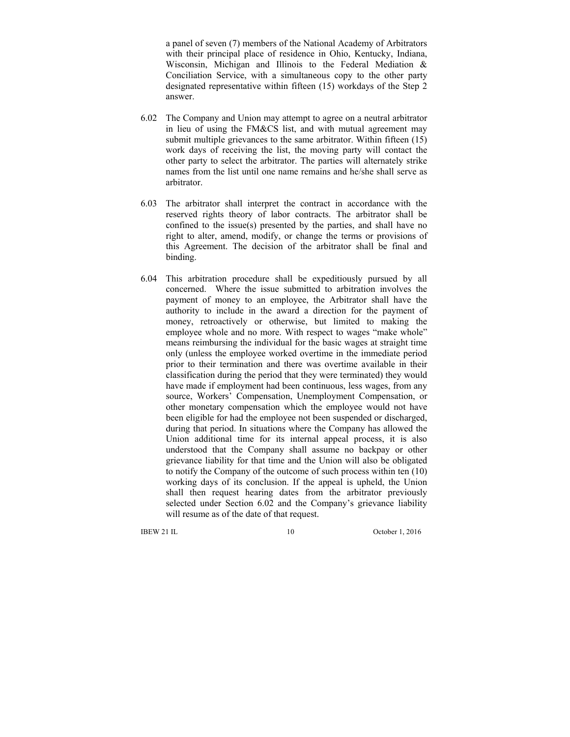a panel of seven (7) members of the National Academy of Arbitrators with their principal place of residence in Ohio, Kentucky, Indiana, Wisconsin, Michigan and Illinois to the Federal Mediation & Conciliation Service, with a simultaneous copy to the other party designated representative within fifteen (15) workdays of the Step 2 answer.

6.02 The Company and Union may attempt to agree on a neutral arbitrator in lieu of using the FM&CS list, and with mutual agreement may submit multiple grievances to the same arbitrator. Within fifteen (15) work days of receiving the list, the moving party will contact the other party to select the arbitrator. The parties will alternately strike names from the list until one name remains and he/she shall serve as arbitrator.

6.03 The arbitrator shall interpret the contract in accordance with the reserved rights theory of labor contracts. The arbitrator shall be confined to the issue(s) presented by the parties, and shall have no right to alter, amend, modify, or change the terms or provisions of this Agreement. The decision of the arbitrator shall be final and binding.

6.04 This arbitration procedure shall be expeditiously pursued by all concerned. Where the issue submitted to arbitration involves the payment of money to an employee, the Arbitrator shall have the authority to include in the award a direction for the payment of money, retroactively or otherwise, but limited to making the employee whole and no more. With respect to wages "make whole" means reimbursing the individual for the basic wages at straight time only (unless the employee worked overtime in the immediate period prior to their termination and there was overtime available in their classification during the period that they were terminated) they would have made if employment had been continuous, less wages, from any source, Workers' Compensation, Unemployment Compensation, or other monetary compensation which the employee would not have been eligible for had the employee not been suspended or discharged, during that period. In situations where the Company has allowed the Union additional time for its internal appeal process, it is also understood that the Company shall assume no backpay or other grievance liability for that time and the Union will also be obligated to notify the Company of the outcome of such process within ten (10) working days of its conclusion. If the appeal is upheld, the Union shall then request hearing dates from the arbitrator previously selected under Section 6.02 and the Company's grievance liability will resume as of the date of that request.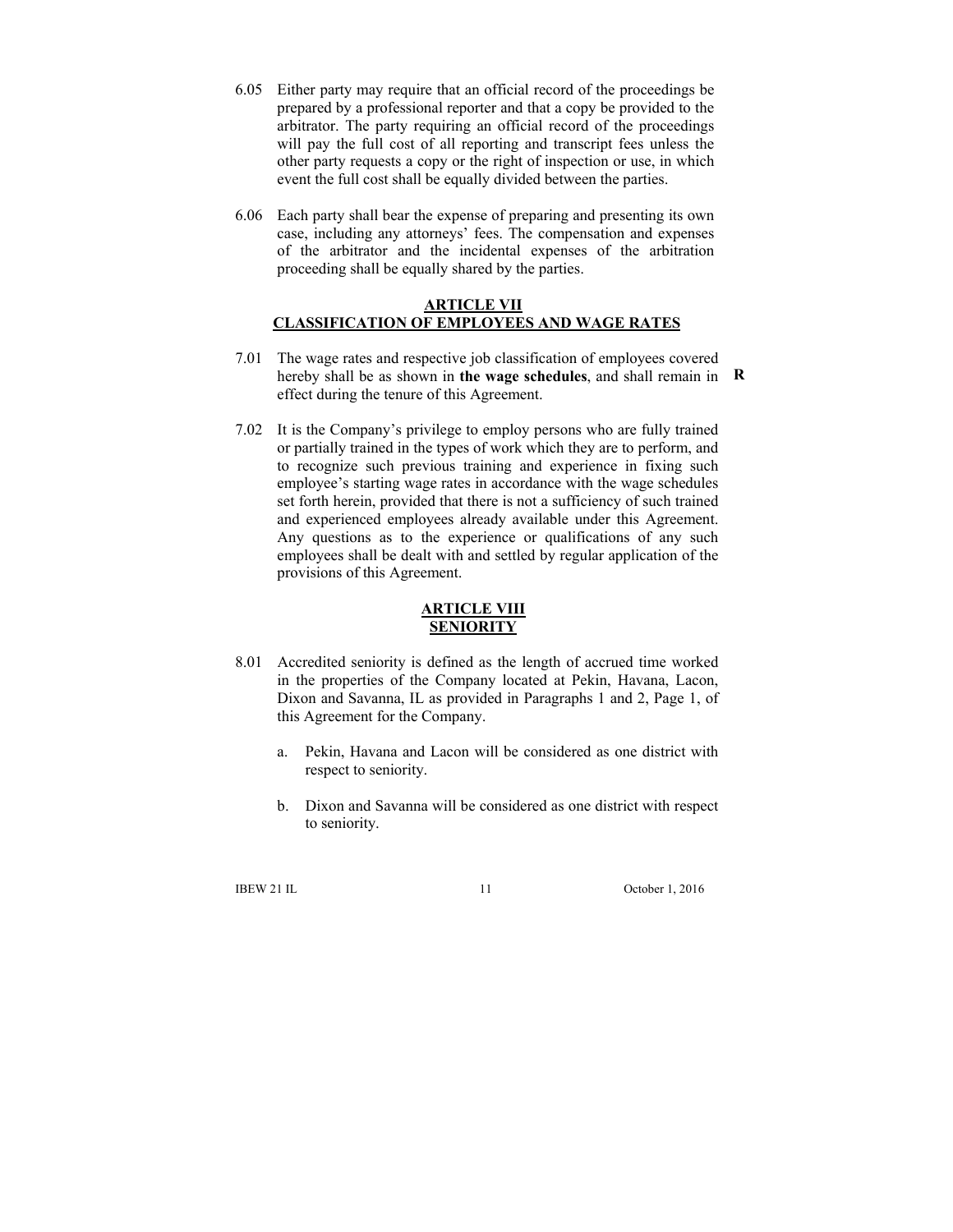6.05 Either party may require that an official record of the proceedings be prepared by a professional reporter and that a copy be provided to the arbitrator. The party requiring an official record of the proceedings will pay the full cost of all reporting and transcript fees unless the other party requests a copy or the right of inspection or use, in which event the full cost shall be equally divided between the parties.

6.06 Each party shall bear the expense of preparing and presenting its own case, including any attorneys' fees. The compensation and expenses of the arbitrator and the incidental expenses of the arbitration proceeding shall be equally shared by the parties.

## ARTICLE VII
## CLASSIFICATION OF EMPLOYEES AND WAGE RATES

7.01 The wage rates and respective job classification of employees covered hereby shall be as shown in **the wage schedules**, and shall remain in effect during the tenure of this Agreement. **R**

7.02 It is the Company's privilege to employ persons who are fully trained or partially trained in the types of work which they are to perform, and to recognize such previous training and experience in fixing such employee's starting wage rates in accordance with the wage schedules set forth herein, provided that there is not a sufficiency of such trained and experienced employees already available under this Agreement. Any questions as to the experience or qualifications of any such employees shall be dealt with and settled by regular application of the provisions of this Agreement.

## ARTICLE VIII
## SENIORITY

8.01 Accredited seniority is defined as the length of accrued time worked in the properties of the Company located at Pekin, Havana, Lacon, Dixon and Savanna, IL as provided in Paragraphs 1 and 2, Page 1, of this Agreement for the Company.

   a. Pekin, Havana and Lacon will be considered as one district with respect to seniority.

   b. Dixon and Savanna will be considered as one district with respect to seniority.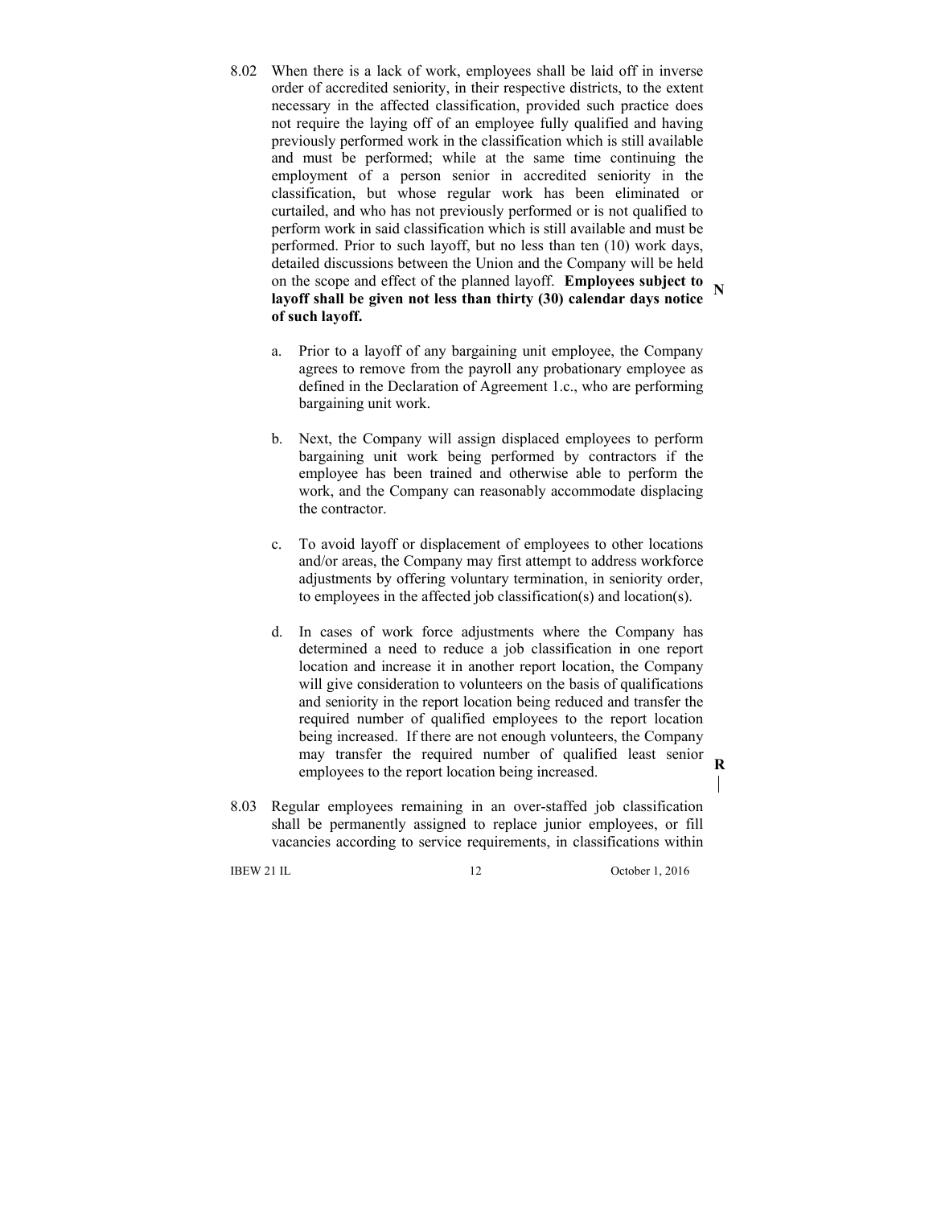8.02 When there is a lack of work, employees shall be laid off in inverse order of accredited seniority, in their respective districts, to the extent necessary in the affected classification, provided such practice does not require the laying off of an employee fully qualified and having previously performed work in the classification which is still available and must be performed; while at the same time continuing the employment of a person senior in accredited seniority in the classification, but whose regular work has been eliminated or curtailed, and who has not previously performed or is not qualified to perform work in said classification which is still available and must be performed. Prior to such layoff, but no less than ten (10) work days, detailed discussions between the Union and the Company will be held on the scope and effect of the planned layoff. **Employees subject to layoff shall be given not less than thirty (30) calendar days notice of such layoff.** N

a. Prior to a layoff of any bargaining unit employee, the Company agrees to remove from the payroll any probationary employee as defined in the Declaration of Agreement 1.c., who are performing bargaining unit work.

b. Next, the Company will assign displaced employees to perform bargaining unit work being performed by contractors if the employee has been trained and otherwise able to perform the work, and the Company can reasonably accommodate displacing the contractor.

c. To avoid layoff or displacement of employees to other locations and/or areas, the Company may first attempt to address workforce adjustments by offering voluntary termination, in seniority order, to employees in the affected job classification(s) and location(s).

d. In cases of work force adjustments where the Company has determined a need to reduce a job classification in one report location and increase it in another report location, the Company will give consideration to volunteers on the basis of qualifications and seniority in the report location being reduced and transfer the required number of qualified employees to the report location being increased. If there are not enough volunteers, the Company may transfer the required number of qualified least senior employees to the report location being increased. R

8.03 Regular employees remaining in an over-staffed job classification shall be permanently assigned to replace junior employees, or fill vacancies according to service requirements, in classifications within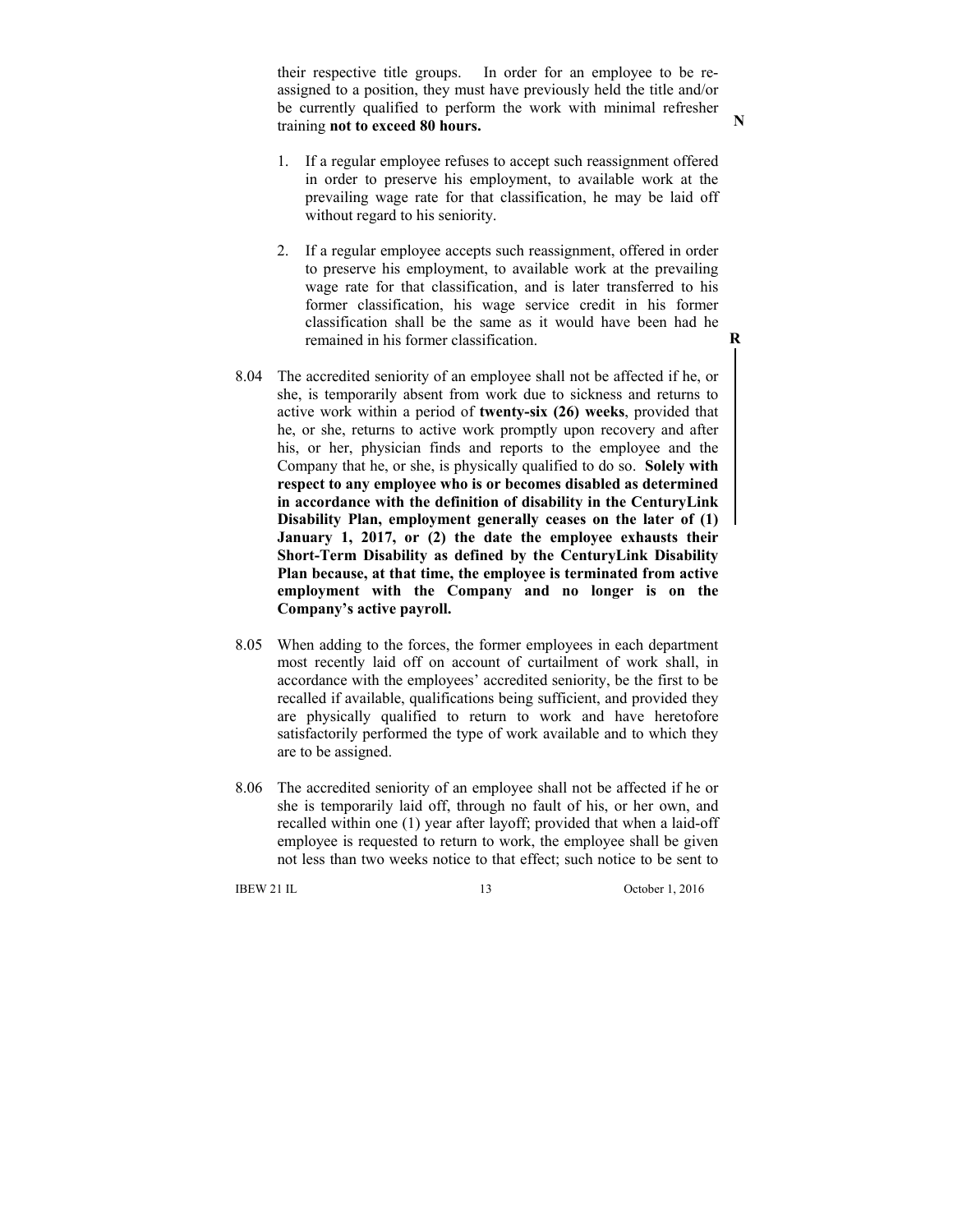their respective title groups. In order for an employee to be re-assigned to a position, they must have previously held the title and/or be currently qualified to perform the work with minimal refresher training **not to exceed 80 hours.** N

1. If a regular employee refuses to accept such reassignment offered in order to preserve his employment, to available work at the prevailing wage rate for that classification, he may be laid off without regard to his seniority.

2. If a regular employee accepts such reassignment, offered in order to preserve his employment, to available work at the prevailing wage rate for that classification, and is later transferred to his former classification, his wage service credit in his former classification shall be the same as it would have been had he remained in his former classification.

R

8.04 The accredited seniority of an employee shall not be affected if he, or she, is temporarily absent from work due to sickness and returns to active work within a period of **twenty-six (26) weeks**, provided that he, or she, returns to active work promptly upon recovery and after his, or her, physician finds and reports to the employee and the Company that he, or she, is physically qualified to do so. **Solely with respect to any employee who is or becomes disabled as determined in accordance with the definition of disability in the CenturyLink Disability Plan, employment generally ceases on the later of (1) January 1, 2017, or (2) the date the employee exhausts their Short-Term Disability as defined by the CenturyLink Disability Plan because, at that time, the employee is terminated from active employment with the Company and no longer is on the Company's active payroll.**

8.05 When adding to the forces, the former employees in each department most recently laid off on account of curtailment of work shall, in accordance with the employees' accredited seniority, be the first to be recalled if available, qualifications being sufficient, and provided they are physically qualified to return to work and have heretofore satisfactorily performed the type of work available and to which they are to be assigned.

8.06 The accredited seniority of an employee shall not be affected if he or she is temporarily laid off, through no fault of his, or her own, and recalled within one (1) year after layoff; provided that when a laid-off employee is requested to return to work, the employee shall be given not less than two weeks notice to that effect; such notice to be sent to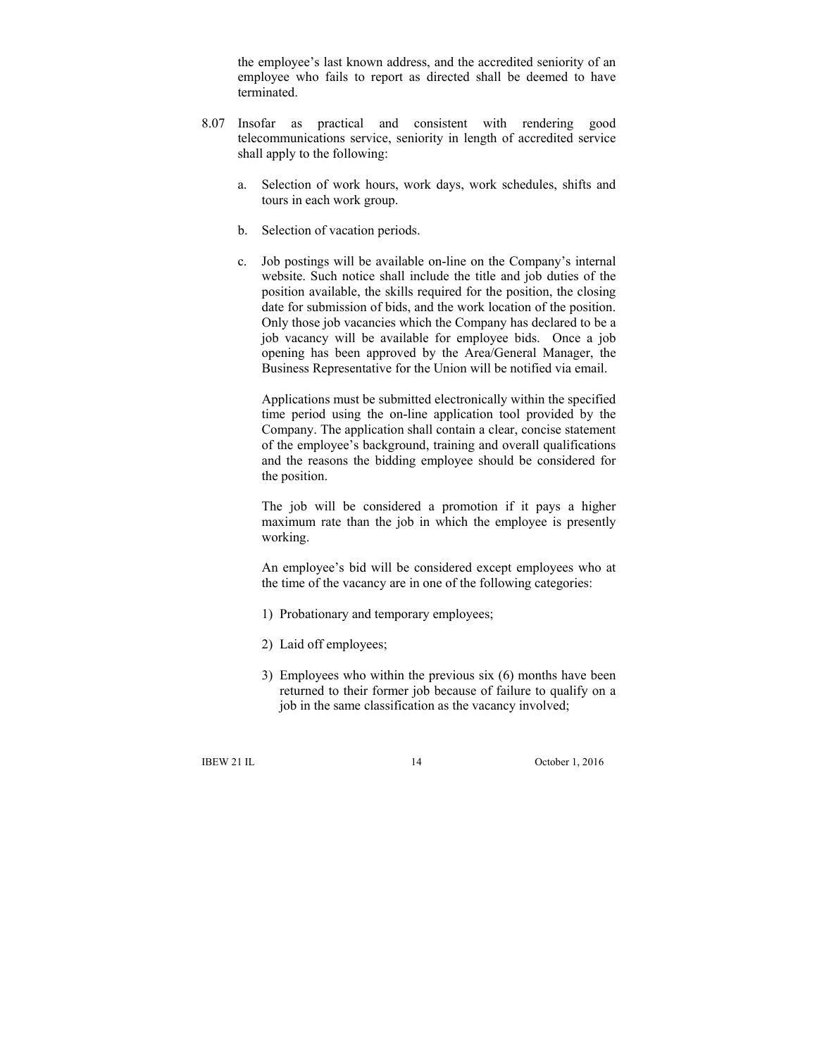the employee's last known address, and the accredited seniority of an employee who fails to report as directed shall be deemed to have terminated.

8.07 Insofar as practical and consistent with rendering good telecommunications service, seniority in length of accredited service shall apply to the following:

a. Selection of work hours, work days, work schedules, shifts and tours in each work group.

b. Selection of vacation periods.

c. Job postings will be available on-line on the Company's internal website. Such notice shall include the title and job duties of the position available, the skills required for the position, the closing date for submission of bids, and the work location of the position. Only those job vacancies which the Company has declared to be a job vacancy will be available for employee bids. Once a job opening has been approved by the Area/General Manager, the Business Representative for the Union will be notified via email.

   Applications must be submitted electronically within the specified time period using the on-line application tool provided by the Company. The application shall contain a clear, concise statement of the employee's background, training and overall qualifications and the reasons the bidding employee should be considered for the position.

   The job will be considered a promotion if it pays a higher maximum rate than the job in which the employee is presently working.

   An employee's bid will be considered except employees who at the time of the vacancy are in one of the following categories:

   1) Probationary and temporary employees;

   2) Laid off employees;

   3) Employees who within the previous six (6) months have been returned to their former job because of failure to qualify on a job in the same classification as the vacancy involved;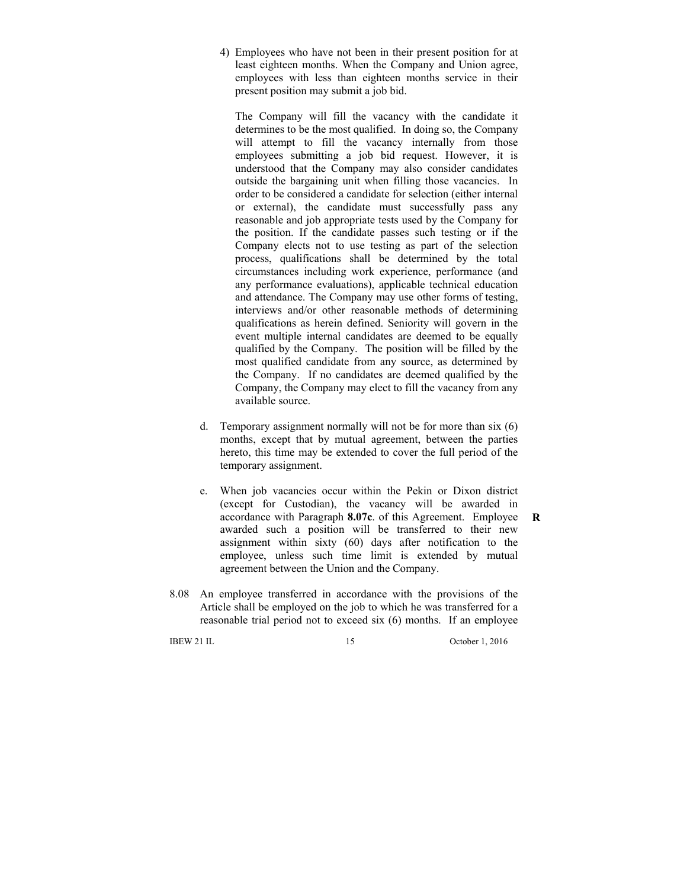4) Employees who have not been in their present position for at least eighteen months. When the Company and Union agree, employees with less than eighteen months service in their present position may submit a job bid.

   The Company will fill the vacancy with the candidate it determines to be the most qualified. In doing so, the Company will attempt to fill the vacancy internally from those employees submitting a job bid request. However, it is understood that the Company may also consider candidates outside the bargaining unit when filling those vacancies. In order to be considered a candidate for selection (either internal or external), the candidate must successfully pass any reasonable and job appropriate tests used by the Company for the position. If the candidate passes such testing or if the Company elects not to use testing as part of the selection process, qualifications shall be determined by the total circumstances including work experience, performance (and any performance evaluations), applicable technical education and attendance. The Company may use other forms of testing, interviews and/or other reasonable methods of determining qualifications as herein defined. Seniority will govern in the event multiple internal candidates are deemed to be equally qualified by the Company. The position will be filled by the most qualified candidate from any source, as determined by the Company. If no candidates are deemed qualified by the Company, the Company may elect to fill the vacancy from any available source.

d. Temporary assignment normally will not be for more than six (6) months, except that by mutual agreement, between the parties hereto, this time may be extended to cover the full period of the temporary assignment.

e. When job vacancies occur within the Pekin or Dixon district (except for Custodian), the vacancy will be awarded in accordance with Paragraph **8.07c**. of this Agreement. Employee awarded such a position will be transferred to their new assignment within sixty (60) days after notification to the employee, unless such time limit is extended by mutual agreement between the Union and the Company. **R**

8.08 An employee transferred in accordance with the provisions of the Article shall be employed on the job to which he was transferred for a reasonable trial period not to exceed six (6) months. If an employee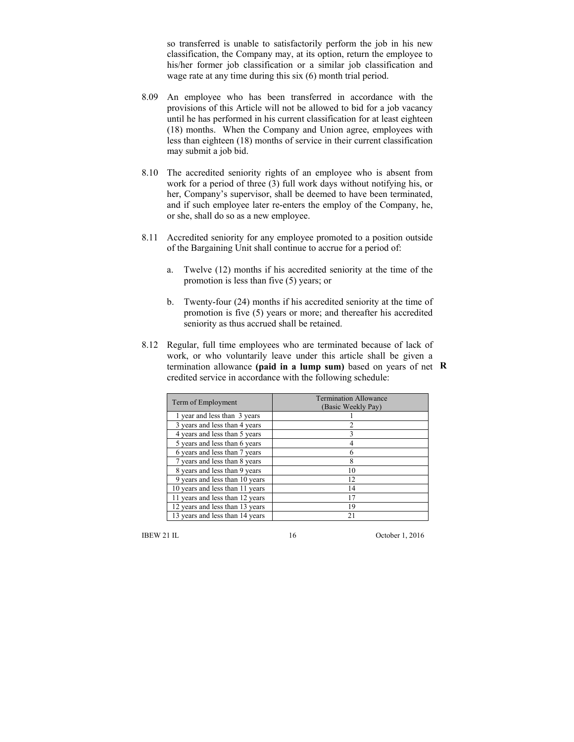so transferred is unable to satisfactorily perform the job in his new classification, the Company may, at its option, return the employee to his/her former job classification or a similar job classification and wage rate at any time during this six (6) month trial period.

8.09 An employee who has been transferred in accordance with the provisions of this Article will not be allowed to bid for a job vacancy until he has performed in his current classification for at least eighteen (18) months. When the Company and Union agree, employees with less than eighteen (18) months of service in their current classification may submit a job bid.

8.10 The accredited seniority rights of an employee who is absent from work for a period of three (3) full work days without notifying his, or her, Company's supervisor, shall be deemed to have been terminated, and if such employee later re-enters the employ of the Company, he, or she, shall do so as a new employee.

8.11 Accredited seniority for any employee promoted to a position outside of the Bargaining Unit shall continue to accrue for a period of:

a. Twelve (12) months if his accredited seniority at the time of the promotion is less than five (5) years; or

b. Twenty-four (24) months if his accredited seniority at the time of promotion is five (5) years or more; and thereafter his accredited seniority as thus accrued shall be retained.

8.12 Regular, full time employees who are terminated because of lack of work, or who voluntarily leave under this article shall be given a termination allowance **(paid in a lump sum)** based on years of net credited service in accordance with the following schedule: **R**

| Term of Employment | Termination Allowance (Basic Weekly Pay) |
|---|---|
| 1 year and less than 3 years | 1 |
| 3 years and less than 4 years | 2 |
| 4 years and less than 5 years | 3 |
| 5 years and less than 6 years | 4 |
| 6 years and less than 7 years | 6 |
| 7 years and less than 8 years | 8 |
| 8 years and less than 9 years | 10 |
| 9 years and less than 10 years | 12 |
| 10 years and less than 11 years | 14 |
| 11 years and less than 12 years | 17 |
| 12 years and less than 13 years | 19 |
| 13 years and less than 14 years | 21 |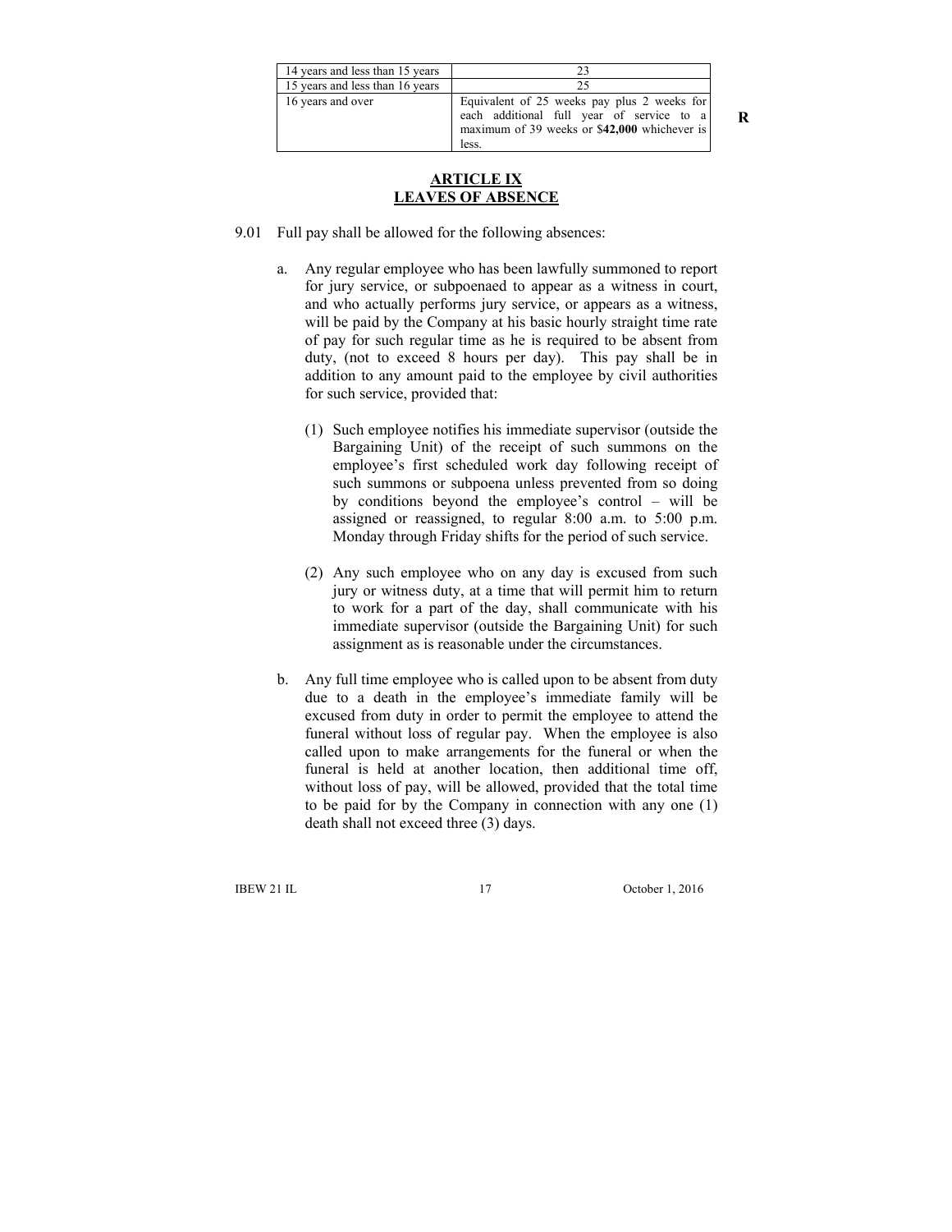| 14 years and less than 15 years | 23 |
|---|---|
| 15 years and less than 16 years | 25 |
| 16 years and over | Equivalent of 25 weeks pay plus 2 weeks for each additional full year of service to a maximum of 39 weeks or $**42,000** whichever is less. |

R

## ARTICLE IX
## LEAVES OF ABSENCE

9.01 Full pay shall be allowed for the following absences:

a. Any regular employee who has been lawfully summoned to report for jury service, or subpoenaed to appear as a witness in court, and who actually performs jury service, or appears as a witness, will be paid by the Company at his basic hourly straight time rate of pay for such regular time as he is required to be absent from duty, (not to exceed 8 hours per day). This pay shall be in addition to any amount paid to the employee by civil authorities for such service, provided that:

   (1) Such employee notifies his immediate supervisor (outside the Bargaining Unit) of the receipt of such summons on the employee's first scheduled work day following receipt of such summons or subpoena unless prevented from so doing by conditions beyond the employee's control – will be assigned or reassigned, to regular 8:00 a.m. to 5:00 p.m. Monday through Friday shifts for the period of such service.

   (2) Any such employee who on any day is excused from such jury or witness duty, at a time that will permit him to return to work for a part of the day, shall communicate with his immediate supervisor (outside the Bargaining Unit) for such assignment as is reasonable under the circumstances.

b. Any full time employee who is called upon to be absent from duty due to a death in the employee's immediate family will be excused from duty in order to permit the employee to attend the funeral without loss of regular pay. When the employee is also called upon to make arrangements for the funeral or when the funeral is held at another location, then additional time off, without loss of pay, will be allowed, provided that the total time to be paid for by the Company in connection with any one (1) death shall not exceed three (3) days.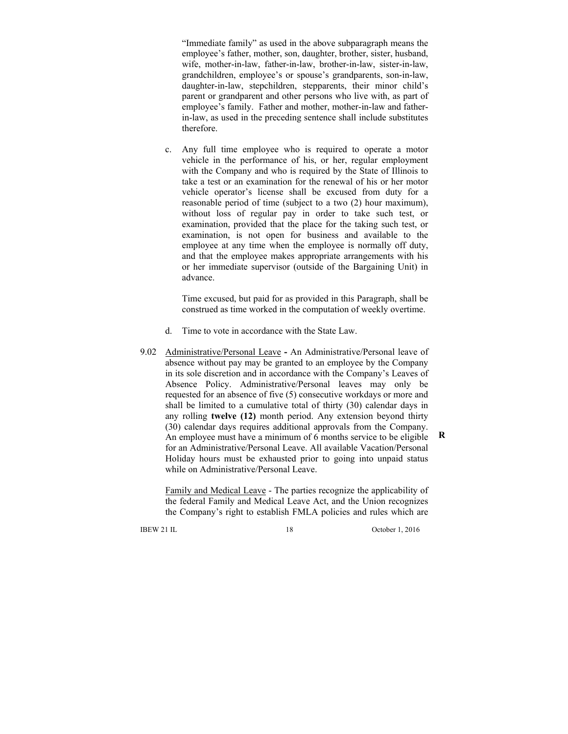"Immediate family" as used in the above subparagraph means the employee's father, mother, son, daughter, brother, sister, husband, wife, mother-in-law, father-in-law, brother-in-law, sister-in-law, grandchildren, employee's or spouse's grandparents, son-in-law, daughter-in-law, stepchildren, stepparents, their minor child's parent or grandparent and other persons who live with, as part of employee's family. Father and mother, mother-in-law and father-in-law, as used in the preceding sentence shall include substitutes therefore.

c. Any full time employee who is required to operate a motor vehicle in the performance of his, or her, regular employment with the Company and who is required by the State of Illinois to take a test or an examination for the renewal of his or her motor vehicle operator's license shall be excused from duty for a reasonable period of time (subject to a two (2) hour maximum), without loss of regular pay in order to take such test, or examination, provided that the place for the taking such test, or examination, is not open for business and available to the employee at any time when the employee is normally off duty, and that the employee makes appropriate arrangements with his or her immediate supervisor (outside of the Bargaining Unit) in advance.

   Time excused, but paid for as provided in this Paragraph, shall be construed as time worked in the computation of weekly overtime.

d. Time to vote in accordance with the State Law.

9.02 Administrative/Personal Leave **-** An Administrative/Personal leave of absence without pay may be granted to an employee by the Company in its sole discretion and in accordance with the Company's Leaves of Absence Policy. Administrative/Personal leaves may only be requested for an absence of five (5) consecutive workdays or more and shall be limited to a cumulative total of thirty (30) calendar days in any rolling **twelve (12)** month period. Any extension beyond thirty (30) calendar days requires additional approvals from the Company. An employee must have a minimum of 6 months service to be eligible for an Administrative/Personal Leave. All available Vacation/Personal Holiday hours must be exhausted prior to going into unpaid status while on Administrative/Personal Leave. **R**

Family and Medical Leave - The parties recognize the applicability of the federal Family and Medical Leave Act, and the Union recognizes the Company's right to establish FMLA policies and rules which are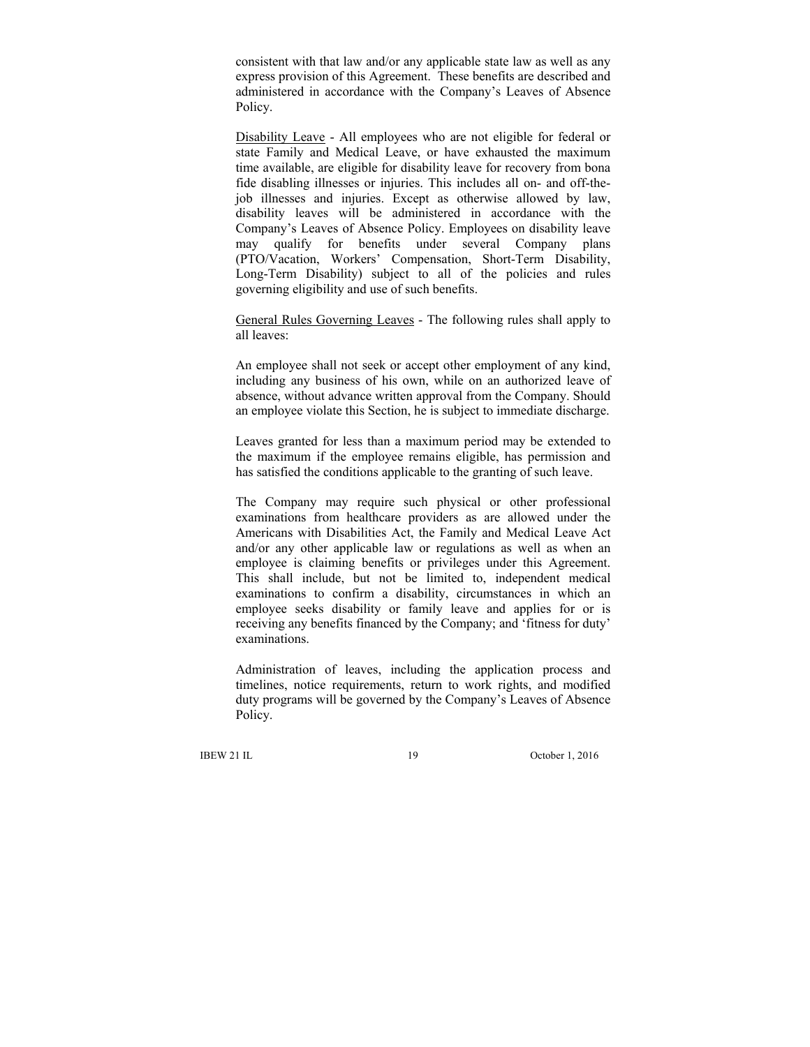consistent with that law and/or any applicable state law as well as any express provision of this Agreement. These benefits are described and administered in accordance with the Company's Leaves of Absence Policy.

Disability Leave - All employees who are not eligible for federal or state Family and Medical Leave, or have exhausted the maximum time available, are eligible for disability leave for recovery from bona fide disabling illnesses or injuries. This includes all on- and off-the-job illnesses and injuries. Except as otherwise allowed by law, disability leaves will be administered in accordance with the Company's Leaves of Absence Policy. Employees on disability leave may qualify for benefits under several Company plans (PTO/Vacation, Workers' Compensation, Short-Term Disability, Long-Term Disability) subject to all of the policies and rules governing eligibility and use of such benefits.

General Rules Governing Leaves - The following rules shall apply to all leaves:

An employee shall not seek or accept other employment of any kind, including any business of his own, while on an authorized leave of absence, without advance written approval from the Company. Should an employee violate this Section, he is subject to immediate discharge.

Leaves granted for less than a maximum period may be extended to the maximum if the employee remains eligible, has permission and has satisfied the conditions applicable to the granting of such leave.

The Company may require such physical or other professional examinations from healthcare providers as are allowed under the Americans with Disabilities Act, the Family and Medical Leave Act and/or any other applicable law or regulations as well as when an employee is claiming benefits or privileges under this Agreement. This shall include, but not be limited to, independent medical examinations to confirm a disability, circumstances in which an employee seeks disability or family leave and applies for or is receiving any benefits financed by the Company; and 'fitness for duty' examinations.

Administration of leaves, including the application process and timelines, notice requirements, return to work rights, and modified duty programs will be governed by the Company's Leaves of Absence Policy.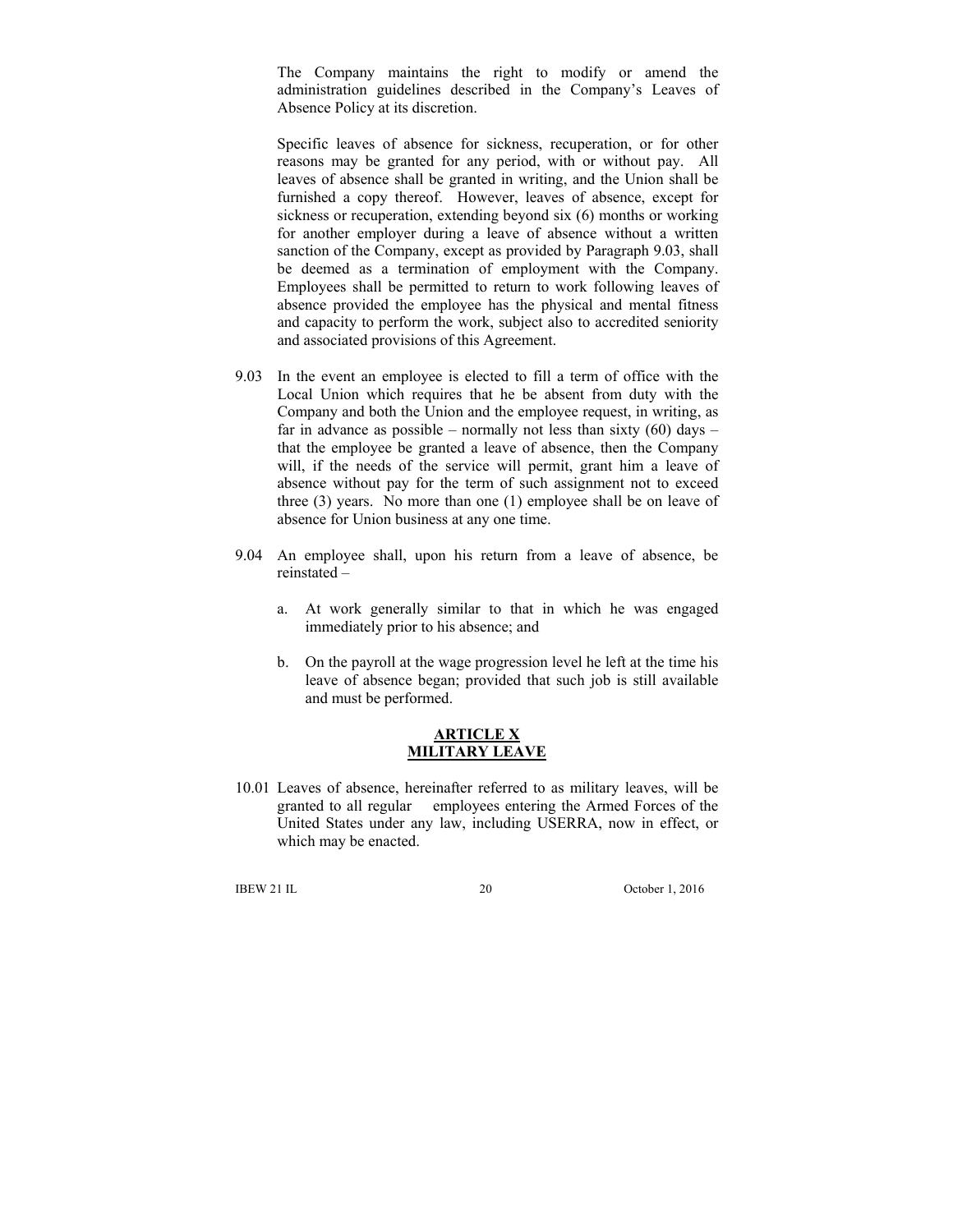The Company maintains the right to modify or amend the administration guidelines described in the Company's Leaves of Absence Policy at its discretion.

Specific leaves of absence for sickness, recuperation, or for other reasons may be granted for any period, with or without pay. All leaves of absence shall be granted in writing, and the Union shall be furnished a copy thereof. However, leaves of absence, except for sickness or recuperation, extending beyond six (6) months or working for another employer during a leave of absence without a written sanction of the Company, except as provided by Paragraph 9.03, shall be deemed as a termination of employment with the Company. Employees shall be permitted to return to work following leaves of absence provided the employee has the physical and mental fitness and capacity to perform the work, subject also to accredited seniority and associated provisions of this Agreement.

9.03 In the event an employee is elected to fill a term of office with the Local Union which requires that he be absent from duty with the Company and both the Union and the employee request, in writing, as far in advance as possible – normally not less than sixty (60) days – that the employee be granted a leave of absence, then the Company will, if the needs of the service will permit, grant him a leave of absence without pay for the term of such assignment not to exceed three (3) years. No more than one (1) employee shall be on leave of absence for Union business at any one time.

9.04 An employee shall, upon his return from a leave of absence, be reinstated –

a. At work generally similar to that in which he was engaged immediately prior to his absence; and

b. On the payroll at the wage progression level he left at the time his leave of absence began; provided that such job is still available and must be performed.

## ARTICLE X
## MILITARY LEAVE

10.01 Leaves of absence, hereinafter referred to as military leaves, will be granted to all regular employees entering the Armed Forces of the United States under any law, including USERRA, now in effect, or which may be enacted.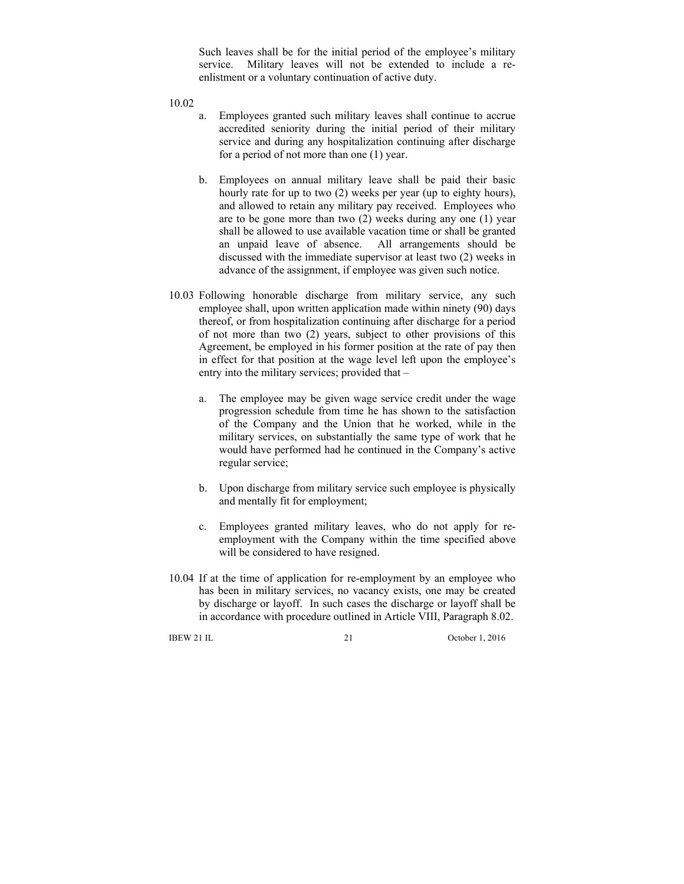Such leaves shall be for the initial period of the employee's military service. Military leaves will not be extended to include a re-enlistment or a voluntary continuation of active duty.

10.02

a. Employees granted such military leaves shall continue to accrue accredited seniority during the initial period of their military service and during any hospitalization continuing after discharge for a period of not more than one (1) year.

b. Employees on annual military leave shall be paid their basic hourly rate for up to two (2) weeks per year (up to eighty hours), and allowed to retain any military pay received. Employees who are to be gone more than two (2) weeks during any one (1) year shall be allowed to use available vacation time or shall be granted an unpaid leave of absence. All arrangements should be discussed with the immediate supervisor at least two (2) weeks in advance of the assignment, if employee was given such notice.

10.03 Following honorable discharge from military service, any such employee shall, upon written application made within ninety (90) days thereof, or from hospitalization continuing after discharge for a period of not more than two (2) years, subject to other provisions of this Agreement, be employed in his former position at the rate of pay then in effect for that position at the wage level left upon the employee's entry into the military services; provided that –

a. The employee may be given wage service credit under the wage progression schedule from time he has shown to the satisfaction of the Company and the Union that he worked, while in the military services, on substantially the same type of work that he would have performed had he continued in the Company's active regular service;

b. Upon discharge from military service such employee is physically and mentally fit for employment;

c. Employees granted military leaves, who do not apply for re-employment with the Company within the time specified above will be considered to have resigned.

10.04 If at the time of application for re-employment by an employee who has been in military services, no vacancy exists, one may be created by discharge or layoff. In such cases the discharge or layoff shall be in accordance with procedure outlined in Article VIII, Paragraph 8.02.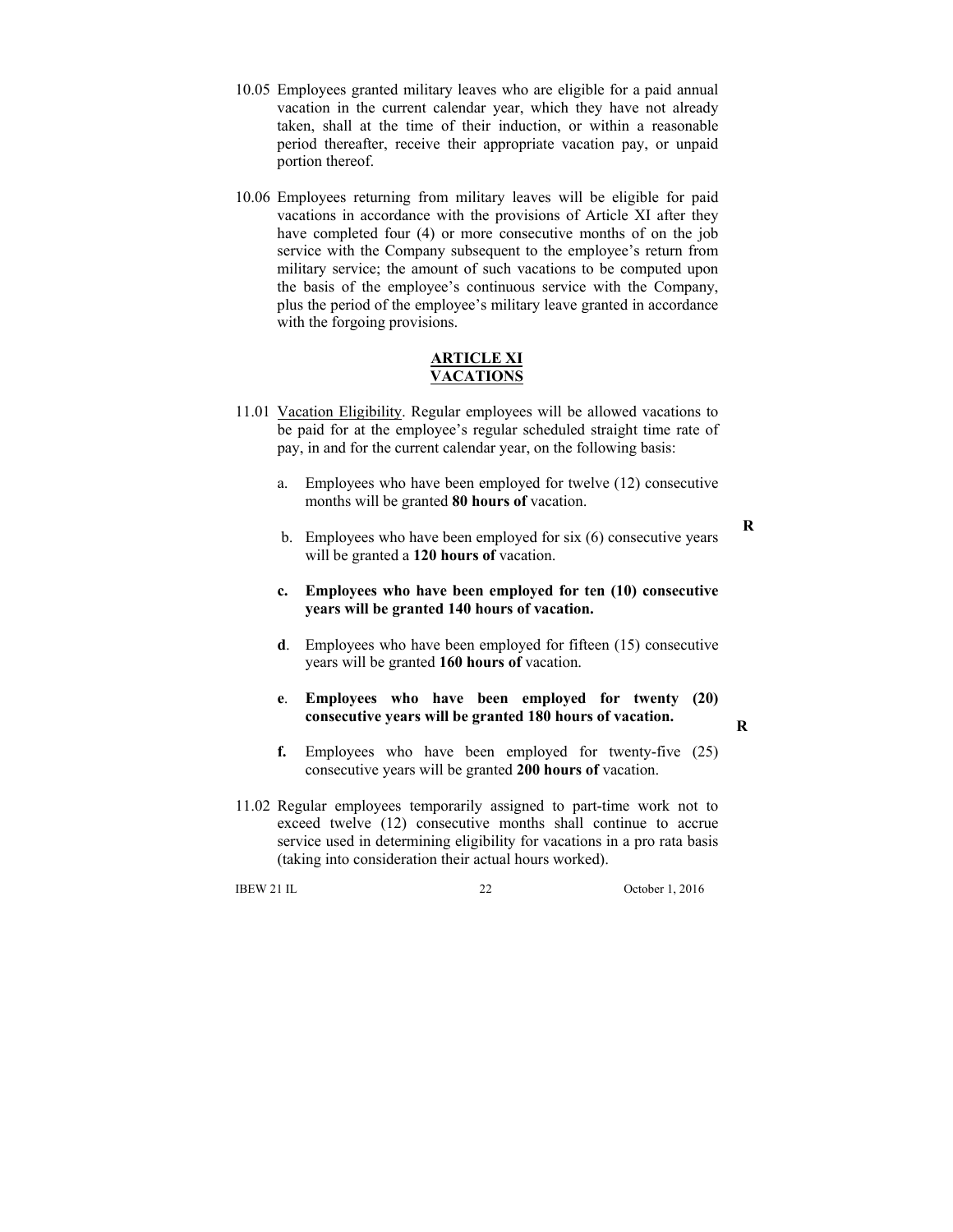10.05 Employees granted military leaves who are eligible for a paid annual vacation in the current calendar year, which they have not already taken, shall at the time of their induction, or within a reasonable period thereafter, receive their appropriate vacation pay, or unpaid portion thereof.

10.06 Employees returning from military leaves will be eligible for paid vacations in accordance with the provisions of Article XI after they have completed four (4) or more consecutive months of on the job service with the Company subsequent to the employee's return from military service; the amount of such vacations to be computed upon the basis of the employee's continuous service with the Company, plus the period of the employee's military leave granted in accordance with the forgoing provisions.

## ARTICLE XI
## VACATIONS

11.01 Vacation Eligibility. Regular employees will be allowed vacations to be paid for at the employee's regular scheduled straight time rate of pay, in and for the current calendar year, on the following basis:

a. Employees who have been employed for twelve (12) consecutive months will be granted **80 hours of** vacation.

b. Employees who have been employed for six (6) consecutive years will be granted a **120 hours of** vacation. **R**

**c. Employees who have been employed for ten (10) consecutive years will be granted 140 hours of vacation.**

**d**. Employees who have been employed for fifteen (15) consecutive years will be granted **160 hours of** vacation.

**e**. **Employees who have been employed for twenty (20) consecutive years will be granted 180 hours of vacation.** **R**

**f.** Employees who have been employed for twenty-five (25) consecutive years will be granted **200 hours of** vacation.

11.02 Regular employees temporarily assigned to part-time work not to exceed twelve (12) consecutive months shall continue to accrue service used in determining eligibility for vacations in a pro rata basis (taking into consideration their actual hours worked).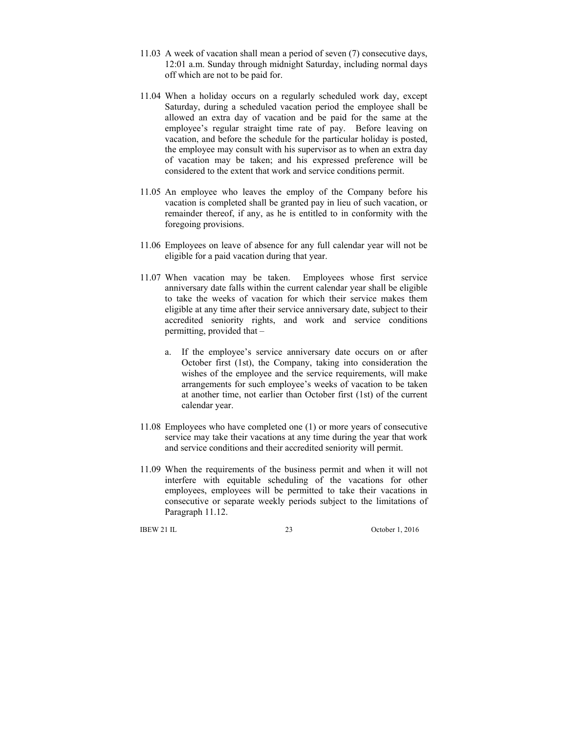11.03 A week of vacation shall mean a period of seven (7) consecutive days, 12:01 a.m. Sunday through midnight Saturday, including normal days off which are not to be paid for.

11.04 When a holiday occurs on a regularly scheduled work day, except Saturday, during a scheduled vacation period the employee shall be allowed an extra day of vacation and be paid for the same at the employee's regular straight time rate of pay. Before leaving on vacation, and before the schedule for the particular holiday is posted, the employee may consult with his supervisor as to when an extra day of vacation may be taken; and his expressed preference will be considered to the extent that work and service conditions permit.

11.05 An employee who leaves the employ of the Company before his vacation is completed shall be granted pay in lieu of such vacation, or remainder thereof, if any, as he is entitled to in conformity with the foregoing provisions.

11.06 Employees on leave of absence for any full calendar year will not be eligible for a paid vacation during that year.

11.07 When vacation may be taken. Employees whose first service anniversary date falls within the current calendar year shall be eligible to take the weeks of vacation for which their service makes them eligible at any time after their service anniversary date, subject to their accredited seniority rights, and work and service conditions permitting, provided that –

a. If the employee's service anniversary date occurs on or after October first (1st), the Company, taking into consideration the wishes of the employee and the service requirements, will make arrangements for such employee's weeks of vacation to be taken at another time, not earlier than October first (1st) of the current calendar year.

11.08 Employees who have completed one (1) or more years of consecutive service may take their vacations at any time during the year that work and service conditions and their accredited seniority will permit.

11.09 When the requirements of the business permit and when it will not interfere with equitable scheduling of the vacations for other employees, employees will be permitted to take their vacations in consecutive or separate weekly periods subject to the limitations of Paragraph 11.12.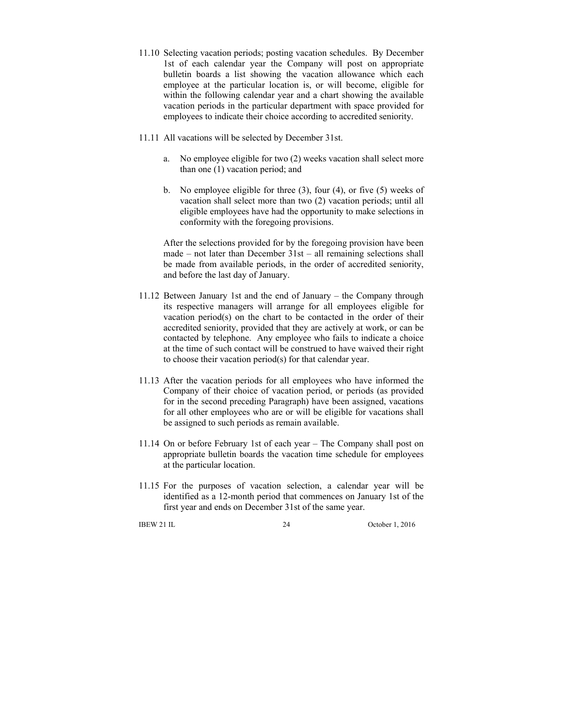11.10 Selecting vacation periods; posting vacation schedules. By December 1st of each calendar year the Company will post on appropriate bulletin boards a list showing the vacation allowance which each employee at the particular location is, or will become, eligible for within the following calendar year and a chart showing the available vacation periods in the particular department with space provided for employees to indicate their choice according to accredited seniority.

11.11 All vacations will be selected by December 31st.

a. No employee eligible for two (2) weeks vacation shall select more than one (1) vacation period; and

b. No employee eligible for three (3), four (4), or five (5) weeks of vacation shall select more than two (2) vacation periods; until all eligible employees have had the opportunity to make selections in conformity with the foregoing provisions.

After the selections provided for by the foregoing provision have been made – not later than December 31st – all remaining selections shall be made from available periods, in the order of accredited seniority, and before the last day of January.

11.12 Between January 1st and the end of January – the Company through its respective managers will arrange for all employees eligible for vacation period(s) on the chart to be contacted in the order of their accredited seniority, provided that they are actively at work, or can be contacted by telephone. Any employee who fails to indicate a choice at the time of such contact will be construed to have waived their right to choose their vacation period(s) for that calendar year.

11.13 After the vacation periods for all employees who have informed the Company of their choice of vacation period, or periods (as provided for in the second preceding Paragraph) have been assigned, vacations for all other employees who are or will be eligible for vacations shall be assigned to such periods as remain available.

11.14 On or before February 1st of each year – The Company shall post on appropriate bulletin boards the vacation time schedule for employees at the particular location.

11.15 For the purposes of vacation selection, a calendar year will be identified as a 12-month period that commences on January 1st of the first year and ends on December 31st of the same year.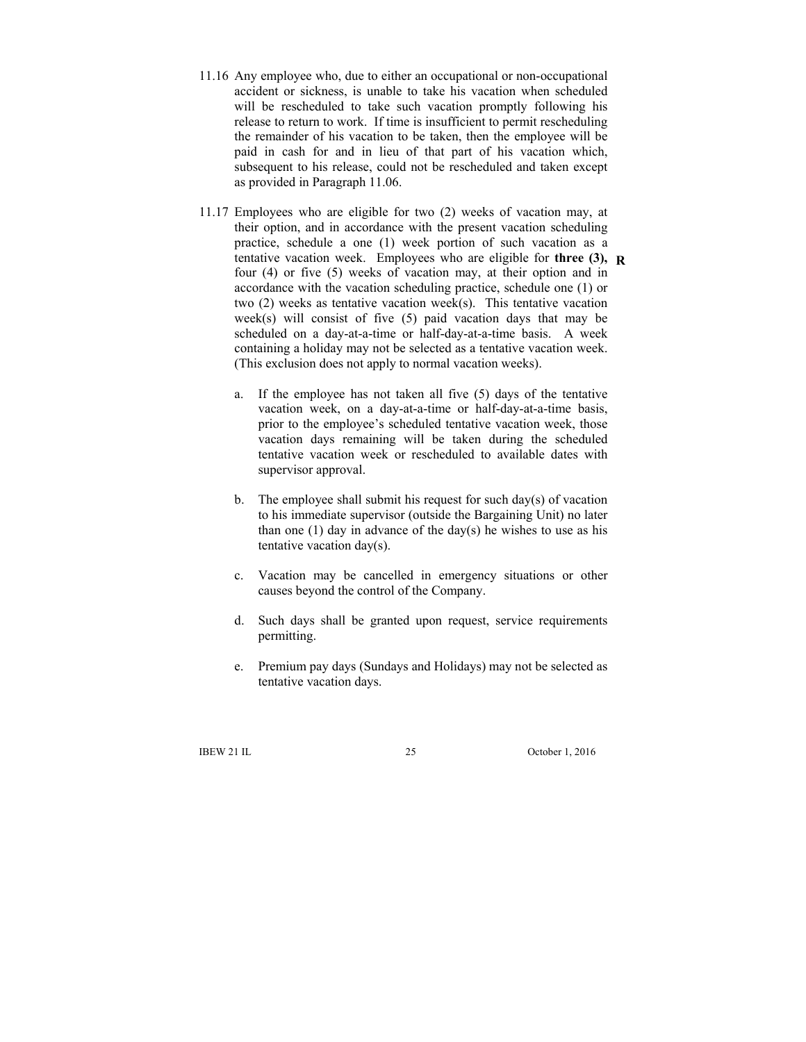11.16 Any employee who, due to either an occupational or non-occupational accident or sickness, is unable to take his vacation when scheduled will be rescheduled to take such vacation promptly following his release to return to work. If time is insufficient to permit rescheduling the remainder of his vacation to be taken, then the employee will be paid in cash for and in lieu of that part of his vacation which, subsequent to his release, could not be rescheduled and taken except as provided in Paragraph 11.06.

11.17 Employees who are eligible for two (2) weeks of vacation may, at their option, and in accordance with the present vacation scheduling practice, schedule a one (1) week portion of such vacation as a tentative vacation week. Employees who are eligible for **three (3),** four (4) or five (5) weeks of vacation may, at their option and in accordance with the vacation scheduling practice, schedule one (1) or two (2) weeks as tentative vacation week(s). This tentative vacation week(s) will consist of five (5) paid vacation days that may be scheduled on a day-at-a-time or half-day-at-a-time basis. A week containing a holiday may not be selected as a tentative vacation week. (This exclusion does not apply to normal vacation weeks). **R**

a. If the employee has not taken all five (5) days of the tentative vacation week, on a day-at-a-time or half-day-at-a-time basis, prior to the employee's scheduled tentative vacation week, those vacation days remaining will be taken during the scheduled tentative vacation week or rescheduled to available dates with supervisor approval.

b. The employee shall submit his request for such day(s) of vacation to his immediate supervisor (outside the Bargaining Unit) no later than one (1) day in advance of the day(s) he wishes to use as his tentative vacation day(s).

c. Vacation may be cancelled in emergency situations or other causes beyond the control of the Company.

d. Such days shall be granted upon request, service requirements permitting.

e. Premium pay days (Sundays and Holidays) may not be selected as tentative vacation days.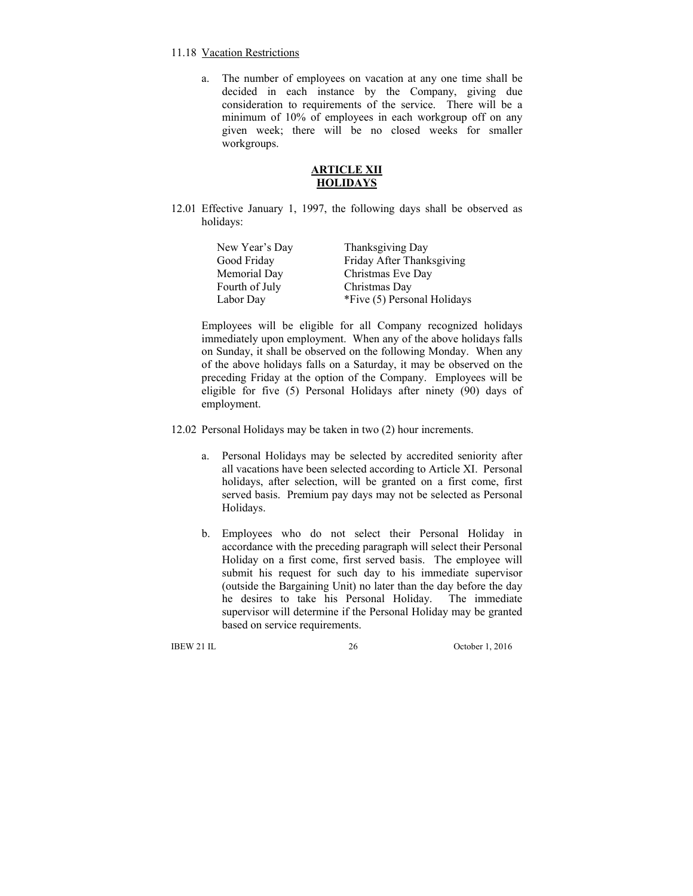11.18 Vacation Restrictions

a. The number of employees on vacation at any one time shall be decided in each instance by the Company, giving due consideration to requirements of the service. There will be a minimum of 10% of employees in each workgroup off on any given week; there will be no closed weeks for smaller workgroups.

## ARTICLE XII
## HOLIDAYS

12.01 Effective January 1, 1997, the following days shall be observed as holidays:

| | |
|---|---|
| New Year's Day | Thanksgiving Day |
| Good Friday | Friday After Thanksgiving |
| Memorial Day | Christmas Eve Day |
| Fourth of July | Christmas Day |
| Labor Day | *Five (5) Personal Holidays |

Employees will be eligible for all Company recognized holidays immediately upon employment. When any of the above holidays falls on Sunday, it shall be observed on the following Monday. When any of the above holidays falls on a Saturday, it may be observed on the preceding Friday at the option of the Company. Employees will be eligible for five (5) Personal Holidays after ninety (90) days of employment.

12.02 Personal Holidays may be taken in two (2) hour increments.

a. Personal Holidays may be selected by accredited seniority after all vacations have been selected according to Article XI. Personal holidays, after selection, will be granted on a first come, first served basis. Premium pay days may not be selected as Personal Holidays.

b. Employees who do not select their Personal Holiday in accordance with the preceding paragraph will select their Personal Holiday on a first come, first served basis. The employee will submit his request for such day to his immediate supervisor (outside the Bargaining Unit) no later than the day before the day he desires to take his Personal Holiday. The immediate supervisor will determine if the Personal Holiday may be granted based on service requirements.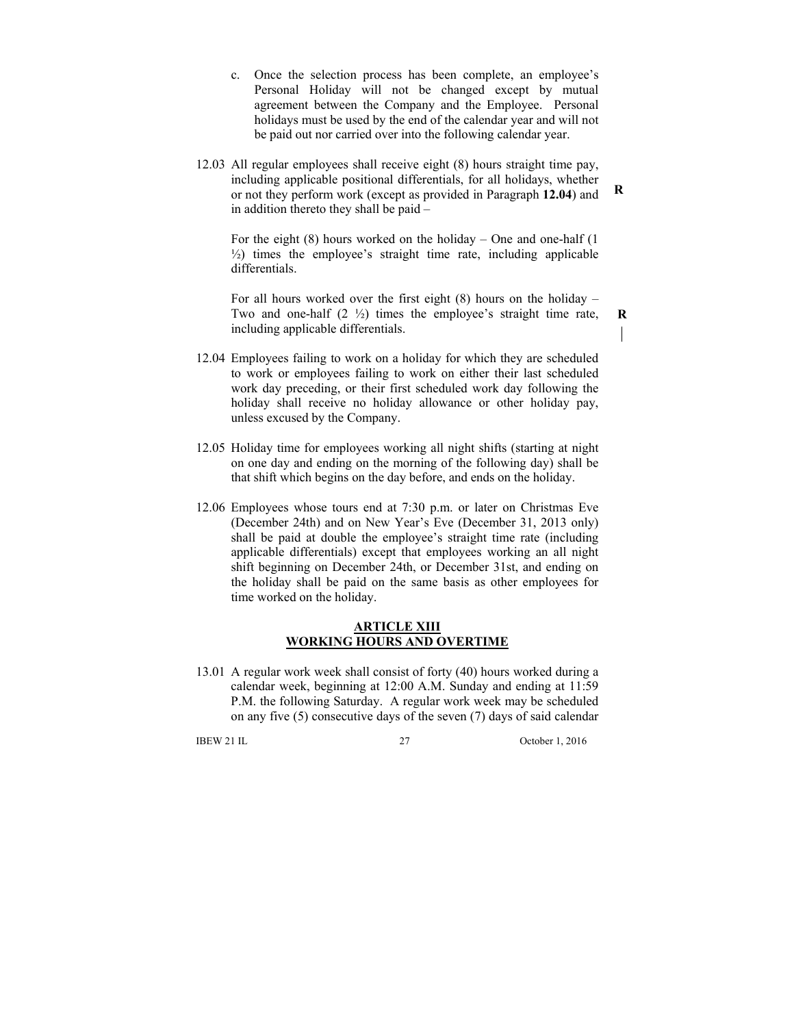c. Once the selection process has been complete, an employee's Personal Holiday will not be changed except by mutual agreement between the Company and the Employee. Personal holidays must be used by the end of the calendar year and will not be paid out nor carried over into the following calendar year.

12.03 All regular employees shall receive eight (8) hours straight time pay, including applicable positional differentials, for all holidays, whether or not they perform work (except as provided in Paragraph **12.04**) and in addition thereto they shall be paid – **R**

For the eight (8) hours worked on the holiday – One and one-half (1 ½) times the employee's straight time rate, including applicable differentials.

For all hours worked over the first eight (8) hours on the holiday – Two and one-half (2 ½) times the employee's straight time rate, including applicable differentials. **R**

12.04 Employees failing to work on a holiday for which they are scheduled to work or employees failing to work on either their last scheduled work day preceding, or their first scheduled work day following the holiday shall receive no holiday allowance or other holiday pay, unless excused by the Company.

12.05 Holiday time for employees working all night shifts (starting at night on one day and ending on the morning of the following day) shall be that shift which begins on the day before, and ends on the holiday.

12.06 Employees whose tours end at 7:30 p.m. or later on Christmas Eve (December 24th) and on New Year's Eve (December 31, 2013 only) shall be paid at double the employee's straight time rate (including applicable differentials) except that employees working an all night shift beginning on December 24th, or December 31st, and ending on the holiday shall be paid on the same basis as other employees for time worked on the holiday.

## ARTICLE XIII
## WORKING HOURS AND OVERTIME

13.01 A regular work week shall consist of forty (40) hours worked during a calendar week, beginning at 12:00 A.M. Sunday and ending at 11:59 P.M. the following Saturday. A regular work week may be scheduled on any five (5) consecutive days of the seven (7) days of said calendar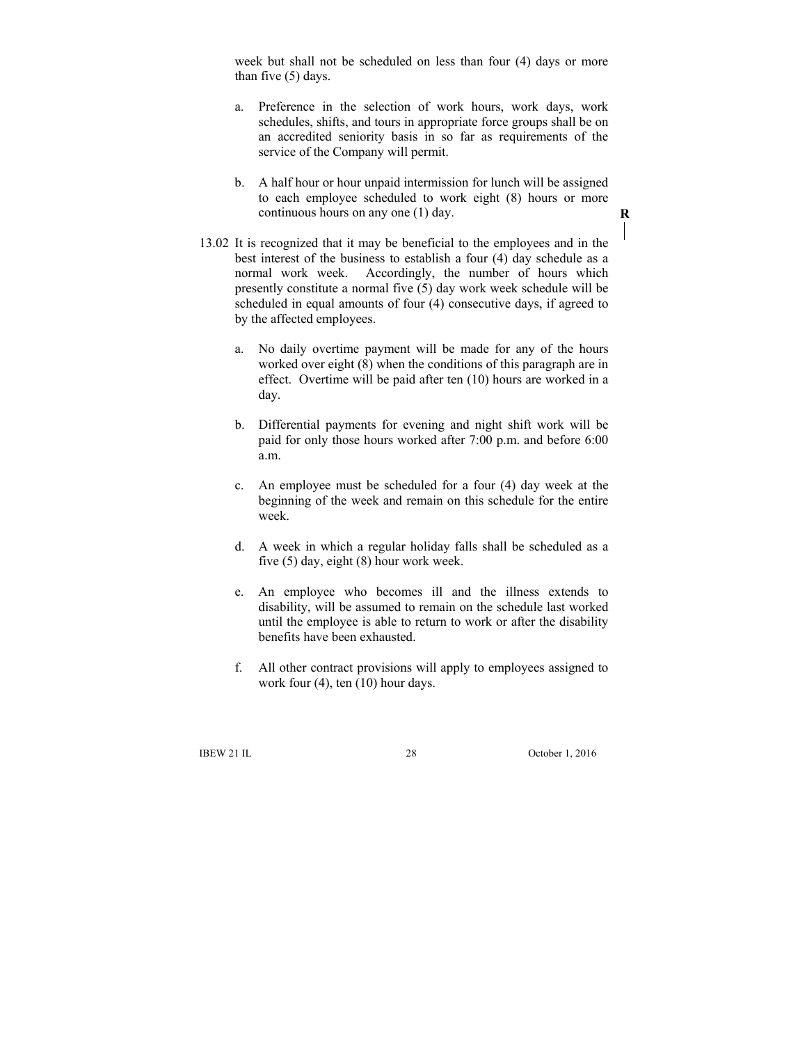week but shall not be scheduled on less than four (4) days or more than five (5) days.

a. Preference in the selection of work hours, work days, work schedules, shifts, and tours in appropriate force groups shall be on an accredited seniority basis in so far as requirements of the service of the Company will permit.

b. A half hour or hour unpaid intermission for lunch will be assigned to each employee scheduled to work eight (8) hours or more continuous hours on any one (1) day.

R

13.02 It is recognized that it may be beneficial to the employees and in the best interest of the business to establish a four (4) day schedule as a normal work week. Accordingly, the number of hours which presently constitute a normal five (5) day work week schedule will be scheduled in equal amounts of four (4) consecutive days, if agreed to by the affected employees.

a. No daily overtime payment will be made for any of the hours worked over eight (8) when the conditions of this paragraph are in effect. Overtime will be paid after ten (10) hours are worked in a day.

b. Differential payments for evening and night shift work will be paid for only those hours worked after 7:00 p.m. and before 6:00 a.m.

c. An employee must be scheduled for a four (4) day week at the beginning of the week and remain on this schedule for the entire week.

d. A week in which a regular holiday falls shall be scheduled as a five (5) day, eight (8) hour work week.

e. An employee who becomes ill and the illness extends to disability, will be assumed to remain on the schedule last worked until the employee is able to return to work or after the disability benefits have been exhausted.

f. All other contract provisions will apply to employees assigned to work four (4), ten (10) hour days.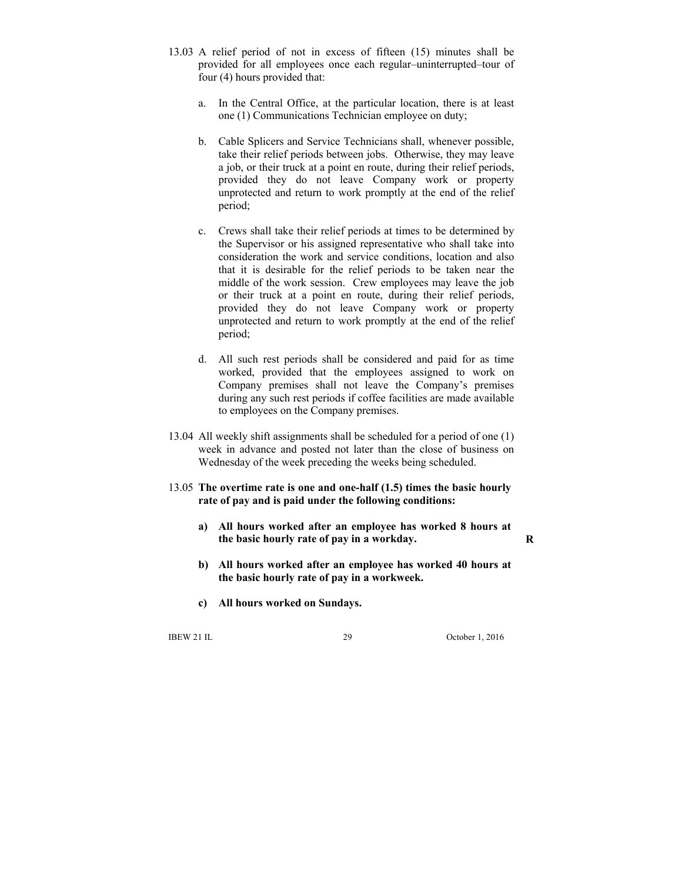13.03 A relief period of not in excess of fifteen (15) minutes shall be provided for all employees once each regular–uninterrupted–tour of four (4) hours provided that:

a. In the Central Office, at the particular location, there is at least one (1) Communications Technician employee on duty;

b. Cable Splicers and Service Technicians shall, whenever possible, take their relief periods between jobs. Otherwise, they may leave a job, or their truck at a point en route, during their relief periods, provided they do not leave Company work or property unprotected and return to work promptly at the end of the relief period;

c. Crews shall take their relief periods at times to be determined by the Supervisor or his assigned representative who shall take into consideration the work and service conditions, location and also that it is desirable for the relief periods to be taken near the middle of the work session. Crew employees may leave the job or their truck at a point en route, during their relief periods, provided they do not leave Company work or property unprotected and return to work promptly at the end of the relief period;

d. All such rest periods shall be considered and paid for as time worked, provided that the employees assigned to work on Company premises shall not leave the Company's premises during any such rest periods if coffee facilities are made available to employees on the Company premises.

13.04 All weekly shift assignments shall be scheduled for a period of one (1) week in advance and posted not later than the close of business on Wednesday of the week preceding the weeks being scheduled.

13.05 **The overtime rate is one and one-half (1.5) times the basic hourly rate of pay and is paid under the following conditions:**

**a) All hours worked after an employee has worked 8 hours at the basic hourly rate of pay in a workday.** **R**

**b) All hours worked after an employee has worked 40 hours at the basic hourly rate of pay in a workweek.**

**c) All hours worked on Sundays.**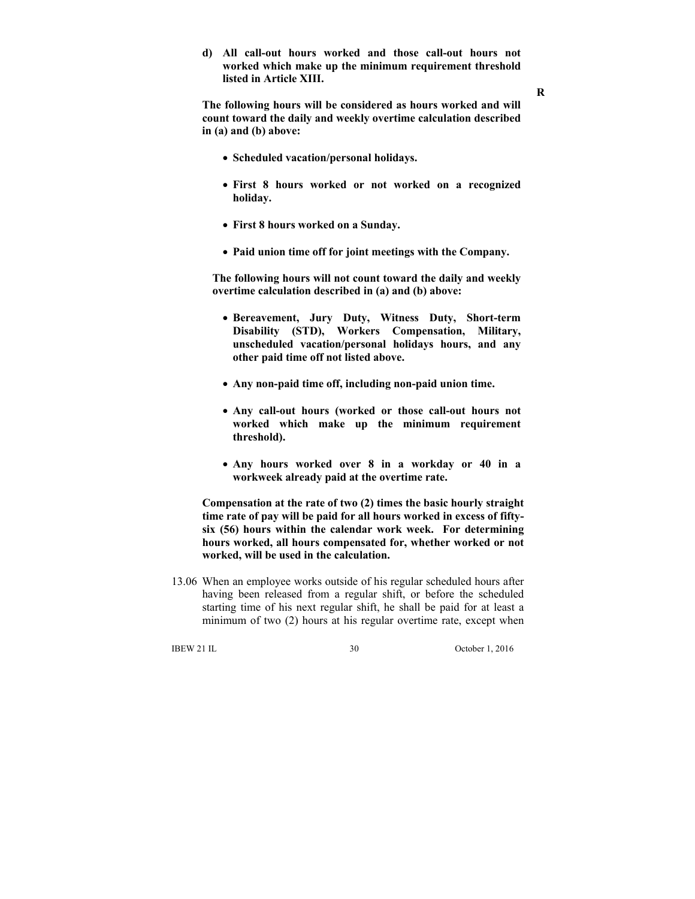**d) All call-out hours worked and those call-out hours not worked which make up the minimum requirement threshold listed in Article XIII.**

R

**The following hours will be considered as hours worked and will count toward the daily and weekly overtime calculation described in (a) and (b) above:**

- **Scheduled vacation/personal holidays.**
- **First 8 hours worked or not worked on a recognized holiday.**
- **First 8 hours worked on a Sunday.**
- **Paid union time off for joint meetings with the Company.**

**The following hours will not count toward the daily and weekly overtime calculation described in (a) and (b) above:**

- **Bereavement, Jury Duty, Witness Duty, Short-term Disability (STD), Workers Compensation, Military, unscheduled vacation/personal holidays hours, and any other paid time off not listed above.**
- **Any non-paid time off, including non-paid union time.**
- **Any call-out hours (worked or those call-out hours not worked which make up the minimum requirement threshold).**
- **Any hours worked over 8 in a workday or 40 in a workweek already paid at the overtime rate.**

**Compensation at the rate of two (2) times the basic hourly straight time rate of pay will be paid for all hours worked in excess of fifty-six (56) hours within the calendar work week. For determining hours worked, all hours compensated for, whether worked or not worked, will be used in the calculation.**

13.06 When an employee works outside of his regular scheduled hours after having been released from a regular shift, or before the scheduled starting time of his next regular shift, he shall be paid for at least a minimum of two (2) hours at his regular overtime rate, except when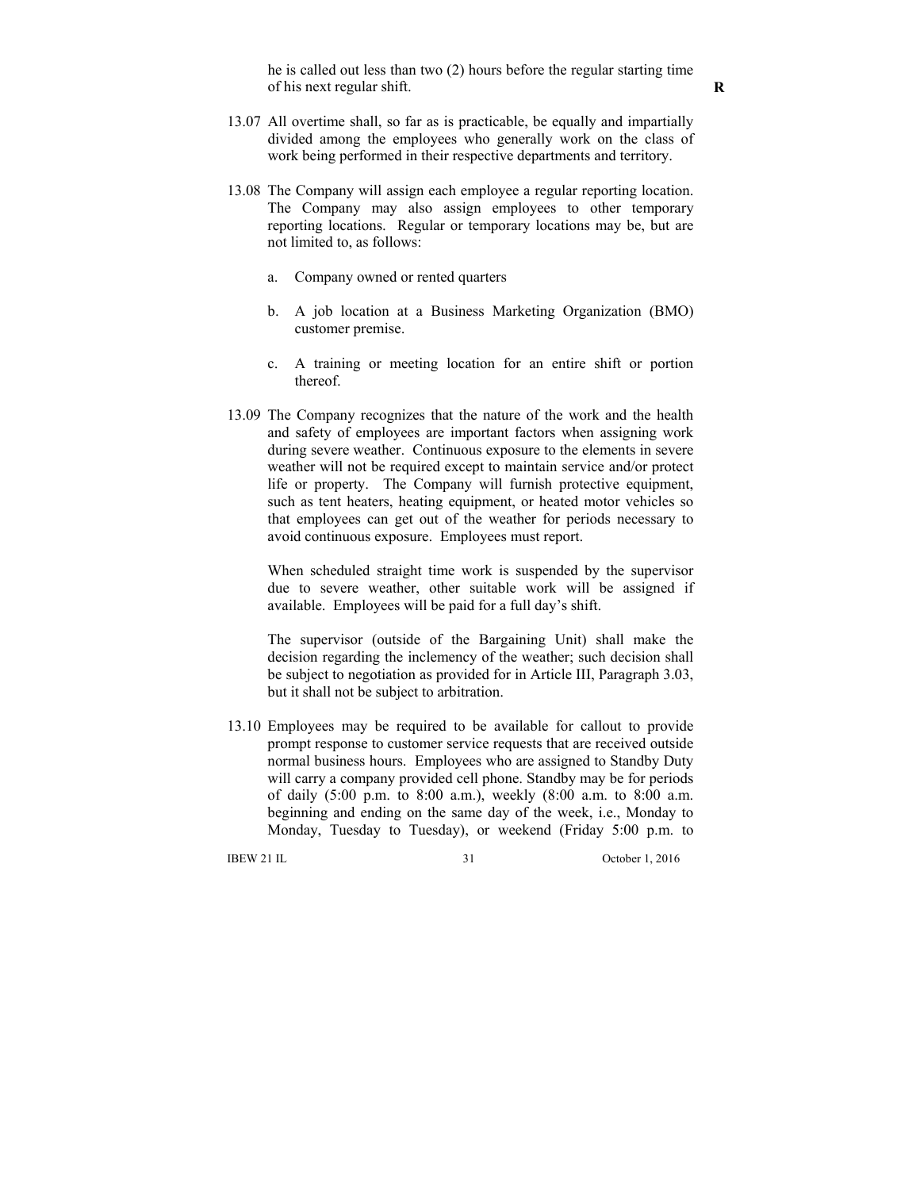he is called out less than two (2) hours before the regular starting time of his next regular shift. **R**

13.07 All overtime shall, so far as is practicable, be equally and impartially divided among the employees who generally work on the class of work being performed in their respective departments and territory.

13.08 The Company will assign each employee a regular reporting location. The Company may also assign employees to other temporary reporting locations. Regular or temporary locations may be, but are not limited to, as follows:

a. Company owned or rented quarters

b. A job location at a Business Marketing Organization (BMO) customer premise.

c. A training or meeting location for an entire shift or portion thereof.

13.09 The Company recognizes that the nature of the work and the health and safety of employees are important factors when assigning work during severe weather. Continuous exposure to the elements in severe weather will not be required except to maintain service and/or protect life or property. The Company will furnish protective equipment, such as tent heaters, heating equipment, or heated motor vehicles so that employees can get out of the weather for periods necessary to avoid continuous exposure. Employees must report.

When scheduled straight time work is suspended by the supervisor due to severe weather, other suitable work will be assigned if available. Employees will be paid for a full day's shift.

The supervisor (outside of the Bargaining Unit) shall make the decision regarding the inclemency of the weather; such decision shall be subject to negotiation as provided for in Article III, Paragraph 3.03, but it shall not be subject to arbitration.

13.10 Employees may be required to be available for callout to provide prompt response to customer service requests that are received outside normal business hours. Employees who are assigned to Standby Duty will carry a company provided cell phone. Standby may be for periods of daily (5:00 p.m. to 8:00 a.m.), weekly (8:00 a.m. to 8:00 a.m. beginning and ending on the same day of the week, i.e., Monday to Monday, Tuesday to Tuesday), or weekend (Friday 5:00 p.m. to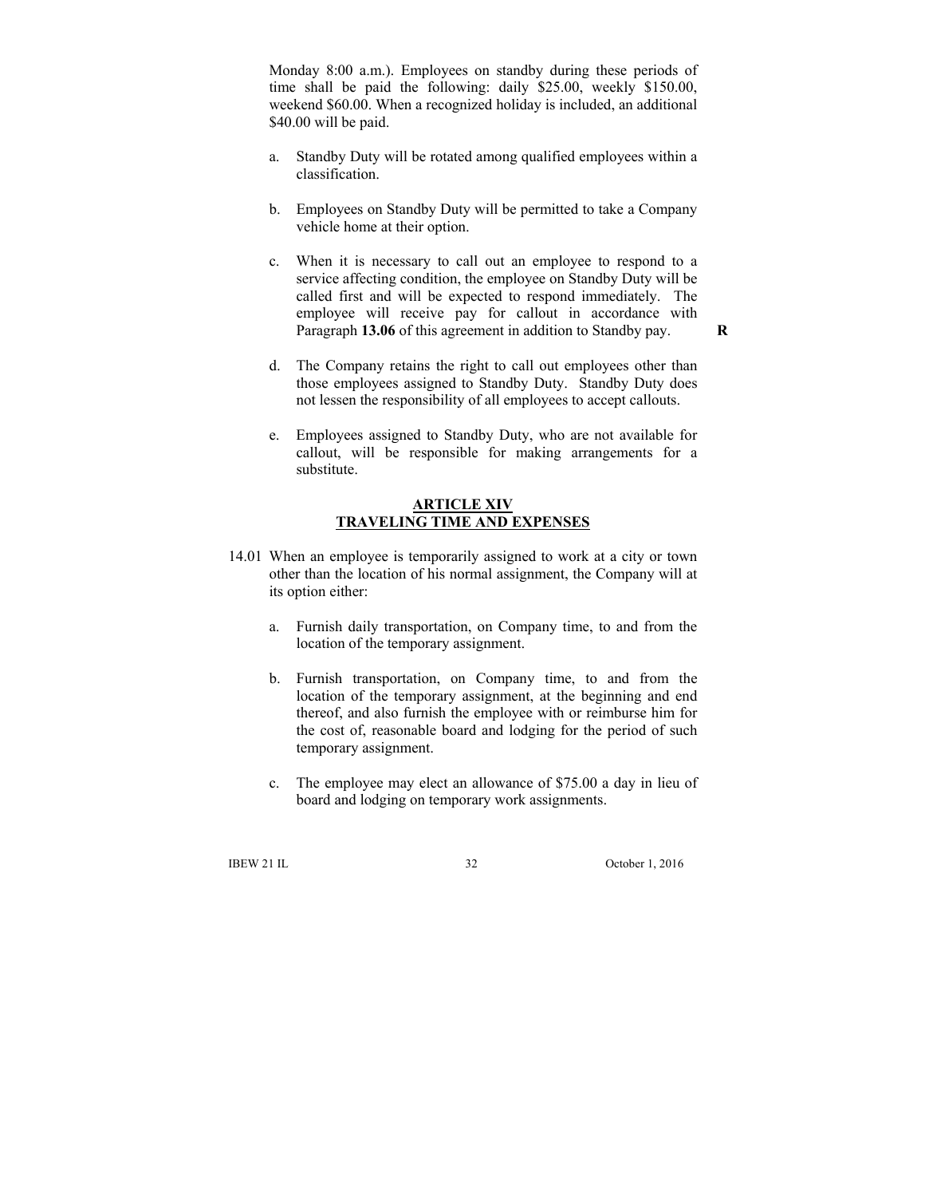Monday 8:00 a.m.). Employees on standby during these periods of time shall be paid the following: daily $25.00, weekly $150.00, weekend $60.00. When a recognized holiday is included, an additional $40.00 will be paid.

a. Standby Duty will be rotated among qualified employees within a classification.

b. Employees on Standby Duty will be permitted to take a Company vehicle home at their option.

c. When it is necessary to call out an employee to respond to a service affecting condition, the employee on Standby Duty will be called first and will be expected to respond immediately. The employee will receive pay for callout in accordance with Paragraph **13.06** of this agreement in addition to Standby pay. **R**

d. The Company retains the right to call out employees other than those employees assigned to Standby Duty. Standby Duty does not lessen the responsibility of all employees to accept callouts.

e. Employees assigned to Standby Duty, who are not available for callout, will be responsible for making arrangements for a substitute.

## ARTICLE XIV
## TRAVELING TIME AND EXPENSES

14.01 When an employee is temporarily assigned to work at a city or town other than the location of his normal assignment, the Company will at its option either:

a. Furnish daily transportation, on Company time, to and from the location of the temporary assignment.

b. Furnish transportation, on Company time, to and from the location of the temporary assignment, at the beginning and end thereof, and also furnish the employee with or reimburse him for the cost of, reasonable board and lodging for the period of such temporary assignment.

c. The employee may elect an allowance of $75.00 a day in lieu of board and lodging on temporary work assignments.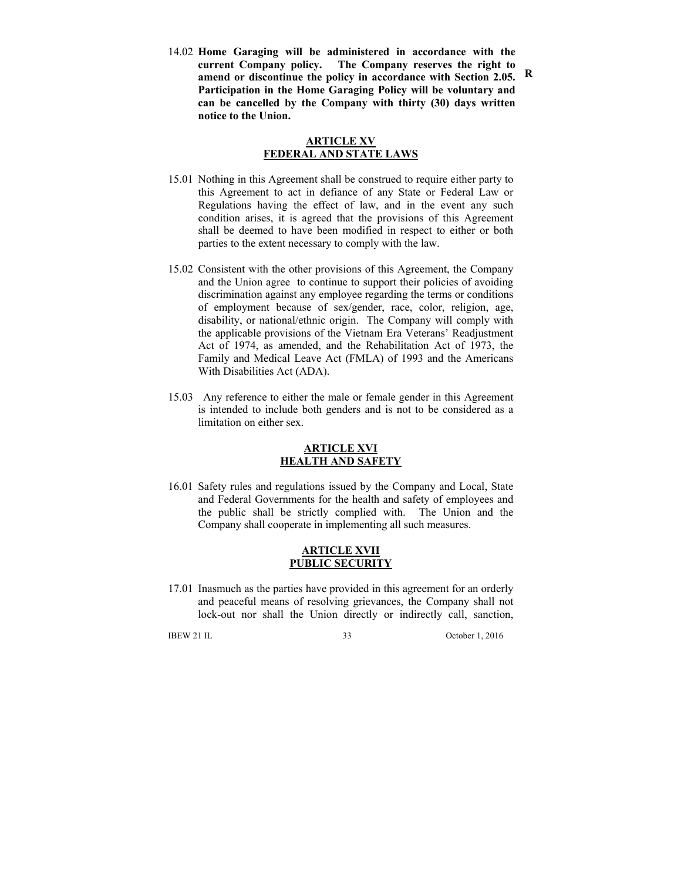14.02 **Home Garaging will be administered in accordance with the current Company policy. The Company reserves the right to amend or discontinue the policy in accordance with Section 2.05. Participation in the Home Garaging Policy will be voluntary and can be cancelled by the Company with thirty (30) days written notice to the Union.** **R**

## ARTICLE XV
## FEDERAL AND STATE LAWS

15.01 Nothing in this Agreement shall be construed to require either party to this Agreement to act in defiance of any State or Federal Law or Regulations having the effect of law, and in the event any such condition arises, it is agreed that the provisions of this Agreement shall be deemed to have been modified in respect to either or both parties to the extent necessary to comply with the law.

15.02 Consistent with the other provisions of this Agreement, the Company and the Union agree to continue to support their policies of avoiding discrimination against any employee regarding the terms or conditions of employment because of sex/gender, race, color, religion, age, disability, or national/ethnic origin. The Company will comply with the applicable provisions of the Vietnam Era Veterans' Readjustment Act of 1974, as amended, and the Rehabilitation Act of 1973, the Family and Medical Leave Act (FMLA) of 1993 and the Americans With Disabilities Act (ADA).

15.03 Any reference to either the male or female gender in this Agreement is intended to include both genders and is not to be considered as a limitation on either sex.

## ARTICLE XVI
## HEALTH AND SAFETY

16.01 Safety rules and regulations issued by the Company and Local, State and Federal Governments for the health and safety of employees and the public shall be strictly complied with. The Union and the Company shall cooperate in implementing all such measures.

## ARTICLE XVII
## PUBLIC SECURITY

17.01 Inasmuch as the parties have provided in this agreement for an orderly and peaceful means of resolving grievances, the Company shall not lock-out nor shall the Union directly or indirectly call, sanction,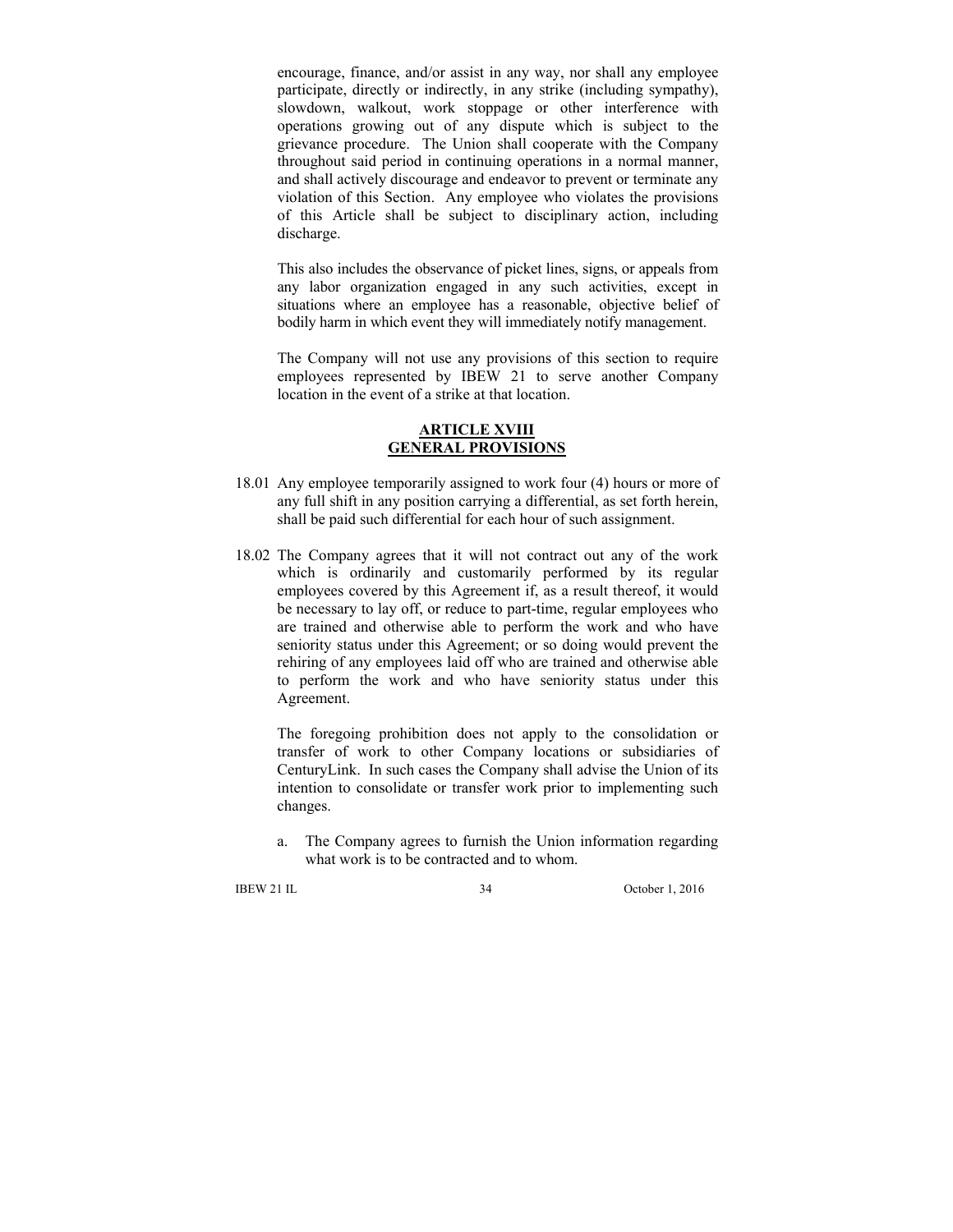encourage, finance, and/or assist in any way, nor shall any employee participate, directly or indirectly, in any strike (including sympathy), slowdown, walkout, work stoppage or other interference with operations growing out of any dispute which is subject to the grievance procedure. The Union shall cooperate with the Company throughout said period in continuing operations in a normal manner, and shall actively discourage and endeavor to prevent or terminate any violation of this Section. Any employee who violates the provisions of this Article shall be subject to disciplinary action, including discharge.

This also includes the observance of picket lines, signs, or appeals from any labor organization engaged in any such activities, except in situations where an employee has a reasonable, objective belief of bodily harm in which event they will immediately notify management.

The Company will not use any provisions of this section to require employees represented by IBEW 21 to serve another Company location in the event of a strike at that location.

## ARTICLE XVIII
## GENERAL PROVISIONS

18.01 Any employee temporarily assigned to work four (4) hours or more of any full shift in any position carrying a differential, as set forth herein, shall be paid such differential for each hour of such assignment.

18.02 The Company agrees that it will not contract out any of the work which is ordinarily and customarily performed by its regular employees covered by this Agreement if, as a result thereof, it would be necessary to lay off, or reduce to part-time, regular employees who are trained and otherwise able to perform the work and who have seniority status under this Agreement; or so doing would prevent the rehiring of any employees laid off who are trained and otherwise able to perform the work and who have seniority status under this Agreement.

The foregoing prohibition does not apply to the consolidation or transfer of work to other Company locations or subsidiaries of CenturyLink. In such cases the Company shall advise the Union of its intention to consolidate or transfer work prior to implementing such changes.

a. The Company agrees to furnish the Union information regarding what work is to be contracted and to whom.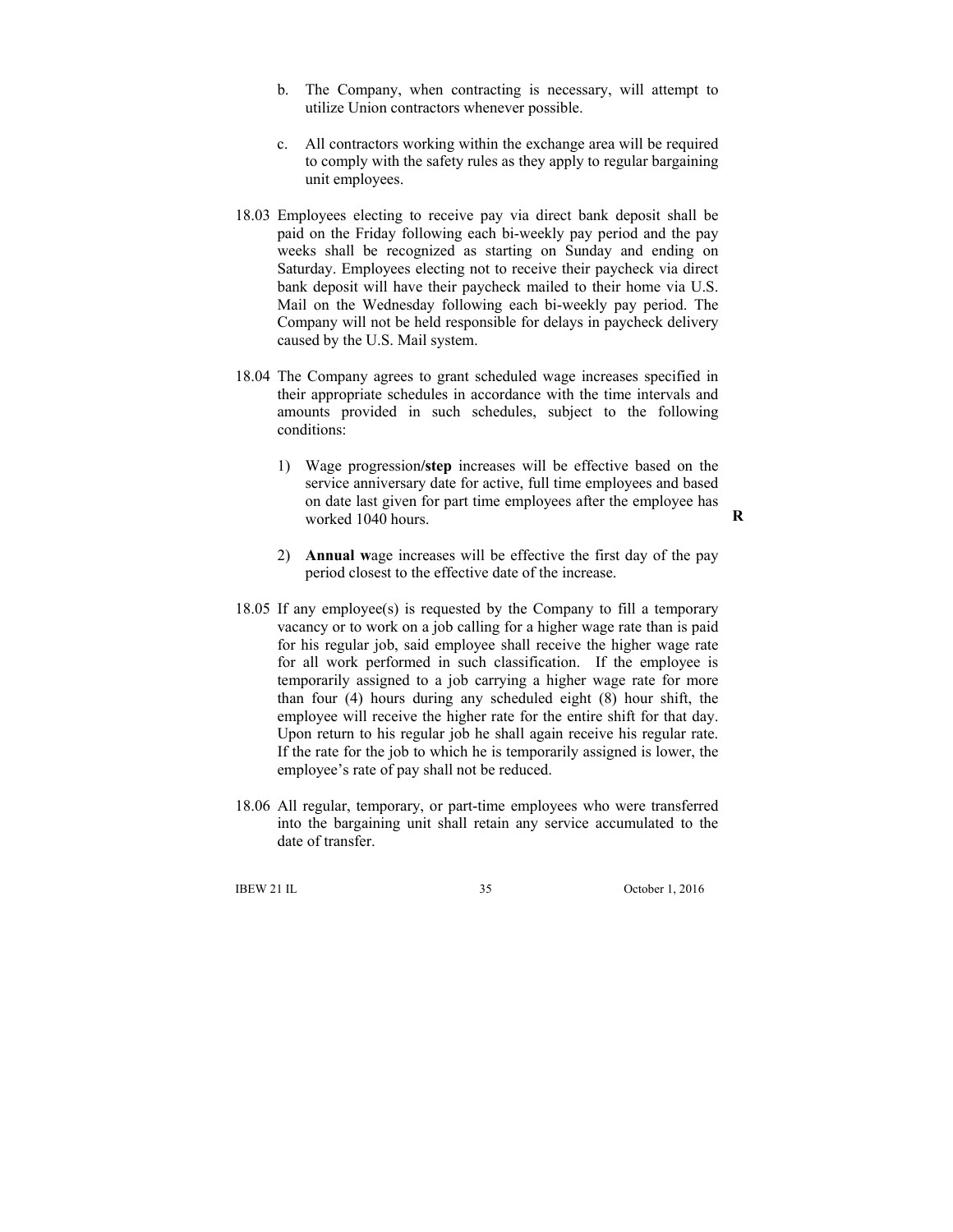b. The Company, when contracting is necessary, will attempt to utilize Union contractors whenever possible.

c. All contractors working within the exchange area will be required to comply with the safety rules as they apply to regular bargaining unit employees.

18.03 Employees electing to receive pay via direct bank deposit shall be paid on the Friday following each bi-weekly pay period and the pay weeks shall be recognized as starting on Sunday and ending on Saturday. Employees electing not to receive their paycheck via direct bank deposit will have their paycheck mailed to their home via U.S. Mail on the Wednesday following each bi-weekly pay period. The Company will not be held responsible for delays in paycheck delivery caused by the U.S. Mail system.

18.04 The Company agrees to grant scheduled wage increases specified in their appropriate schedules in accordance with the time intervals and amounts provided in such schedules, subject to the following conditions:

1) Wage progression/**step** increases will be effective based on the service anniversary date for active, full time employees and based on date last given for part time employees after the employee has worked 1040 hours. **R**

2) **Annual w**age increases will be effective the first day of the pay period closest to the effective date of the increase.

18.05 If any employee(s) is requested by the Company to fill a temporary vacancy or to work on a job calling for a higher wage rate than is paid for his regular job, said employee shall receive the higher wage rate for all work performed in such classification. If the employee is temporarily assigned to a job carrying a higher wage rate for more than four (4) hours during any scheduled eight (8) hour shift, the employee will receive the higher rate for the entire shift for that day. Upon return to his regular job he shall again receive his regular rate. If the rate for the job to which he is temporarily assigned is lower, the employee's rate of pay shall not be reduced.

18.06 All regular, temporary, or part-time employees who were transferred into the bargaining unit shall retain any service accumulated to the date of transfer.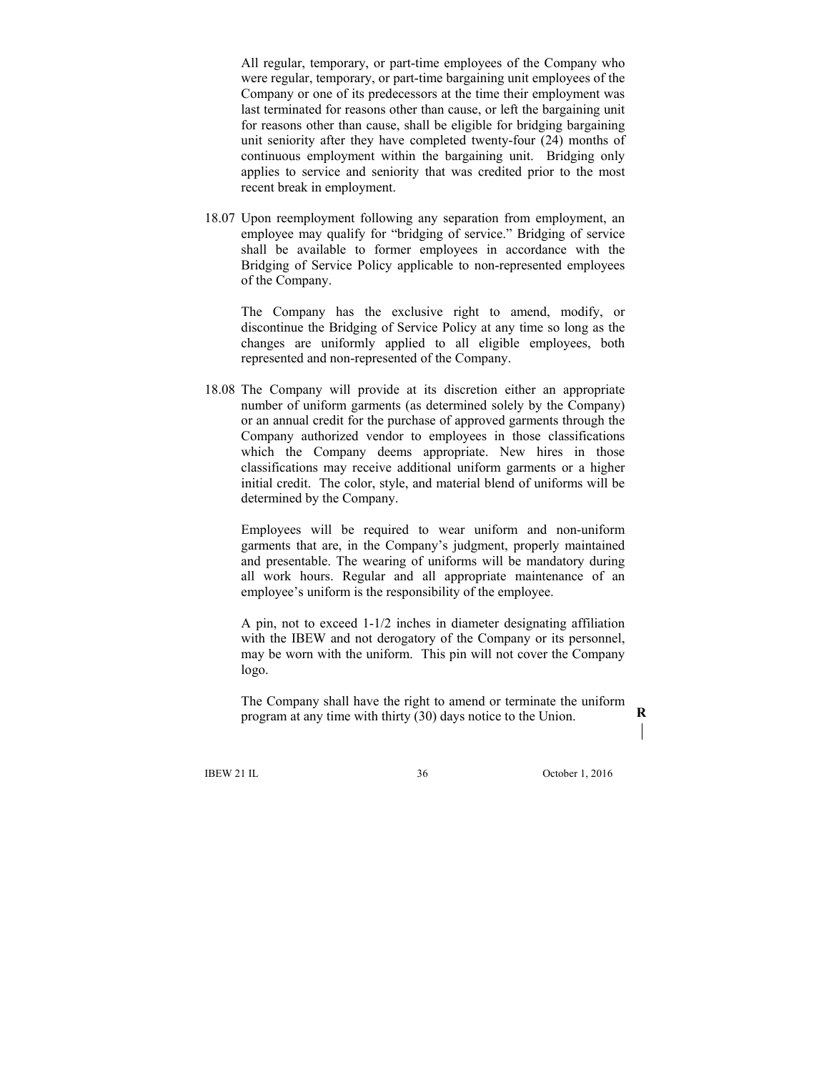All regular, temporary, or part-time employees of the Company who were regular, temporary, or part-time bargaining unit employees of the Company or one of its predecessors at the time their employment was last terminated for reasons other than cause, or left the bargaining unit for reasons other than cause, shall be eligible for bridging bargaining unit seniority after they have completed twenty-four (24) months of continuous employment within the bargaining unit. Bridging only applies to service and seniority that was credited prior to the most recent break in employment.

18.07 Upon reemployment following any separation from employment, an employee may qualify for "bridging of service." Bridging of service shall be available to former employees in accordance with the Bridging of Service Policy applicable to non-represented employees of the Company.

The Company has the exclusive right to amend, modify, or discontinue the Bridging of Service Policy at any time so long as the changes are uniformly applied to all eligible employees, both represented and non-represented of the Company.

18.08 The Company will provide at its discretion either an appropriate number of uniform garments (as determined solely by the Company) or an annual credit for the purchase of approved garments through the Company authorized vendor to employees in those classifications which the Company deems appropriate. New hires in those classifications may receive additional uniform garments or a higher initial credit. The color, style, and material blend of uniforms will be determined by the Company.

Employees will be required to wear uniform and non-uniform garments that are, in the Company's judgment, properly maintained and presentable. The wearing of uniforms will be mandatory during all work hours. Regular and all appropriate maintenance of an employee's uniform is the responsibility of the employee.

A pin, not to exceed 1-1/2 inches in diameter designating affiliation with the IBEW and not derogatory of the Company or its personnel, may be worn with the uniform. This pin will not cover the Company logo.

The Company shall have the right to amend or terminate the uniform program at any time with thirty (30) days notice to the Union.

**R**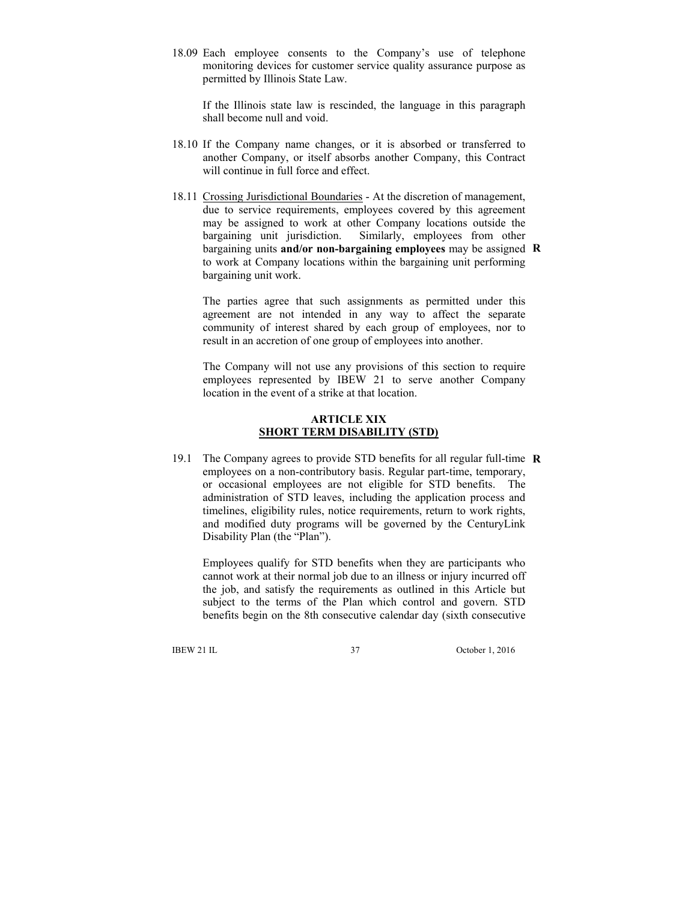18.09 Each employee consents to the Company's use of telephone monitoring devices for customer service quality assurance purpose as permitted by Illinois State Law.

If the Illinois state law is rescinded, the language in this paragraph shall become null and void.

18.10 If the Company name changes, or it is absorbed or transferred to another Company, or itself absorbs another Company, this Contract will continue in full force and effect.

18.11 Crossing Jurisdictional Boundaries - At the discretion of management, due to service requirements, employees covered by this agreement may be assigned to work at other Company locations outside the bargaining unit jurisdiction. Similarly, employees from other bargaining units **and/or non-bargaining employees** may be assigned to work at Company locations within the bargaining unit performing bargaining unit work. **R**

The parties agree that such assignments as permitted under this agreement are not intended in any way to affect the separate community of interest shared by each group of employees, nor to result in an accretion of one group of employees into another.

The Company will not use any provisions of this section to require employees represented by IBEW 21 to serve another Company location in the event of a strike at that location.

## ARTICLE XIX
## SHORT TERM DISABILITY (STD)

19.1 The Company agrees to provide STD benefits for all regular full-time employees on a non-contributory basis. Regular part-time, temporary, or occasional employees are not eligible for STD benefits. The administration of STD leaves, including the application process and timelines, eligibility rules, notice requirements, return to work rights, and modified duty programs will be governed by the CenturyLink Disability Plan (the "Plan"). **R**

Employees qualify for STD benefits when they are participants who cannot work at their normal job due to an illness or injury incurred off the job, and satisfy the requirements as outlined in this Article but subject to the terms of the Plan which control and govern. STD benefits begin on the 8th consecutive calendar day (sixth consecutive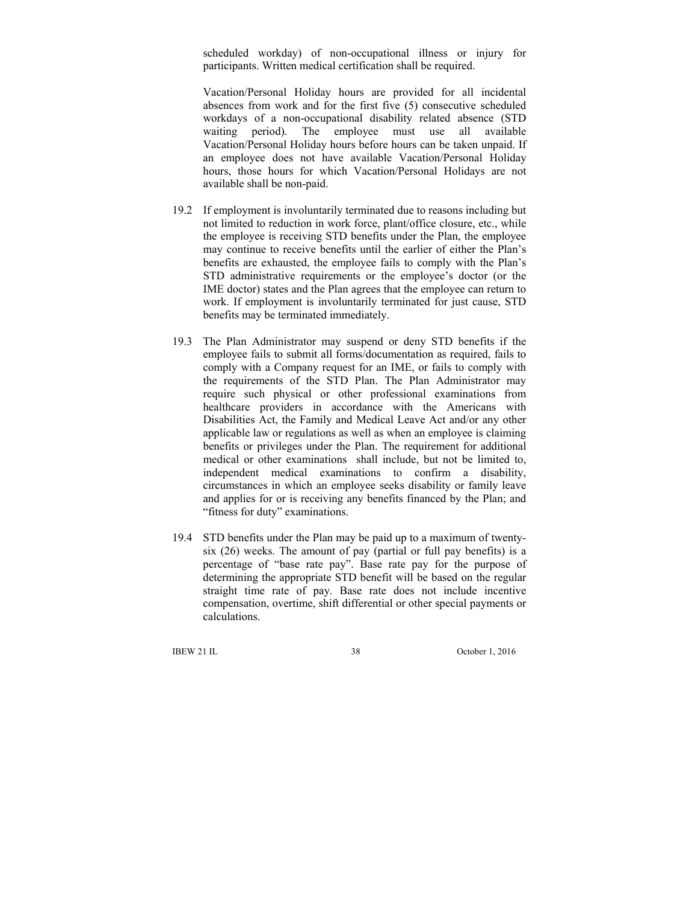scheduled workday) of non-occupational illness or injury for participants. Written medical certification shall be required.

Vacation/Personal Holiday hours are provided for all incidental absences from work and for the first five (5) consecutive scheduled workdays of a non-occupational disability related absence (STD waiting period). The employee must use all available Vacation/Personal Holiday hours before hours can be taken unpaid. If an employee does not have available Vacation/Personal Holiday hours, those hours for which Vacation/Personal Holidays are not available shall be non-paid.

19.2 If employment is involuntarily terminated due to reasons including but not limited to reduction in work force, plant/office closure, etc., while the employee is receiving STD benefits under the Plan, the employee may continue to receive benefits until the earlier of either the Plan's benefits are exhausted, the employee fails to comply with the Plan's STD administrative requirements or the employee's doctor (or the IME doctor) states and the Plan agrees that the employee can return to work. If employment is involuntarily terminated for just cause, STD benefits may be terminated immediately.

19.3 The Plan Administrator may suspend or deny STD benefits if the employee fails to submit all forms/documentation as required, fails to comply with a Company request for an IME, or fails to comply with the requirements of the STD Plan. The Plan Administrator may require such physical or other professional examinations from healthcare providers in accordance with the Americans with Disabilities Act, the Family and Medical Leave Act and/or any other applicable law or regulations as well as when an employee is claiming benefits or privileges under the Plan. The requirement for additional medical or other examinations shall include, but not be limited to, independent medical examinations to confirm a disability, circumstances in which an employee seeks disability or family leave and applies for or is receiving any benefits financed by the Plan; and "fitness for duty" examinations.

19.4 STD benefits under the Plan may be paid up to a maximum of twenty-six (26) weeks. The amount of pay (partial or full pay benefits) is a percentage of "base rate pay". Base rate pay for the purpose of determining the appropriate STD benefit will be based on the regular straight time rate of pay. Base rate does not include incentive compensation, overtime, shift differential or other special payments or calculations.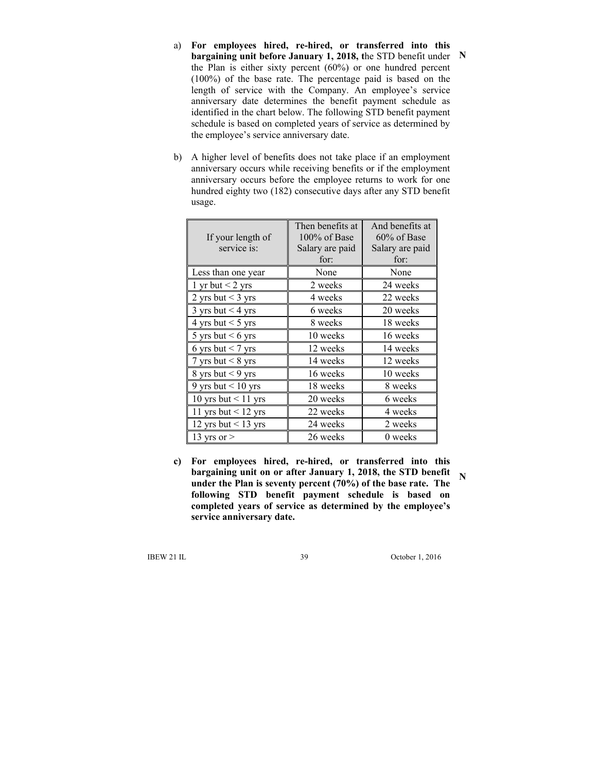a) **For employees hired, re-hired, or transferred into this bargaining unit before January 1, 2018, t**he STD benefit under the Plan is either sixty percent (60%) or one hundred percent (100%) of the base rate. The percentage paid is based on the length of service with the Company. An employee's service anniversary date determines the benefit payment schedule as identified in the chart below. The following STD benefit payment schedule is based on completed years of service as determined by the employee's service anniversary date. **N**

b) A higher level of benefits does not take place if an employment anniversary occurs while receiving benefits or if the employment anniversary occurs before the employee returns to work for one hundred eighty two (182) consecutive days after any STD benefit usage.

| If your length of service is: | Then benefits at 100% of Base Salary are paid for: | And benefits at 60% of Base Salary are paid for: |
|---|---|---|
| Less than one year | None | None |
| 1 yr but < 2 yrs | 2 weeks | 24 weeks |
| 2 yrs but < 3 yrs | 4 weeks | 22 weeks |
| 3 yrs but < 4 yrs | 6 weeks | 20 weeks |
| 4 yrs but < 5 yrs | 8 weeks | 18 weeks |
| 5 yrs but < 6 yrs | 10 weeks | 16 weeks |
| 6 yrs but < 7 yrs | 12 weeks | 14 weeks |
| 7 yrs but < 8 yrs | 14 weeks | 12 weeks |
| 8 yrs but < 9 yrs | 16 weeks | 10 weeks |
| 9 yrs but < 10 yrs | 18 weeks | 8 weeks |
| 10 yrs but < 11 yrs | 20 weeks | 6 weeks |
| 11 yrs but < 12 yrs | 22 weeks | 4 weeks |
| 12 yrs but < 13 yrs | 24 weeks | 2 weeks |
| 13 yrs or > | 26 weeks | 0 weeks |

**c) For employees hired, re-hired, or transferred into this bargaining unit on or after January 1, 2018, the STD benefit under the Plan is seventy percent (70%) of the base rate. The following STD benefit payment schedule is based on completed years of service as determined by the employee's service anniversary date.** **N**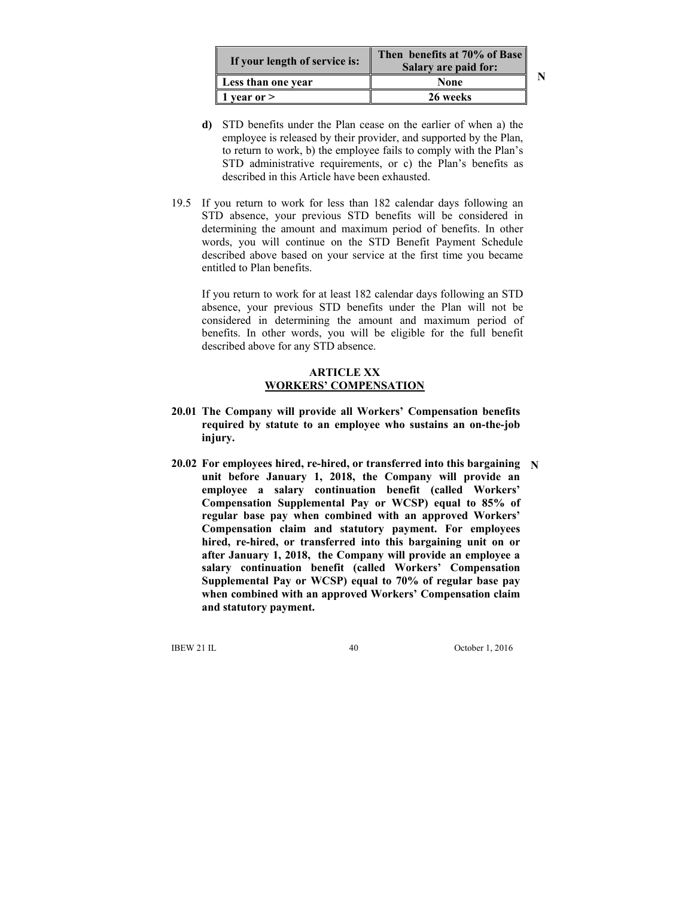| If your length of service is: | Then benefits at 70% of Base Salary are paid for: |
|---|---|
| Less than one year | None |
| 1 year or > | 26 weeks |

N

**d)** STD benefits under the Plan cease on the earlier of when a) the employee is released by their provider, and supported by the Plan, to return to work, b) the employee fails to comply with the Plan's STD administrative requirements, or c) the Plan's benefits as described in this Article have been exhausted.

19.5 If you return to work for less than 182 calendar days following an STD absence, your previous STD benefits will be considered in determining the amount and maximum period of benefits. In other words, you will continue on the STD Benefit Payment Schedule described above based on your service at the first time you became entitled to Plan benefits.

If you return to work for at least 182 calendar days following an STD absence, your previous STD benefits under the Plan will not be considered in determining the amount and maximum period of benefits. In other words, you will be eligible for the full benefit described above for any STD absence.

## ARTICLE XX
## WORKERS' COMPENSATION

**20.01 The Company will provide all Workers' Compensation benefits required by statute to an employee who sustains an on-the-job injury.**

**20.02 For employees hired, re-hired, or transferred into this bargaining unit before January 1, 2018, the Company will provide an employee a salary continuation benefit (called Workers' Compensation Supplemental Pay or WCSP) equal to 85% of regular base pay when combined with an approved Workers' Compensation claim and statutory payment. For employees hired, re-hired, or transferred into this bargaining unit on or after January 1, 2018, the Company will provide an employee a salary continuation benefit (called Workers' Compensation Supplemental Pay or WCSP) equal to 70% of regular base pay when combined with an approved Workers' Compensation claim and statutory payment.** N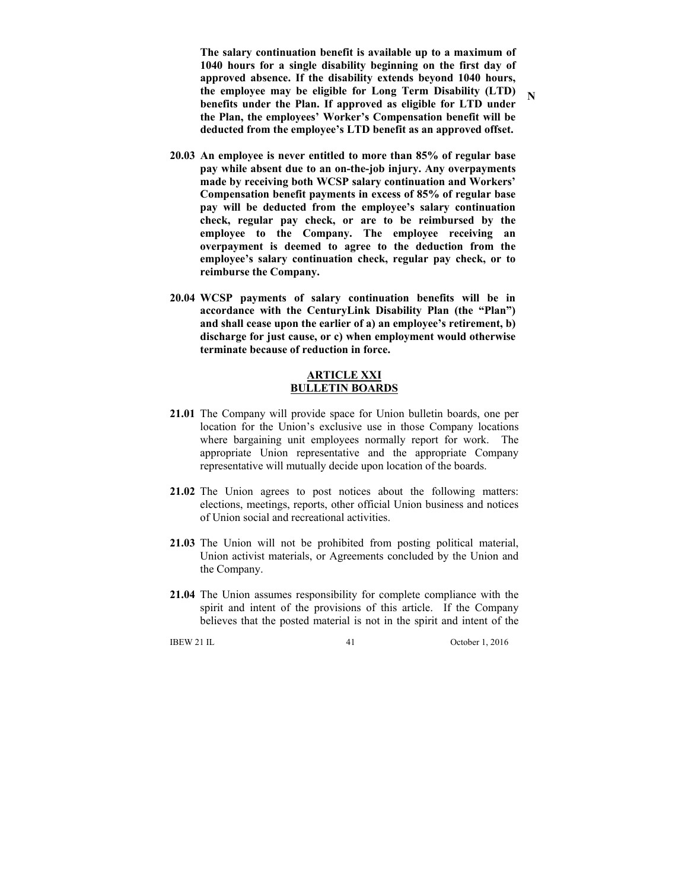**The salary continuation benefit is available up to a maximum of 1040 hours for a single disability beginning on the first day of approved absence. If the disability extends beyond 1040 hours, the employee may be eligible for Long Term Disability (LTD) benefits under the Plan. If approved as eligible for LTD under the Plan, the employees' Worker's Compensation benefit will be deducted from the employee's LTD benefit as an approved offset.** N

**20.03 An employee is never entitled to more than 85% of regular base pay while absent due to an on-the-job injury. Any overpayments made by receiving both WCSP salary continuation and Workers' Compensation benefit payments in excess of 85% of regular base pay will be deducted from the employee's salary continuation check, regular pay check, or are to be reimbursed by the employee to the Company. The employee receiving an overpayment is deemed to agree to the deduction from the employee's salary continuation check, regular pay check, or to reimburse the Company.**

**20.04 WCSP payments of salary continuation benefits will be in accordance with the CenturyLink Disability Plan (the "Plan") and shall cease upon the earlier of a) an employee's retirement, b) discharge for just cause, or c) when employment would otherwise terminate because of reduction in force.**

## ARTICLE XXI
## BULLETIN BOARDS

**21.01** The Company will provide space for Union bulletin boards, one per location for the Union's exclusive use in those Company locations where bargaining unit employees normally report for work. The appropriate Union representative and the appropriate Company representative will mutually decide upon location of the boards.

**21.02** The Union agrees to post notices about the following matters: elections, meetings, reports, other official Union business and notices of Union social and recreational activities.

**21.03** The Union will not be prohibited from posting political material, Union activist materials, or Agreements concluded by the Union and the Company.

**21.04** The Union assumes responsibility for complete compliance with the spirit and intent of the provisions of this article. If the Company believes that the posted material is not in the spirit and intent of the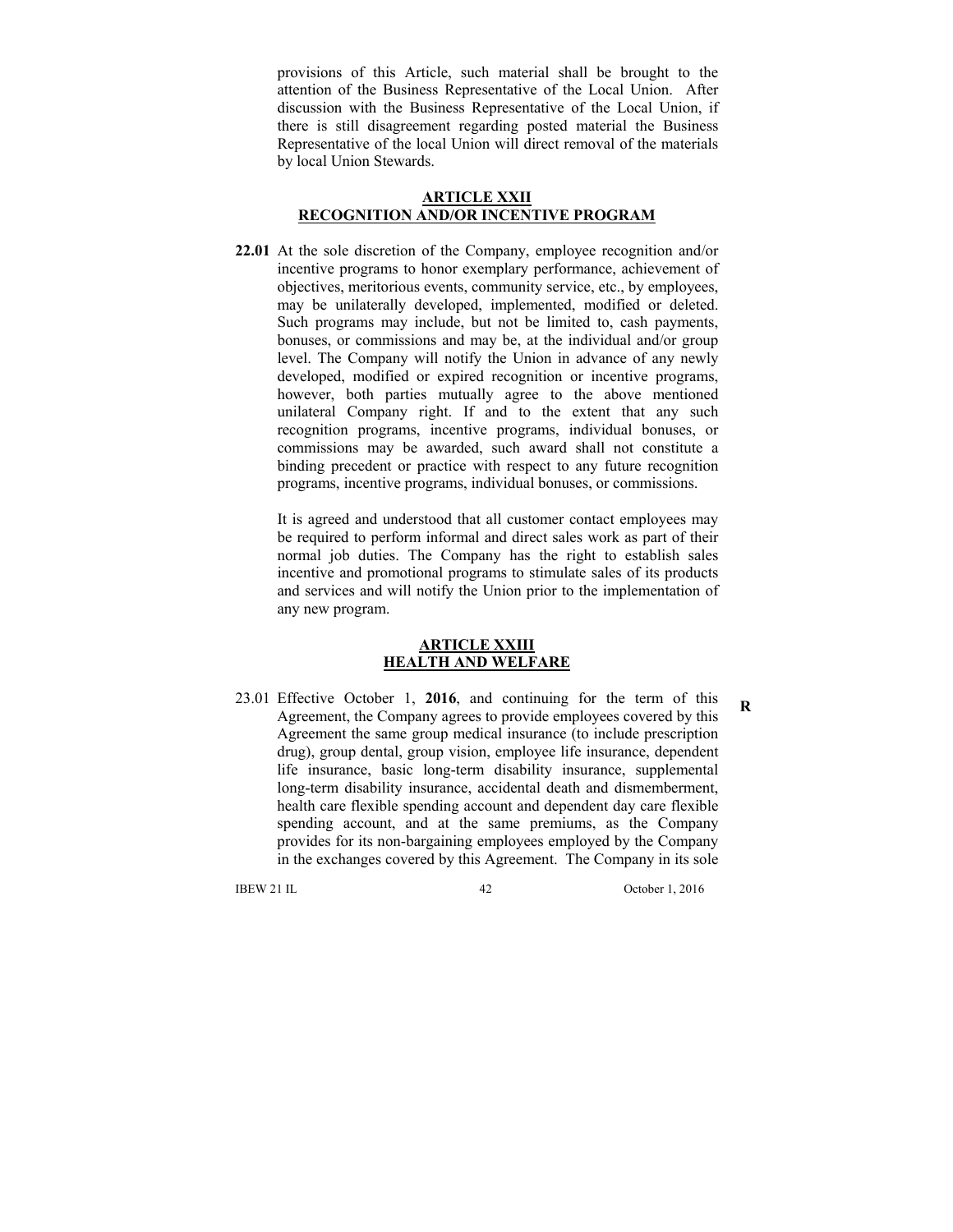provisions of this Article, such material shall be brought to the attention of the Business Representative of the Local Union. After discussion with the Business Representative of the Local Union, if there is still disagreement regarding posted material the Business Representative of the local Union will direct removal of the materials by local Union Stewards.

## ARTICLE XXII
## RECOGNITION AND/OR INCENTIVE PROGRAM

**22.01** At the sole discretion of the Company, employee recognition and/or incentive programs to honor exemplary performance, achievement of objectives, meritorious events, community service, etc., by employees, may be unilaterally developed, implemented, modified or deleted. Such programs may include, but not be limited to, cash payments, bonuses, or commissions and may be, at the individual and/or group level. The Company will notify the Union in advance of any newly developed, modified or expired recognition or incentive programs, however, both parties mutually agree to the above mentioned unilateral Company right. If and to the extent that any such recognition programs, incentive programs, individual bonuses, or commissions may be awarded, such award shall not constitute a binding precedent or practice with respect to any future recognition programs, incentive programs, individual bonuses, or commissions.

It is agreed and understood that all customer contact employees may be required to perform informal and direct sales work as part of their normal job duties. The Company has the right to establish sales incentive and promotional programs to stimulate sales of its products and services and will notify the Union prior to the implementation of any new program.

## ARTICLE XXIII
## HEALTH AND WELFARE

23.01 Effective October 1, **2016**, and continuing for the term of this Agreement, the Company agrees to provide employees covered by this Agreement the same group medical insurance (to include prescription drug), group dental, group vision, employee life insurance, dependent life insurance, basic long-term disability insurance, supplemental long-term disability insurance, accidental death and dismemberment, health care flexible spending account and dependent day care flexible spending account, and at the same premiums, as the Company provides for its non-bargaining employees employed by the Company in the exchanges covered by this Agreement. The Company in its sole **R**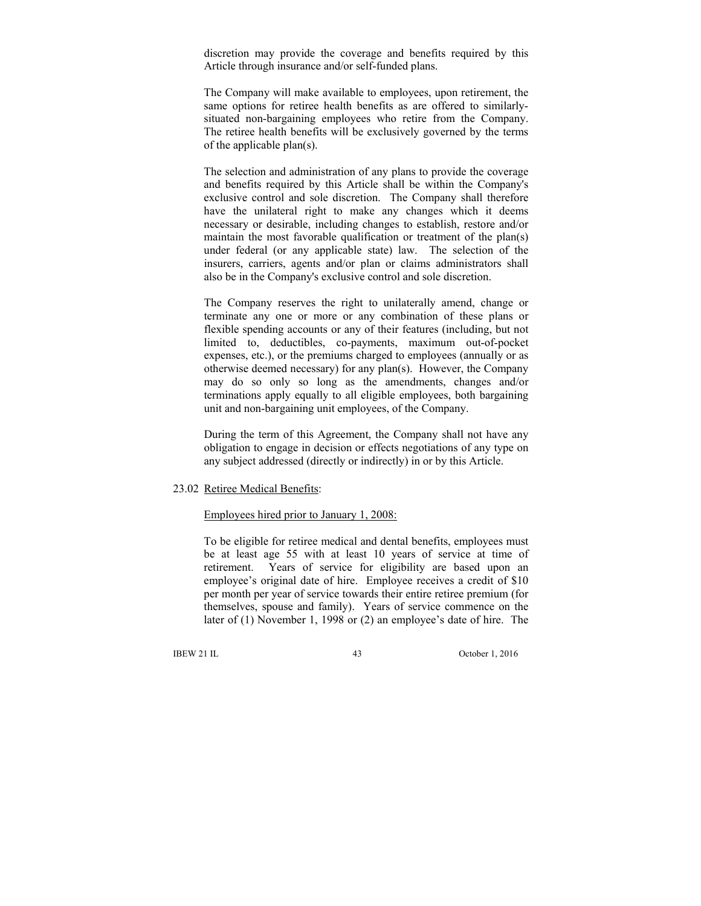discretion may provide the coverage and benefits required by this Article through insurance and/or self-funded plans.

The Company will make available to employees, upon retirement, the same options for retiree health benefits as are offered to similarly-situated non-bargaining employees who retire from the Company. The retiree health benefits will be exclusively governed by the terms of the applicable plan(s).

The selection and administration of any plans to provide the coverage and benefits required by this Article shall be within the Company's exclusive control and sole discretion. The Company shall therefore have the unilateral right to make any changes which it deems necessary or desirable, including changes to establish, restore and/or maintain the most favorable qualification or treatment of the plan(s) under federal (or any applicable state) law. The selection of the insurers, carriers, agents and/or plan or claims administrators shall also be in the Company's exclusive control and sole discretion.

The Company reserves the right to unilaterally amend, change or terminate any one or more or any combination of these plans or flexible spending accounts or any of their features (including, but not limited to, deductibles, co-payments, maximum out-of-pocket expenses, etc.), or the premiums charged to employees (annually or as otherwise deemed necessary) for any plan(s). However, the Company may do so only so long as the amendments, changes and/or terminations apply equally to all eligible employees, both bargaining unit and non-bargaining unit employees, of the Company.

During the term of this Agreement, the Company shall not have any obligation to engage in decision or effects negotiations of any type on any subject addressed (directly or indirectly) in or by this Article.

23.02 Retiree Medical Benefits:

Employees hired prior to January 1, 2008:

To be eligible for retiree medical and dental benefits, employees must be at least age 55 with at least 10 years of service at time of retirement. Years of service for eligibility are based upon an employee's original date of hire. Employee receives a credit of $10 per month per year of service towards their entire retiree premium (for themselves, spouse and family). Years of service commence on the later of (1) November 1, 1998 or (2) an employee's date of hire. The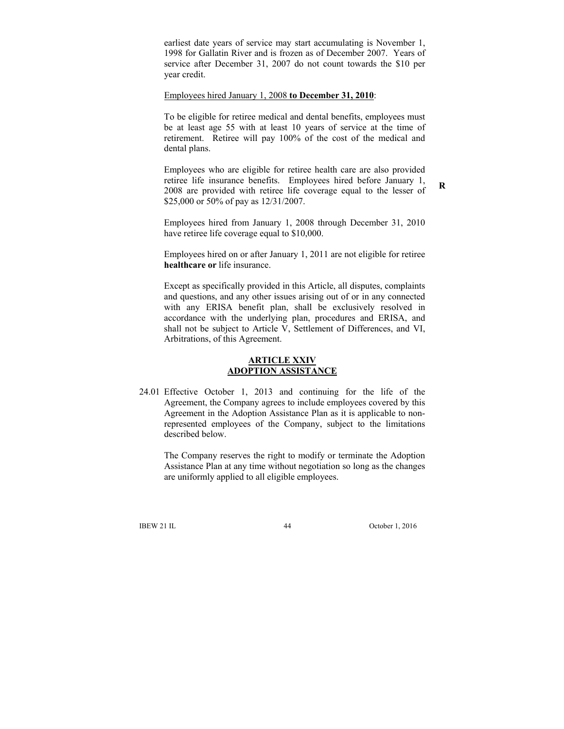earliest date years of service may start accumulating is November 1, 1998 for Gallatin River and is frozen as of December 2007. Years of service after December 31, 2007 do not count towards the $10 per year credit.

Employees hired January 1, 2008 **to December 31, 2010**:

To be eligible for retiree medical and dental benefits, employees must be at least age 55 with at least 10 years of service at the time of retirement. Retiree will pay 100% of the cost of the medical and dental plans.

Employees who are eligible for retiree health care are also provided retiree life insurance benefits. Employees hired before January 1, 2008 are provided with retiree life coverage equal to the lesser of $25,000 or 50% of pay as 12/31/2007. **R**

Employees hired from January 1, 2008 through December 31, 2010 have retiree life coverage equal to $10,000.

Employees hired on or after January 1, 2011 are not eligible for retiree **healthcare or** life insurance.

Except as specifically provided in this Article, all disputes, complaints and questions, and any other issues arising out of or in any connected with any ERISA benefit plan, shall be exclusively resolved in accordance with the underlying plan, procedures and ERISA, and shall not be subject to Article V, Settlement of Differences, and VI, Arbitrations, of this Agreement.

## ARTICLE XXIV
## ADOPTION ASSISTANCE

24.01 Effective October 1, 2013 and continuing for the life of the Agreement, the Company agrees to include employees covered by this Agreement in the Adoption Assistance Plan as it is applicable to non-represented employees of the Company, subject to the limitations described below.

The Company reserves the right to modify or terminate the Adoption Assistance Plan at any time without negotiation so long as the changes are uniformly applied to all eligible employees.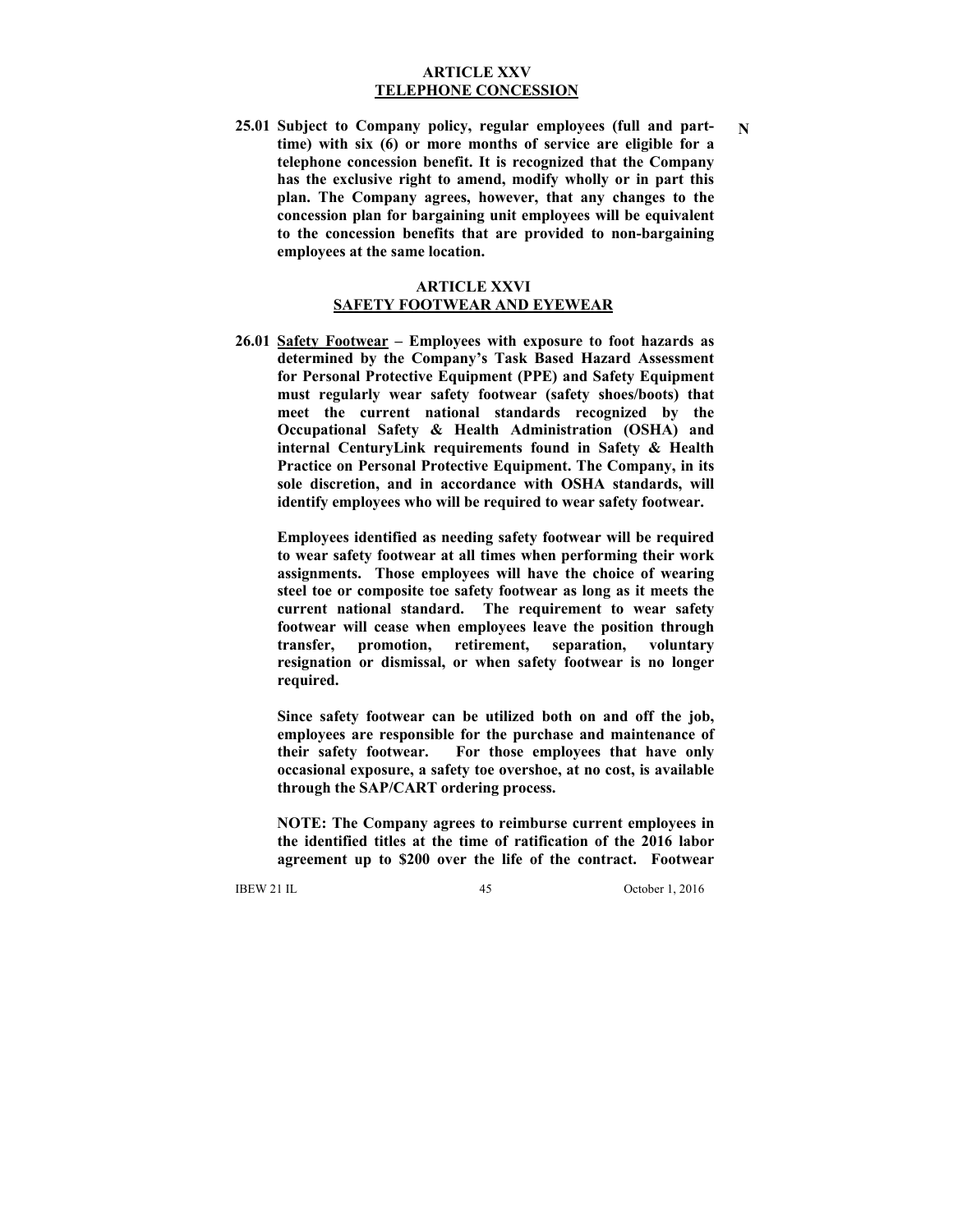## ARTICLE XXV
## TELEPHONE CONCESSION

**25.01 Subject to Company policy, regular employees (full and part-time) with six (6) or more months of service are eligible for a telephone concession benefit. It is recognized that the Company has the exclusive right to amend, modify wholly or in part this plan. The Company agrees, however, that any changes to the concession plan for bargaining unit employees will be equivalent to the concession benefits that are provided to non-bargaining employees at the same location.** **N**

## ARTICLE XXVI
## SAFETY FOOTWEAR AND EYEWEAR

**26.01 Safety Footwear – Employees with exposure to foot hazards as determined by the Company's Task Based Hazard Assessment for Personal Protective Equipment (PPE) and Safety Equipment must regularly wear safety footwear (safety shoes/boots) that meet the current national standards recognized by the Occupational Safety & Health Administration (OSHA) and internal CenturyLink requirements found in Safety & Health Practice on Personal Protective Equipment. The Company, in its sole discretion, and in accordance with OSHA standards, will identify employees who will be required to wear safety footwear.**

**Employees identified as needing safety footwear will be required to wear safety footwear at all times when performing their work assignments. Those employees will have the choice of wearing steel toe or composite toe safety footwear as long as it meets the current national standard. The requirement to wear safety footwear will cease when employees leave the position through transfer, promotion, retirement, separation, voluntary resignation or dismissal, or when safety footwear is no longer required.**

**Since safety footwear can be utilized both on and off the job, employees are responsible for the purchase and maintenance of their safety footwear. For those employees that have only occasional exposure, a safety toe overshoe, at no cost, is available through the SAP/CART ordering process.**

**NOTE: The Company agrees to reimburse current employees in the identified titles at the time of ratification of the 2016 labor agreement up to $200 over the life of the contract. Footwear**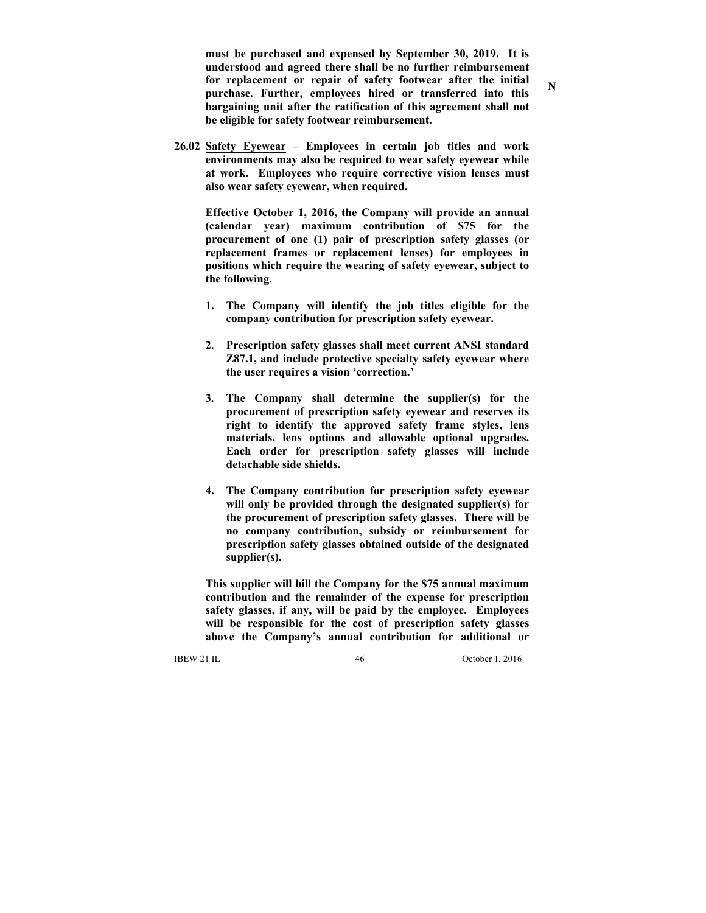**must be purchased and expensed by September 30, 2019. It is understood and agreed there shall be no further reimbursement for replacement or repair of safety footwear after the initial purchase. Further, employees hired or transferred into this bargaining unit after the ratification of this agreement shall not be eligible for safety footwear reimbursement.**

**N**

**26.02 <u>Safety Eyewear</u> – Employees in certain job titles and work environments may also be required to wear safety eyewear while at work. Employees who require corrective vision lenses must also wear safety eyewear, when required.**

**Effective October 1, 2016, the Company will provide an annual (calendar year) maximum contribution of $75 for the procurement of one (1) pair of prescription safety glasses (or replacement frames or replacement lenses) for employees in positions which require the wearing of safety eyewear, subject to the following.**

1. **The Company will identify the job titles eligible for the company contribution for prescription safety eyewear.**

2. **Prescription safety glasses shall meet current ANSI standard Z87.1, and include protective specialty safety eyewear where the user requires a vision 'correction.'**

3. **The Company shall determine the supplier(s) for the procurement of prescription safety eyewear and reserves its right to identify the approved safety frame styles, lens materials, lens options and allowable optional upgrades. Each order for prescription safety glasses will include detachable side shields.**

4. **The Company contribution for prescription safety eyewear will only be provided through the designated supplier(s) for the procurement of prescription safety glasses. There will be no company contribution, subsidy or reimbursement for prescription safety glasses obtained outside of the designated supplier(s).**

**This supplier will bill the Company for the $75 annual maximum contribution and the remainder of the expense for prescription safety glasses, if any, will be paid by the employee. Employees will be responsible for the cost of prescription safety glasses above the Company's annual contribution for additional or**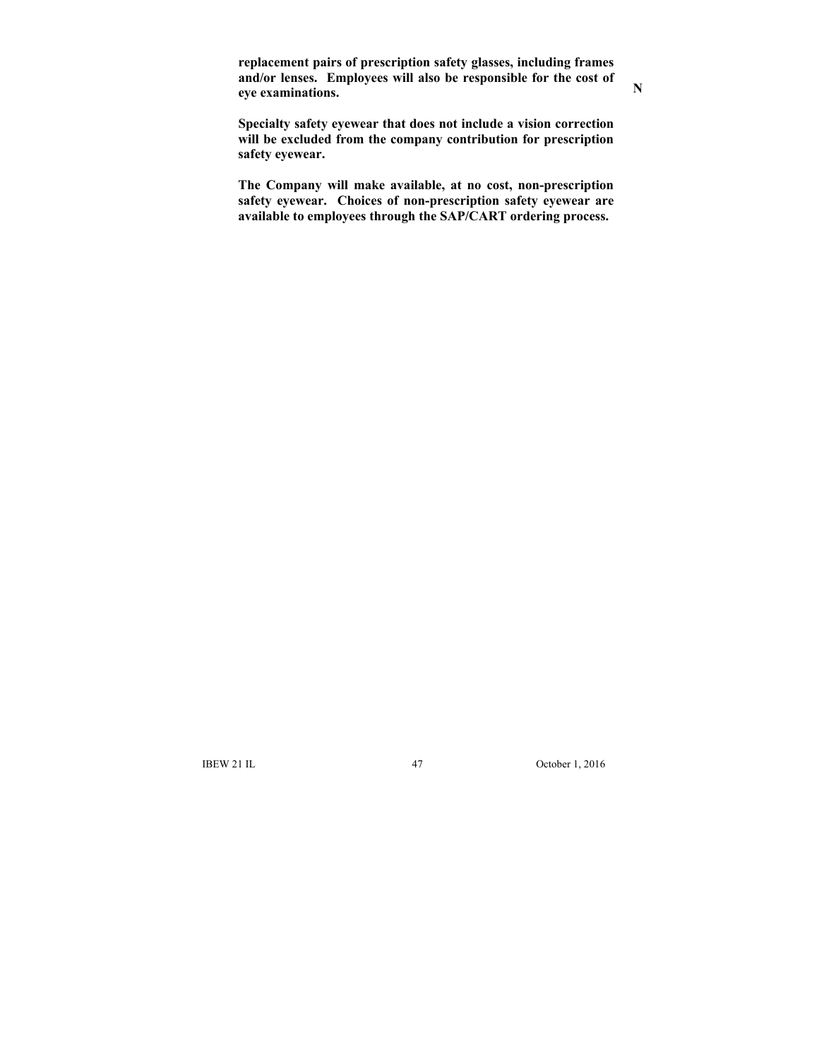**replacement pairs of prescription safety glasses, including frames and/or lenses. Employees will also be responsible for the cost of eye examinations.** **N**

**Specialty safety eyewear that does not include a vision correction will be excluded from the company contribution for prescription safety eyewear.**

**The Company will make available, at no cost, non-prescription safety eyewear. Choices of non-prescription safety eyewear are available to employees through the SAP/CART ordering process.**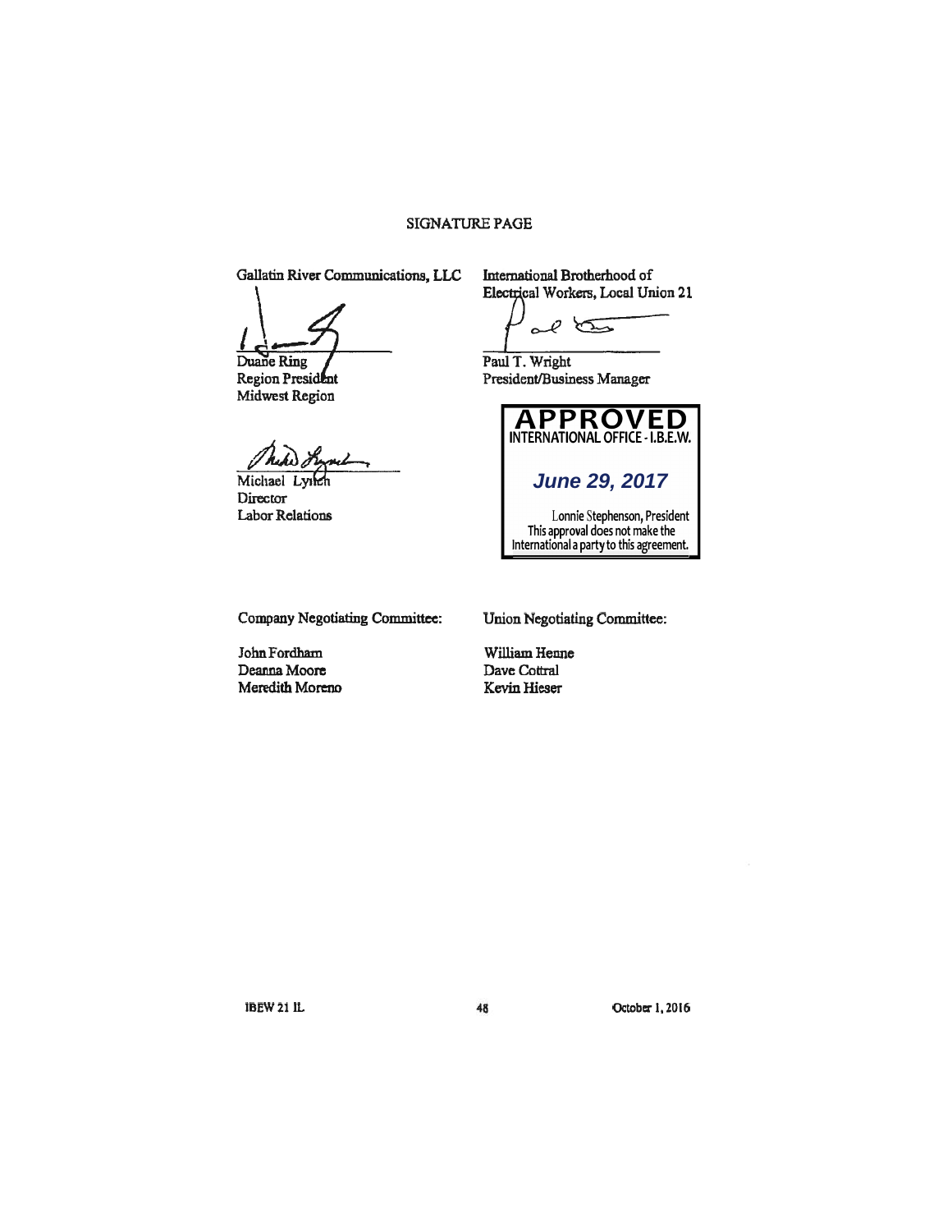## SIGNATURE PAGE

**Gallatin River Communications, LLC**

Duane Ring
Region President
Midwest Region

Michael Lynch
Director
Labor Relations

**International Brotherhood of Electrical Workers, Local Union 21**

Paul T. Wright
President/Business Manager

**APPROVED**
INTERNATIONAL OFFICE - I.B.E.W.

*June 29, 2017*

Lonnie Stephenson, President
This approval does not make the International a party to this agreement.

Company Negotiating Committee:

John Fordham
Deanna Moore
Meredith Moreno

Union Negotiating Committee:

William Henne
Dave Cottral
Kevin Hieser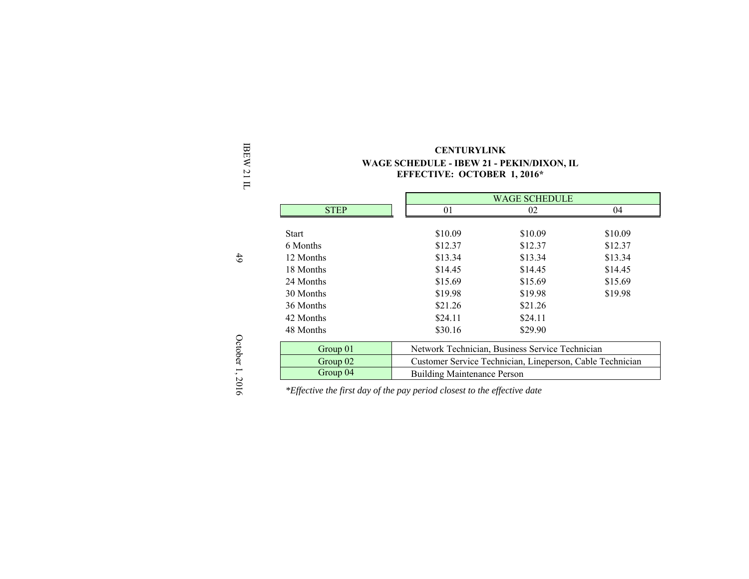**CENTURYLINK**

**WAGE SCHEDULE - IBEW 21 - PEKIN/DIXON, IL**

**EFFECTIVE: OCTOBER 1, 2016***

| STEP | WAGE SCHEDULE | | |
|---|---|---|---|
| | 01 | 02 | 04 |
| Start | $10.09 | $10.09 | $10.09 |
| 6 Months | $12.37 | $12.37 | $12.37 |
| 12 Months | $13.34 | $13.34 | $13.34 |
| 18 Months | $14.45 | $14.45 | $14.45 |
| 24 Months | $15.69 | $15.69 | $15.69 |
| 30 Months | $19.98 | $19.98 | $19.98 |
| 36 Months | $21.26 | $21.26 | |
| 42 Months | $24.11 | $24.11 | |
| 48 Months | $30.16 | $29.90 | |

| Group | Job Titles |
|---|---|
| Group 01 | Network Technician, Business Service Technician |
| Group 02 | Customer Service Technician, Lineperson, Cable Technician |
| Group 04 | Building Maintenance Person |

*\*Effective the first day of the pay period closest to the effective date*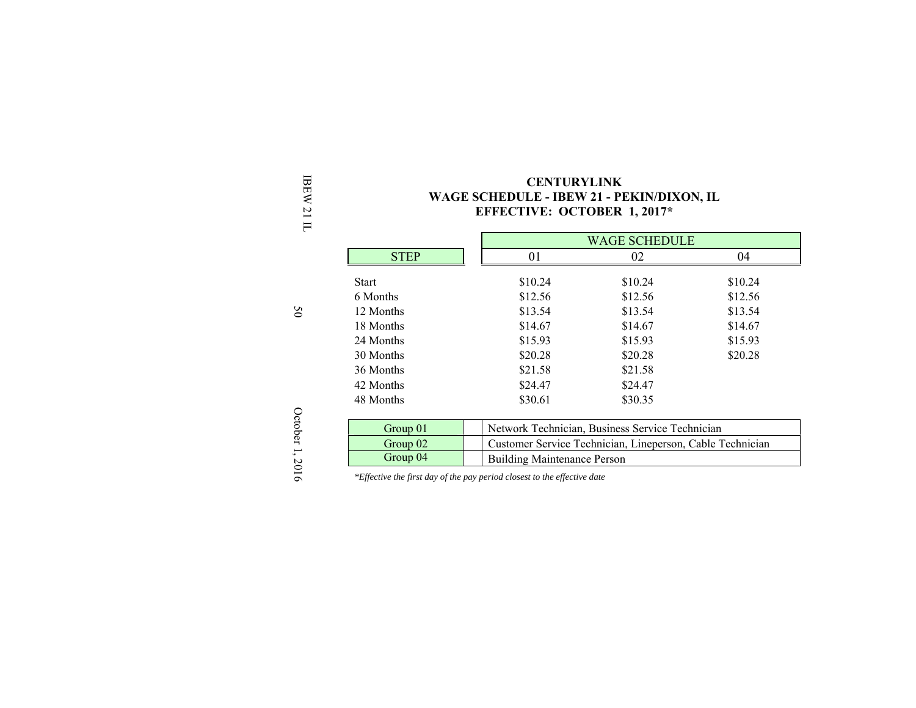# CENTURYLINK
## WAGE SCHEDULE - IBEW 21 - PEKIN/DIXON, IL
## EFFECTIVE: OCTOBER 1, 2017*

| STEP | WAGE SCHEDULE 01 | 02 | 04 |
|---|---|---|---|
| Start | $10.24 | $10.24 | $10.24 |
| 6 Months | $12.56 | $12.56 | $12.56 |
| 12 Months | $13.54 | $13.54 | $13.54 |
| 18 Months | $14.67 | $14.67 | $14.67 |
| 24 Months | $15.93 | $15.93 | $15.93 |
| 30 Months | $20.28 | $20.28 | $20.28 |
| 36 Months | $21.58 | $21.58 | |
| 42 Months | $24.47 | $24.47 | |
| 48 Months | $30.61 | $30.35 | |

| Group | Titles |
|---|---|
| Group 01 | Network Technician, Business Service Technician |
| Group 02 | Customer Service Technician, Lineperson, Cable Technician |
| Group 04 | Building Maintenance Person |

*\*Effective the first day of the pay period closest to the effective date*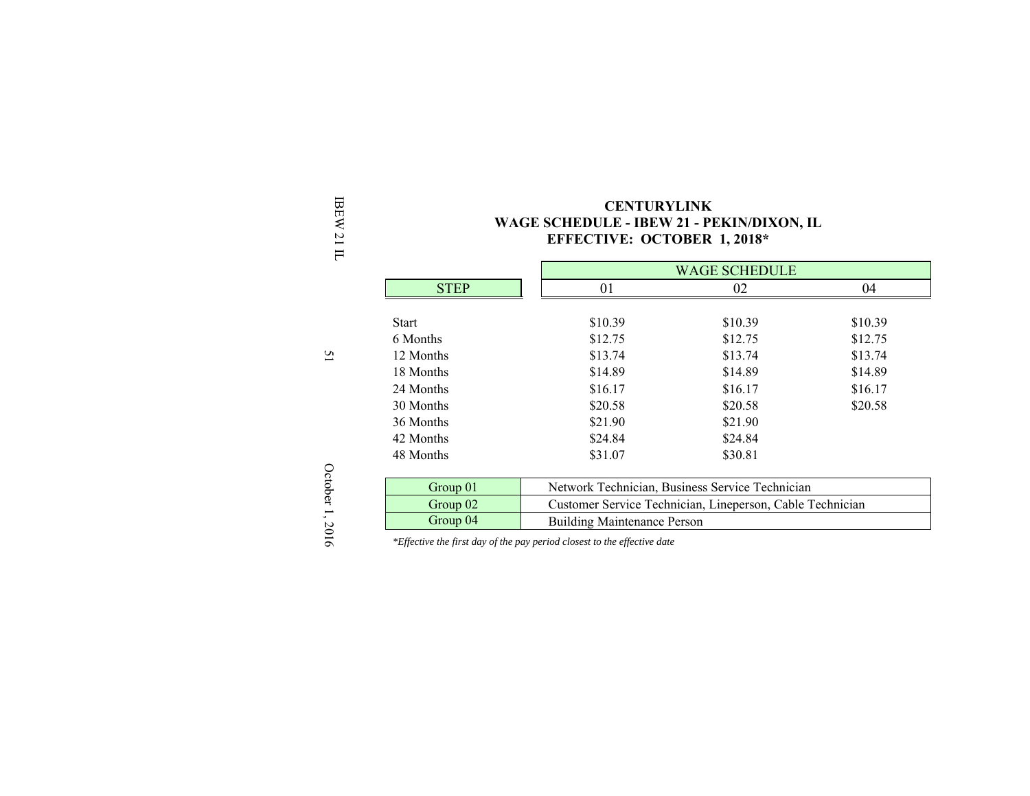# CENTURYLINK
## WAGE SCHEDULE - IBEW 21 - PEKIN/DIXON, IL
## EFFECTIVE: OCTOBER 1, 2018*

| STEP | WAGE SCHEDULE 01 | WAGE SCHEDULE 02 | WAGE SCHEDULE 04 |
|---|---|---|---|
| Start | $10.39 | $10.39 | $10.39 |
| 6 Months | $12.75 | $12.75 | $12.75 |
| 12 Months | $13.74 | $13.74 | $13.74 |
| 18 Months | $14.89 | $14.89 | $14.89 |
| 24 Months | $16.17 | $16.17 | $16.17 |
| 30 Months | $20.58 | $20.58 | $20.58 |
| 36 Months | $21.90 | $21.90 | |
| 42 Months | $24.84 | $24.84 | |
| 48 Months | $31.07 | $30.81 | |

| Group | Job Titles |
|---|---|
| Group 01 | Network Technician, Business Service Technician |
| Group 02 | Customer Service Technician, Lineperson, Cable Technician |
| Group 04 | Building Maintenance Person |

*\*Effective the first day of the pay period closest to the effective date*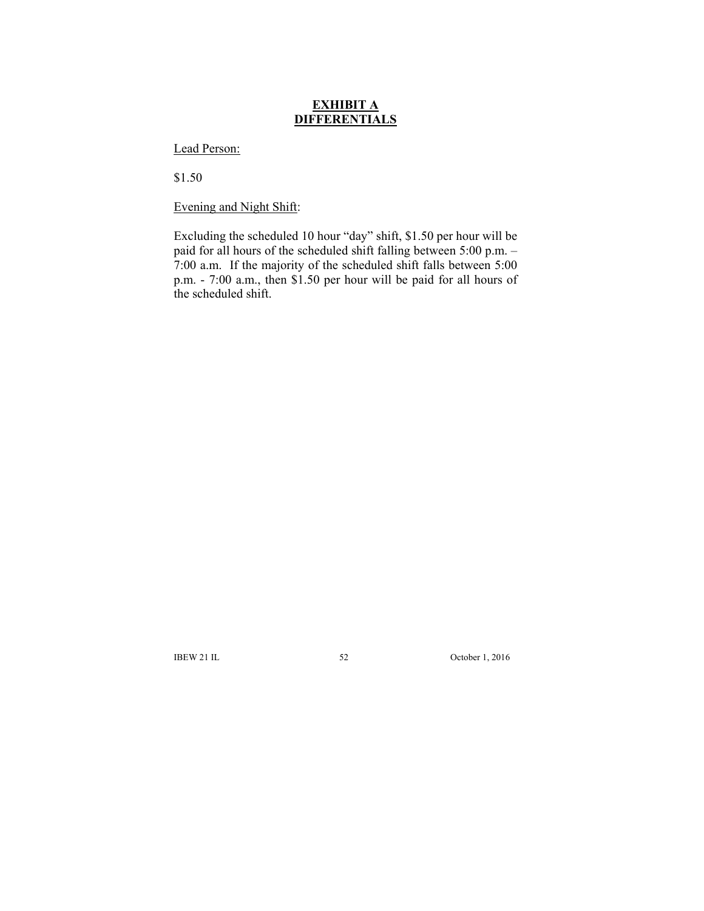# EXHIBIT A
# DIFFERENTIALS

Lead Person:

$1.50

Evening and Night Shift:

Excluding the scheduled 10 hour "day" shift, $1.50 per hour will be paid for all hours of the scheduled shift falling between 5:00 p.m. – 7:00 a.m. If the majority of the scheduled shift falls between 5:00 p.m. - 7:00 a.m., then $1.50 per hour will be paid for all hours of the scheduled shift.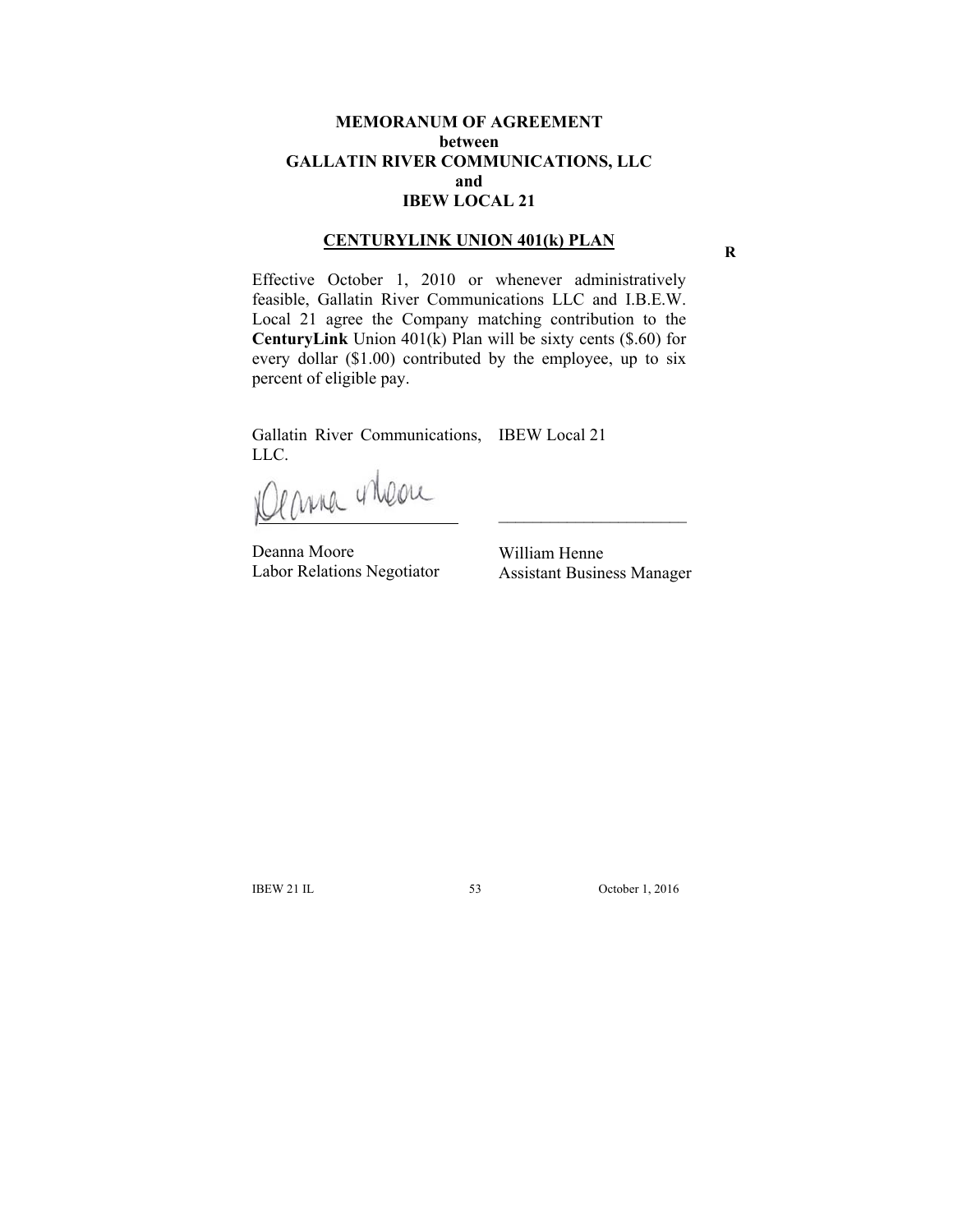**MEMORANUM OF AGREEMENT**
**between**
**GALLATIN RIVER COMMUNICATIONS, LLC**
**and**
**IBEW LOCAL 21**

**CENTURYLINK UNION 401(k) PLAN**

R

Effective October 1, 2010 or whenever administratively feasible, Gallatin River Communications LLC and I.B.E.W. Local 21 agree the Company matching contribution to the **CenturyLink** Union 401(k) Plan will be sixty cents ($.60) for every dollar ($1.00) contributed by the employee, up to six percent of eligible pay.

| Gallatin River Communications, LLC. | IBEW Local 21 |
|---|---|
| _______________________ | _______________________ |
| Deanna Moore | William Henne |
| Labor Relations Negotiator | Assistant Business Manager |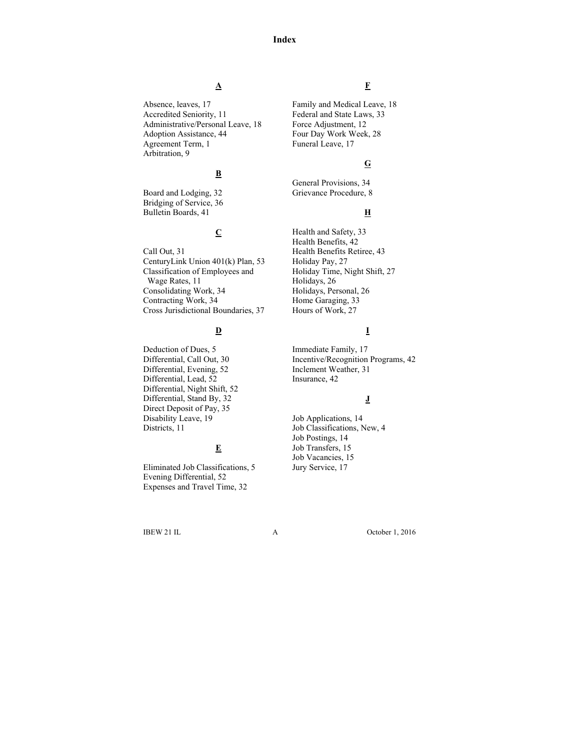# Index

**A**

Absence, leaves, 17
Accredited Seniority, 11
Administrative/Personal Leave, 18
Adoption Assistance, 44
Agreement Term, 1
Arbitration, 9

**B**

Board and Lodging, 32
Bridging of Service, 36
Bulletin Boards, 41

**C**

Call Out, 31
CenturyLink Union 401(k) Plan, 53
Classification of Employees and Wage Rates, 11
Consolidating Work, 34
Contracting Work, 34
Cross Jurisdictional Boundaries, 37

**D**

Deduction of Dues, 5
Differential, Call Out, 30
Differential, Evening, 52
Differential, Lead, 52
Differential, Night Shift, 52
Differential, Stand By, 32
Direct Deposit of Pay, 35
Disability Leave, 19
Districts, 11

**E**

Eliminated Job Classifications, 5
Evening Differential, 52
Expenses and Travel Time, 32

**F**

Family and Medical Leave, 18
Federal and State Laws, 33
Force Adjustment, 12
Four Day Work Week, 28
Funeral Leave, 17

**G**

General Provisions, 34
Grievance Procedure, 8

**H**

Health and Safety, 33
Health Benefits, 42
Health Benefits Retiree, 43
Holiday Pay, 27
Holiday Time, Night Shift, 27
Holidays, 26
Holidays, Personal, 26
Home Garaging, 33
Hours of Work, 27

**I**

Immediate Family, 17
Incentive/Recognition Programs, 42
Inclement Weather, 31
Insurance, 42

**J**

Job Applications, 14
Job Classifications, New, 4
Job Postings, 14
Job Transfers, 15
Job Vacancies, 15
Jury Service, 17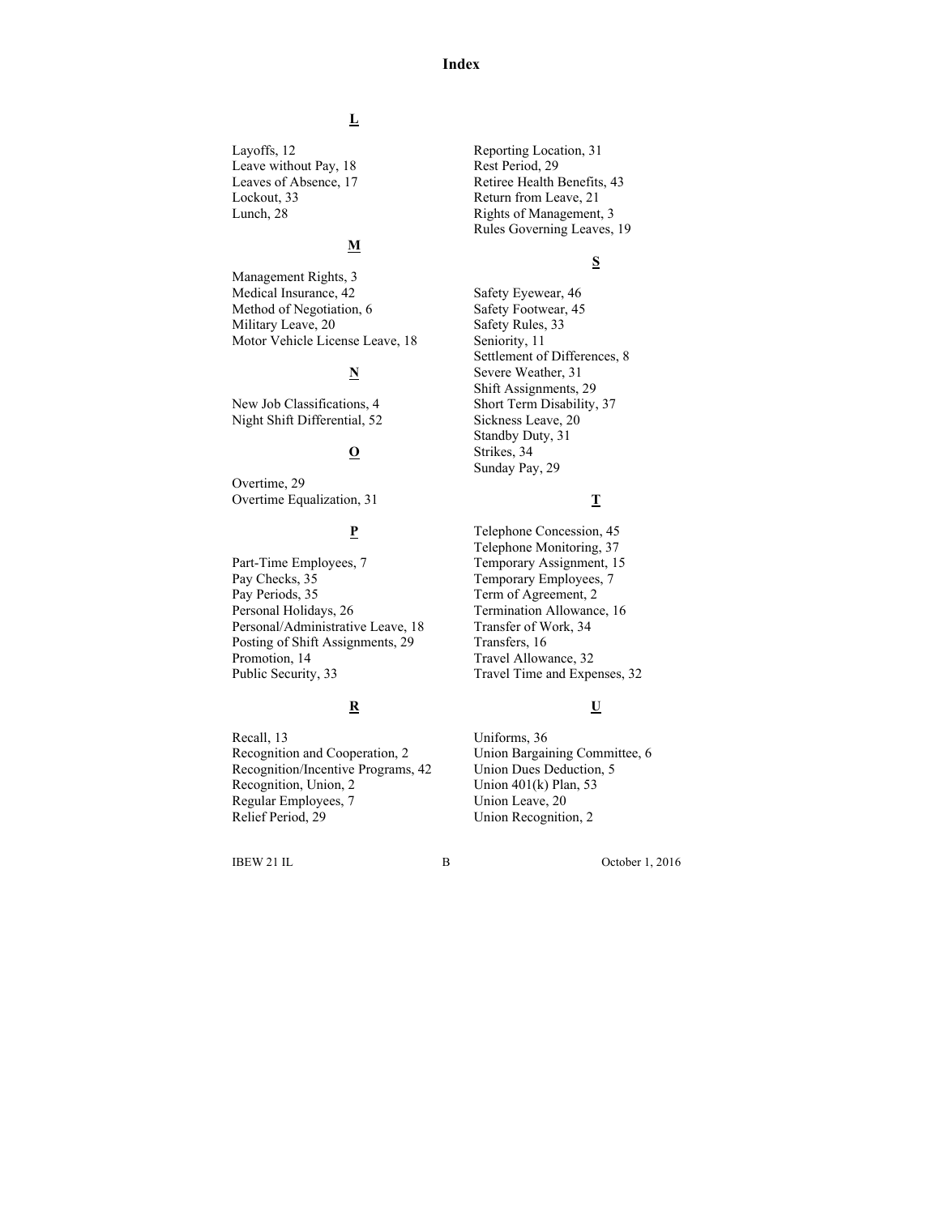# Index

**L**

Layoffs, 12
Leave without Pay, 18
Leaves of Absence, 17
Lockout, 33
Lunch, 28

**M**

Management Rights, 3
Medical Insurance, 42
Method of Negotiation, 6
Military Leave, 20
Motor Vehicle License Leave, 18

**N**

New Job Classifications, 4
Night Shift Differential, 52

**O**

Overtime, 29
Overtime Equalization, 31

**P**

Part-Time Employees, 7
Pay Checks, 35
Pay Periods, 35
Personal Holidays, 26
Personal/Administrative Leave, 18
Posting of Shift Assignments, 29
Promotion, 14
Public Security, 33

**R**

Recall, 13
Recognition and Cooperation, 2
Recognition/Incentive Programs, 42
Recognition, Union, 2
Regular Employees, 7
Relief Period, 29
Reporting Location, 31
Rest Period, 29
Retiree Health Benefits, 43
Return from Leave, 21
Rights of Management, 3
Rules Governing Leaves, 19

**S**

Safety Eyewear, 46
Safety Footwear, 45
Safety Rules, 33
Seniority, 11
Settlement of Differences, 8
Severe Weather, 31
Shift Assignments, 29
Short Term Disability, 37
Sickness Leave, 20
Standby Duty, 31
Strikes, 34
Sunday Pay, 29

**T**

Telephone Concession, 45
Telephone Monitoring, 37
Temporary Assignment, 15
Temporary Employees, 7
Term of Agreement, 2
Termination Allowance, 16
Transfer of Work, 34
Transfers, 16
Travel Allowance, 32
Travel Time and Expenses, 32

**U**

Uniforms, 36
Union Bargaining Committee, 6
Union Dues Deduction, 5
Union 401(k) Plan, 53
Union Leave, 20
Union Recognition, 2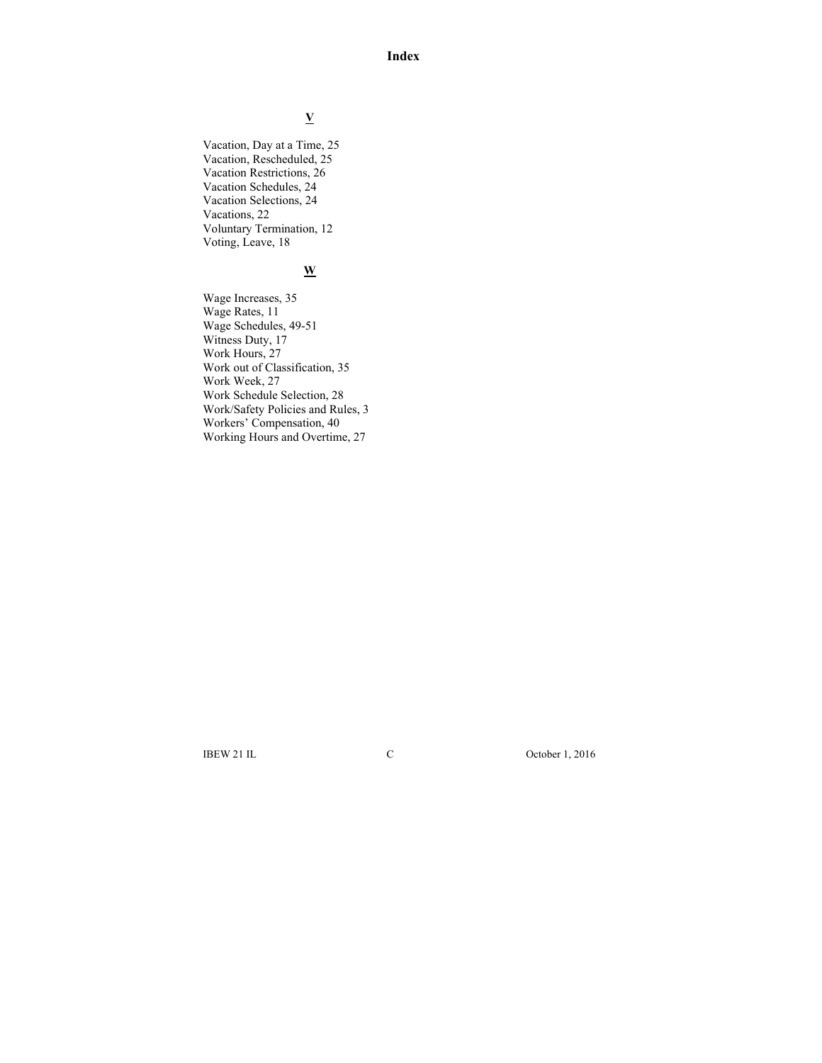# Index

**V**

Vacation, Day at a Time, 25
Vacation, Rescheduled, 25
Vacation Restrictions, 26
Vacation Schedules, 24
Vacation Selections, 24
Vacations, 22
Voluntary Termination, 12
Voting, Leave, 18

**W**

Wage Increases, 35
Wage Rates, 11
Wage Schedules, 49-51
Witness Duty, 17
Work Hours, 27
Work out of Classification, 35
Work Week, 27
Work Schedule Selection, 28
Work/Safety Policies and Rules, 3
Workers' Compensation, 40
Working Hours and Overtime, 27